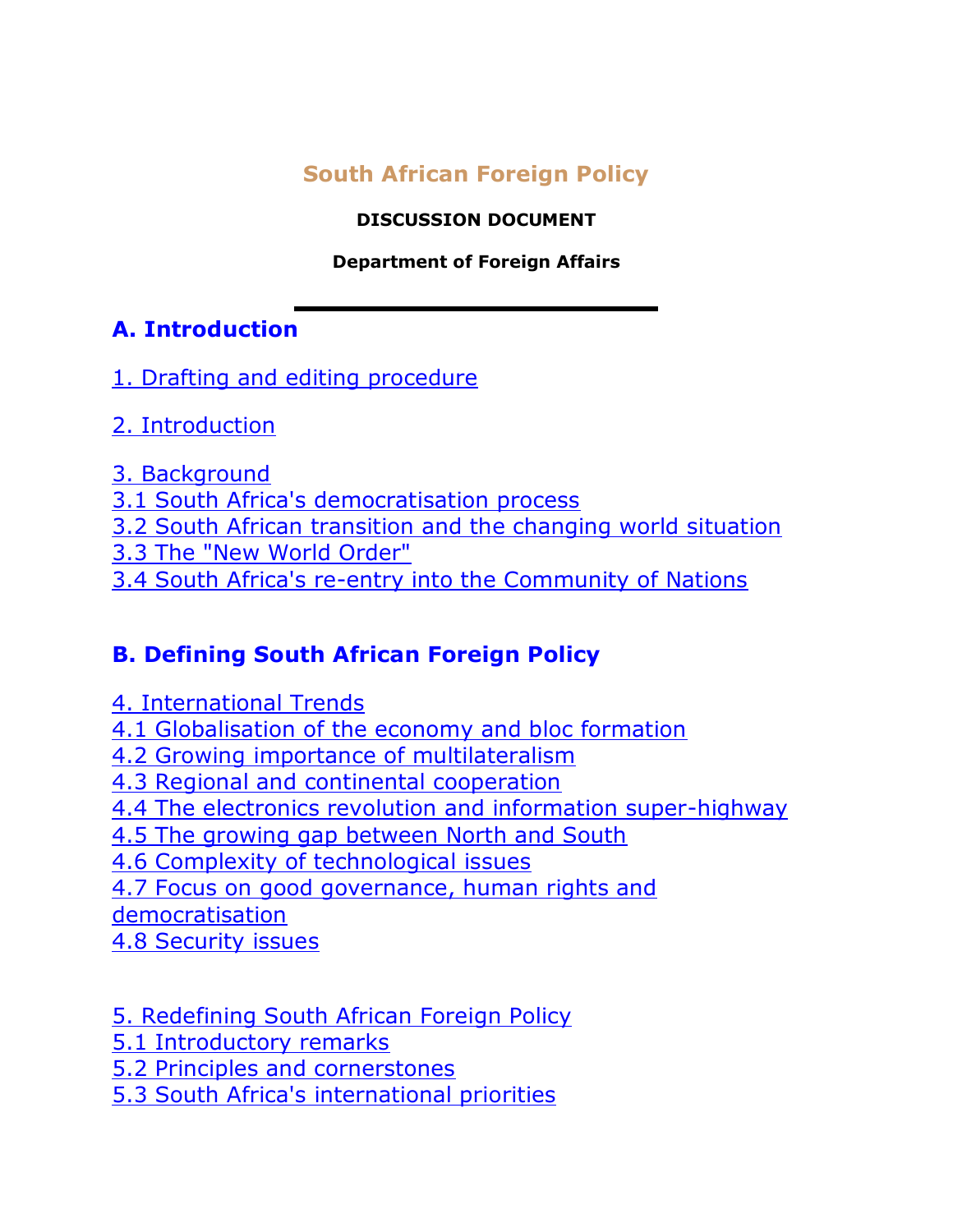# South African Foreign Policy

**DISCUSSION DOCUMENT**

**Department of Foreign Affairs**

---

## A. Introduction

1. Drafting and editing procedure

2. Introduction

3. Background
3.1 South Africa's democratisation process
3.2 South African transition and the changing world situation
3.3 The "New World Order"
3.4 South Africa's re-entry into the Community of Nations

## B. Defining South African Foreign Policy

4. International Trends
4.1 Globalisation of the economy and bloc formation
4.2 Growing importance of multilateralism
4.3 Regional and continental cooperation
4.4 The electronics revolution and information super-highway
4.5 The growing gap between North and South
4.6 Complexity of technological issues
4.7 Focus on good governance, human rights and democratisation
4.8 Security issues

5. Redefining South African Foreign Policy
5.1 Introductory remarks
5.2 Principles and cornerstones
5.3 South Africa's international priorities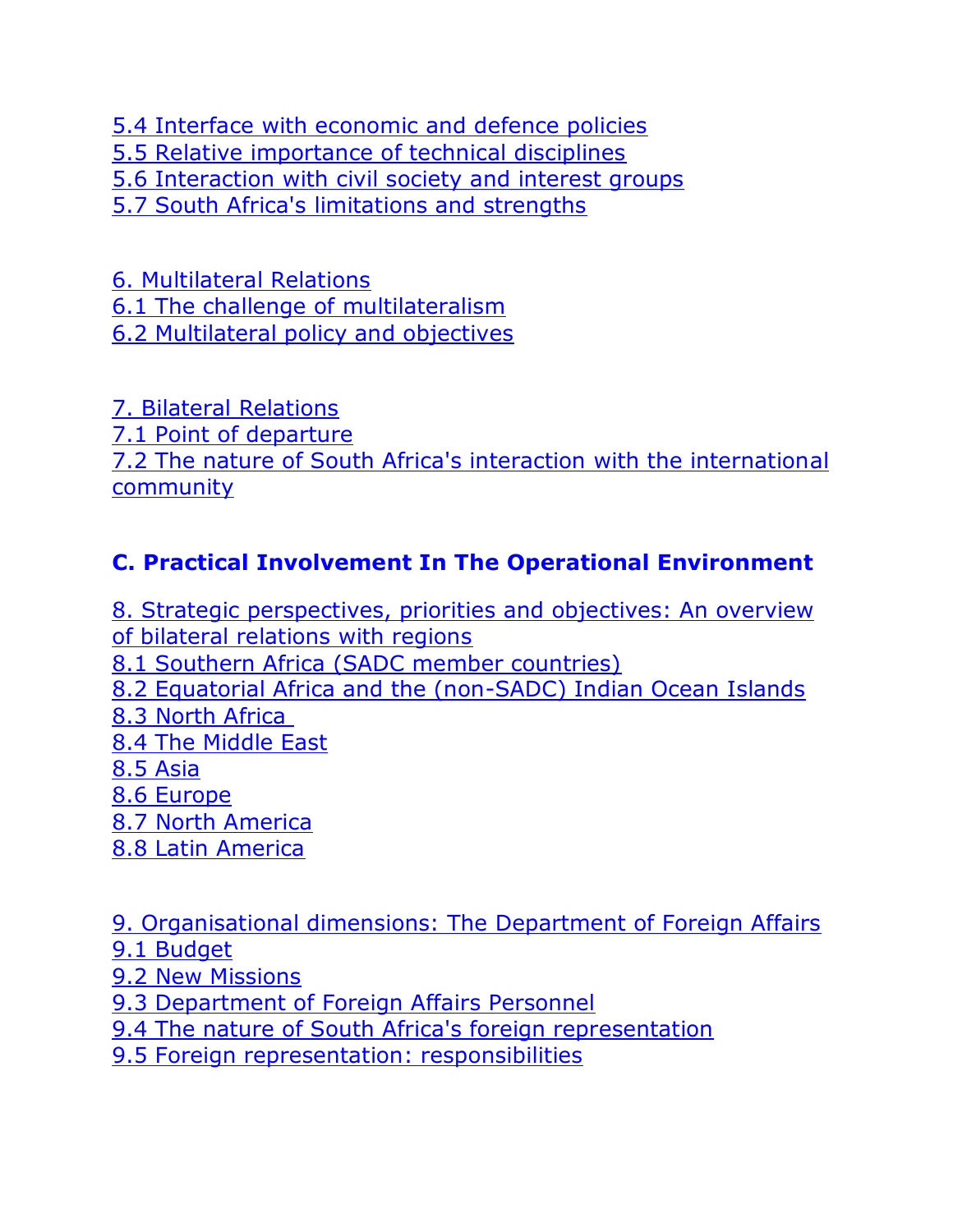5.4 Interface with economic and defence policies
5.5 Relative importance of technical disciplines
5.6 Interaction with civil society and interest groups
5.7 South Africa's limitations and strengths

6. Multilateral Relations
6.1 The challenge of multilateralism
6.2 Multilateral policy and objectives

7. Bilateral Relations
7.1 Point of departure
7.2 The nature of South Africa's interaction with the international community

## C. Practical Involvement In The Operational Environment

8. Strategic perspectives, priorities and objectives: An overview of bilateral relations with regions
8.1 Southern Africa (SADC member countries)
8.2 Equatorial Africa and the (non-SADC) Indian Ocean Islands
8.3 North Africa
8.4 The Middle East
8.5 Asia
8.6 Europe
8.7 North America
8.8 Latin America

9. Organisational dimensions: The Department of Foreign Affairs
9.1 Budget
9.2 New Missions
9.3 Department of Foreign Affairs Personnel
9.4 The nature of South Africa's foreign representation
9.5 Foreign representation: responsibilities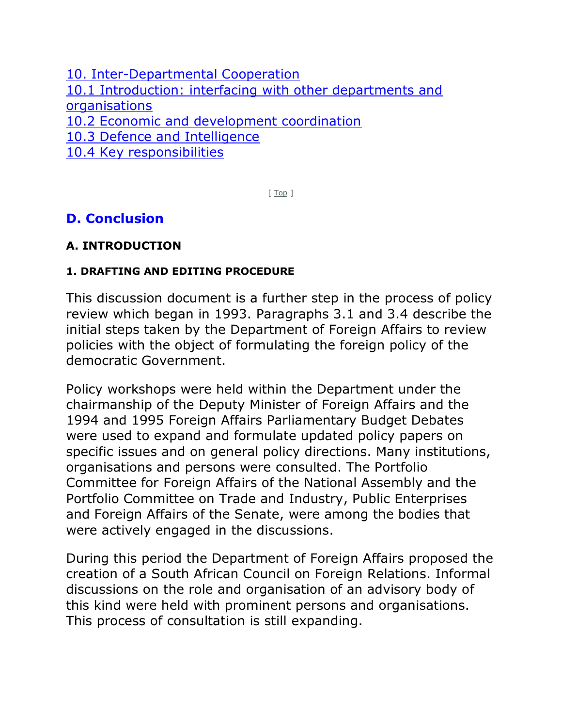[10. Inter-Departmental Cooperation](#)
[10.1 Introduction: interfacing with other departments and organisations](#)
[10.2 Economic and development coordination](#)
[10.3 Defence and Intelligence](#)
[10.4 Key responsibilities](#)

[ Top ]

## D. Conclusion

### A. INTRODUCTION

#### 1. DRAFTING AND EDITING PROCEDURE

This discussion document is a further step in the process of policy review which began in 1993. Paragraphs 3.1 and 3.4 describe the initial steps taken by the Department of Foreign Affairs to review policies with the object of formulating the foreign policy of the democratic Government.

Policy workshops were held within the Department under the chairmanship of the Deputy Minister of Foreign Affairs and the 1994 and 1995 Foreign Affairs Parliamentary Budget Debates were used to expand and formulate updated policy papers on specific issues and on general policy directions. Many institutions, organisations and persons were consulted. The Portfolio Committee for Foreign Affairs of the National Assembly and the Portfolio Committee on Trade and Industry, Public Enterprises and Foreign Affairs of the Senate, were among the bodies that were actively engaged in the discussions.

During this period the Department of Foreign Affairs proposed the creation of a South African Council on Foreign Relations. Informal discussions on the role and organisation of an advisory body of this kind were held with prominent persons and organisations. This process of consultation is still expanding.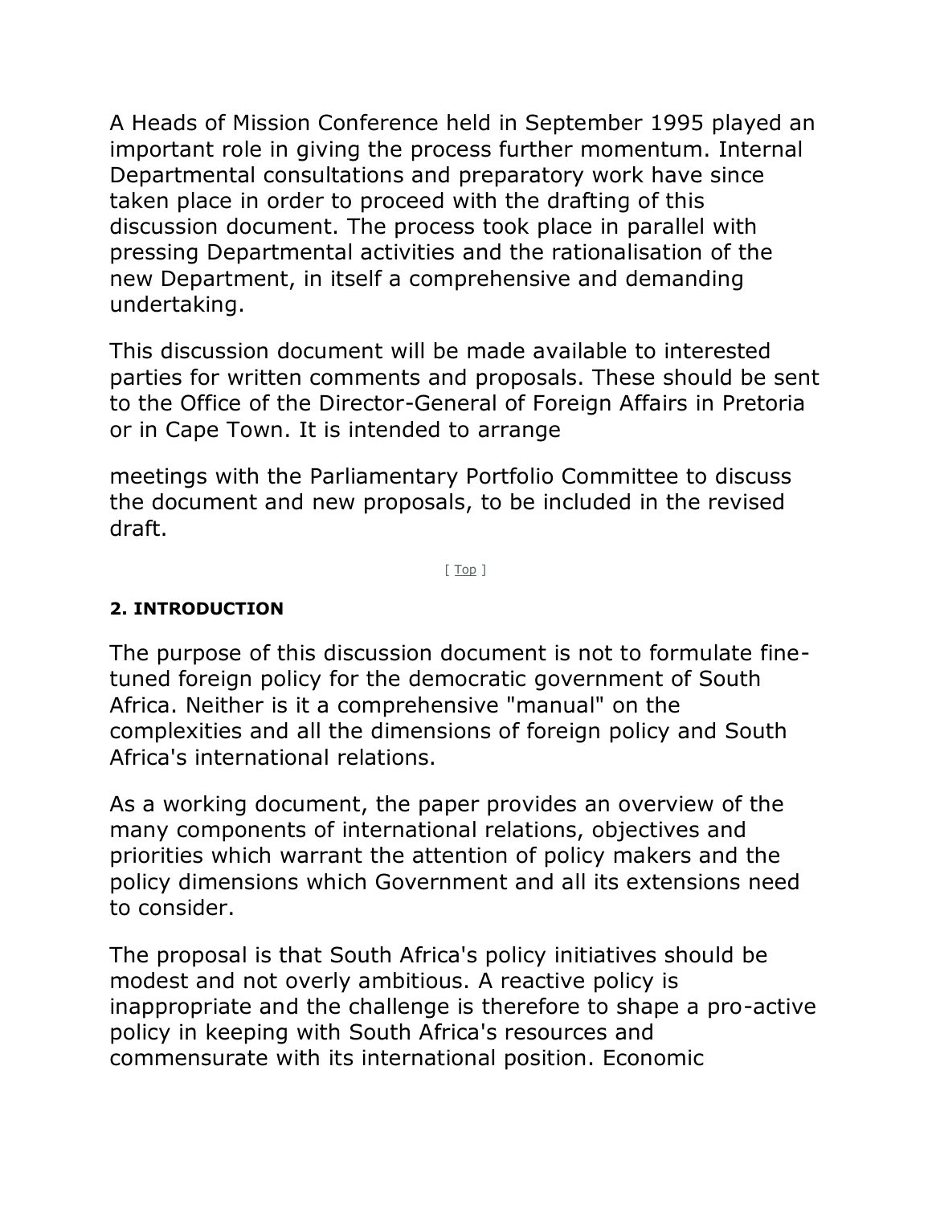A Heads of Mission Conference held in September 1995 played an important role in giving the process further momentum. Internal Departmental consultations and preparatory work have since taken place in order to proceed with the drafting of this discussion document. The process took place in parallel with pressing Departmental activities and the rationalisation of the new Department, in itself a comprehensive and demanding undertaking.

This discussion document will be made available to interested parties for written comments and proposals. These should be sent to the Office of the Director-General of Foreign Affairs in Pretoria or in Cape Town. It is intended to arrange

meetings with the Parliamentary Portfolio Committee to discuss the document and new proposals, to be included in the revised draft.

[ Top ]

#### 2. INTRODUCTION

The purpose of this discussion document is not to formulate fine-tuned foreign policy for the democratic government of South Africa. Neither is it a comprehensive "manual" on the complexities and all the dimensions of foreign policy and South Africa's international relations.

As a working document, the paper provides an overview of the many components of international relations, objectives and priorities which warrant the attention of policy makers and the policy dimensions which Government and all its extensions need to consider.

The proposal is that South Africa's policy initiatives should be modest and not overly ambitious. A reactive policy is inappropriate and the challenge is therefore to shape a pro-active policy in keeping with South Africa's resources and commensurate with its international position. Economic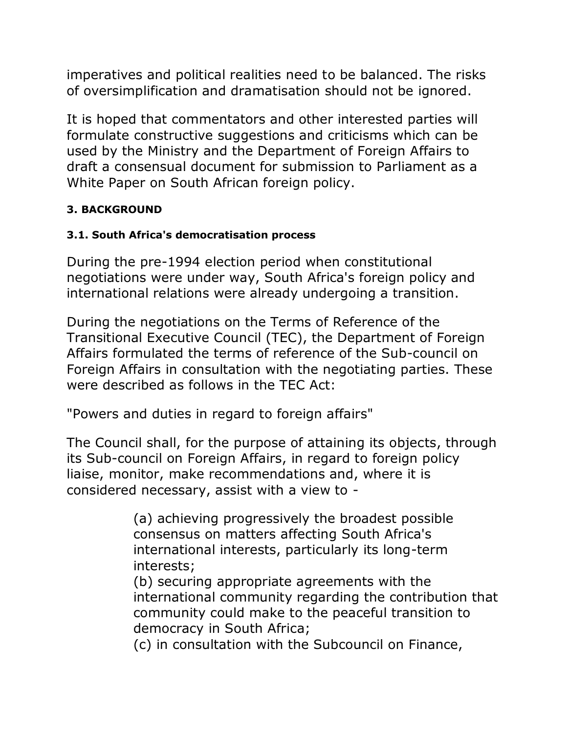imperatives and political realities need to be balanced. The risks of oversimplification and dramatisation should not be ignored.

It is hoped that commentators and other interested parties will formulate constructive suggestions and criticisms which can be used by the Ministry and the Department of Foreign Affairs to draft a consensual document for submission to Parliament as a White Paper on South African foreign policy.

## 3. BACKGROUND

### 3.1. South Africa's democratisation process

During the pre-1994 election period when constitutional negotiations were under way, South Africa's foreign policy and international relations were already undergoing a transition.

During the negotiations on the Terms of Reference of the Transitional Executive Council (TEC), the Department of Foreign Affairs formulated the terms of reference of the Sub-council on Foreign Affairs in consultation with the negotiating parties. These were described as follows in the TEC Act:

"Powers and duties in regard to foreign affairs"

The Council shall, for the purpose of attaining its objects, through its Sub-council on Foreign Affairs, in regard to foreign policy liaise, monitor, make recommendations and, where it is considered necessary, assist with a view to -

> (a) achieving progressively the broadest possible consensus on matters affecting South Africa's international interests, particularly its long-term interests;
> (b) securing appropriate agreements with the international community regarding the contribution that community could make to the peaceful transition to democracy in South Africa;
> (c) in consultation with the Subcouncil on Finance,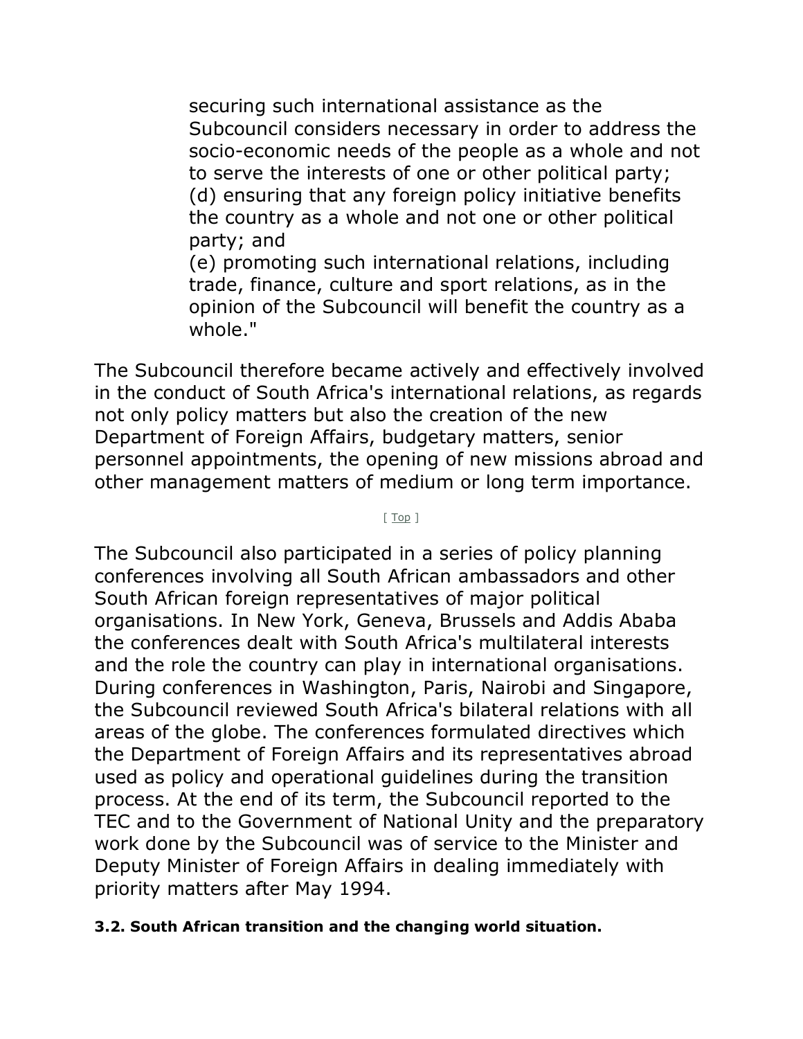> securing such international assistance as the Subcouncil considers necessary in order to address the socio-economic needs of the people as a whole and not to serve the interests of one or other political party;
> (d) ensuring that any foreign policy initiative benefits the country as a whole and not one or other political party; and
> (e) promoting such international relations, including trade, finance, culture and sport relations, as in the opinion of the Subcouncil will benefit the country as a whole."

The Subcouncil therefore became actively and effectively involved in the conduct of South Africa's international relations, as regards not only policy matters but also the creation of the new Department of Foreign Affairs, budgetary matters, senior personnel appointments, the opening of new missions abroad and other management matters of medium or long term importance.

[ Top ]

The Subcouncil also participated in a series of policy planning conferences involving all South African ambassadors and other South African foreign representatives of major political organisations. In New York, Geneva, Brussels and Addis Ababa the conferences dealt with South Africa's multilateral interests and the role the country can play in international organisations. During conferences in Washington, Paris, Nairobi and Singapore, the Subcouncil reviewed South Africa's bilateral relations with all areas of the globe. The conferences formulated directives which the Department of Foreign Affairs and its representatives abroad used as policy and operational guidelines during the transition process. At the end of its term, the Subcouncil reported to the TEC and to the Government of National Unity and the preparatory work done by the Subcouncil was of service to the Minister and Deputy Minister of Foreign Affairs in dealing immediately with priority matters after May 1994.

**3.2. South African transition and the changing world situation.**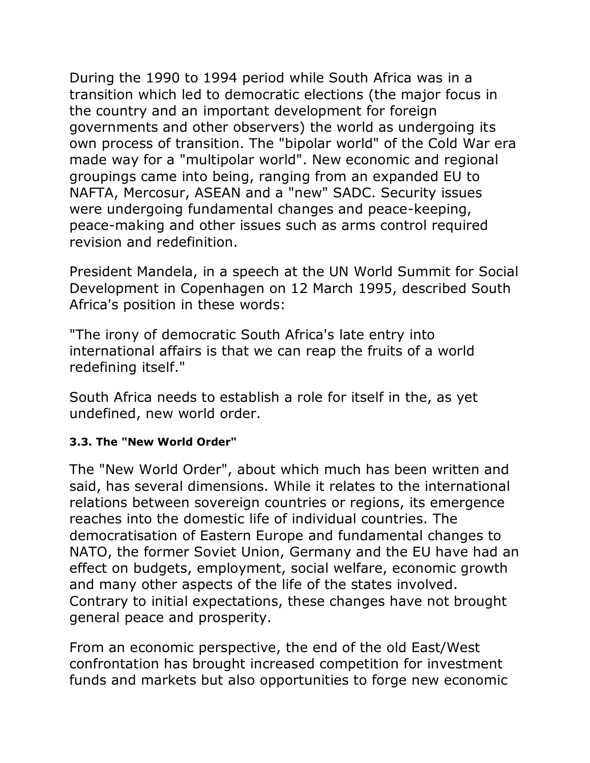During the 1990 to 1994 period while South Africa was in a transition which led to democratic elections (the major focus in the country and an important development for foreign governments and other observers) the world as undergoing its own process of transition. The "bipolar world" of the Cold War era made way for a "multipolar world". New economic and regional groupings came into being, ranging from an expanded EU to NAFTA, Mercosur, ASEAN and a "new" SADC. Security issues were undergoing fundamental changes and peace-keeping, peace-making and other issues such as arms control required revision and redefinition.

President Mandela, in a speech at the UN World Summit for Social Development in Copenhagen on 12 March 1995, described South Africa's position in these words:

"The irony of democratic South Africa's late entry into international affairs is that we can reap the fruits of a world redefining itself."

South Africa needs to establish a role for itself in the, as yet undefined, new world order.

#### 3.3. The "New World Order"

The "New World Order", about which much has been written and said, has several dimensions. While it relates to the international relations between sovereign countries or regions, its emergence reaches into the domestic life of individual countries. The democratisation of Eastern Europe and fundamental changes to NATO, the former Soviet Union, Germany and the EU have had an effect on budgets, employment, social welfare, economic growth and many other aspects of the life of the states involved. Contrary to initial expectations, these changes have not brought general peace and prosperity.

From an economic perspective, the end of the old East/West confrontation has brought increased competition for investment funds and markets but also opportunities to forge new economic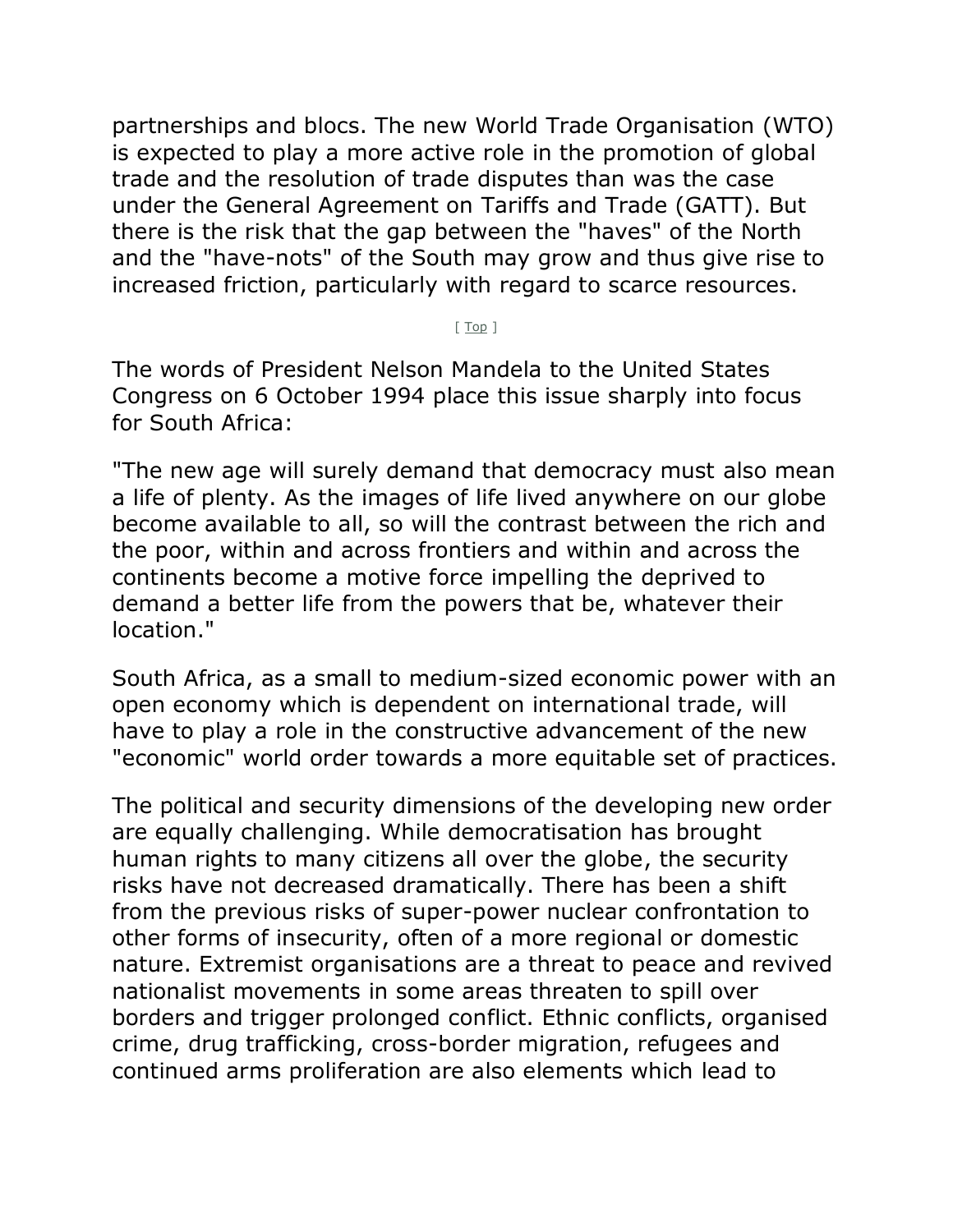partnerships and blocs. The new World Trade Organisation (WTO) is expected to play a more active role in the promotion of global trade and the resolution of trade disputes than was the case under the General Agreement on Tariffs and Trade (GATT). But there is the risk that the gap between the "haves" of the North and the "have-nots" of the South may grow and thus give rise to increased friction, particularly with regard to scarce resources.

[ Top ]

The words of President Nelson Mandela to the United States Congress on 6 October 1994 place this issue sharply into focus for South Africa:

"The new age will surely demand that democracy must also mean a life of plenty. As the images of life lived anywhere on our globe become available to all, so will the contrast between the rich and the poor, within and across frontiers and within and across the continents become a motive force impelling the deprived to demand a better life from the powers that be, whatever their location."

South Africa, as a small to medium-sized economic power with an open economy which is dependent on international trade, will have to play a role in the constructive advancement of the new "economic" world order towards a more equitable set of practices.

The political and security dimensions of the developing new order are equally challenging. While democratisation has brought human rights to many citizens all over the globe, the security risks have not decreased dramatically. There has been a shift from the previous risks of super-power nuclear confrontation to other forms of insecurity, often of a more regional or domestic nature. Extremist organisations are a threat to peace and revived nationalist movements in some areas threaten to spill over borders and trigger prolonged conflict. Ethnic conflicts, organised crime, drug trafficking, cross-border migration, refugees and continued arms proliferation are also elements which lead to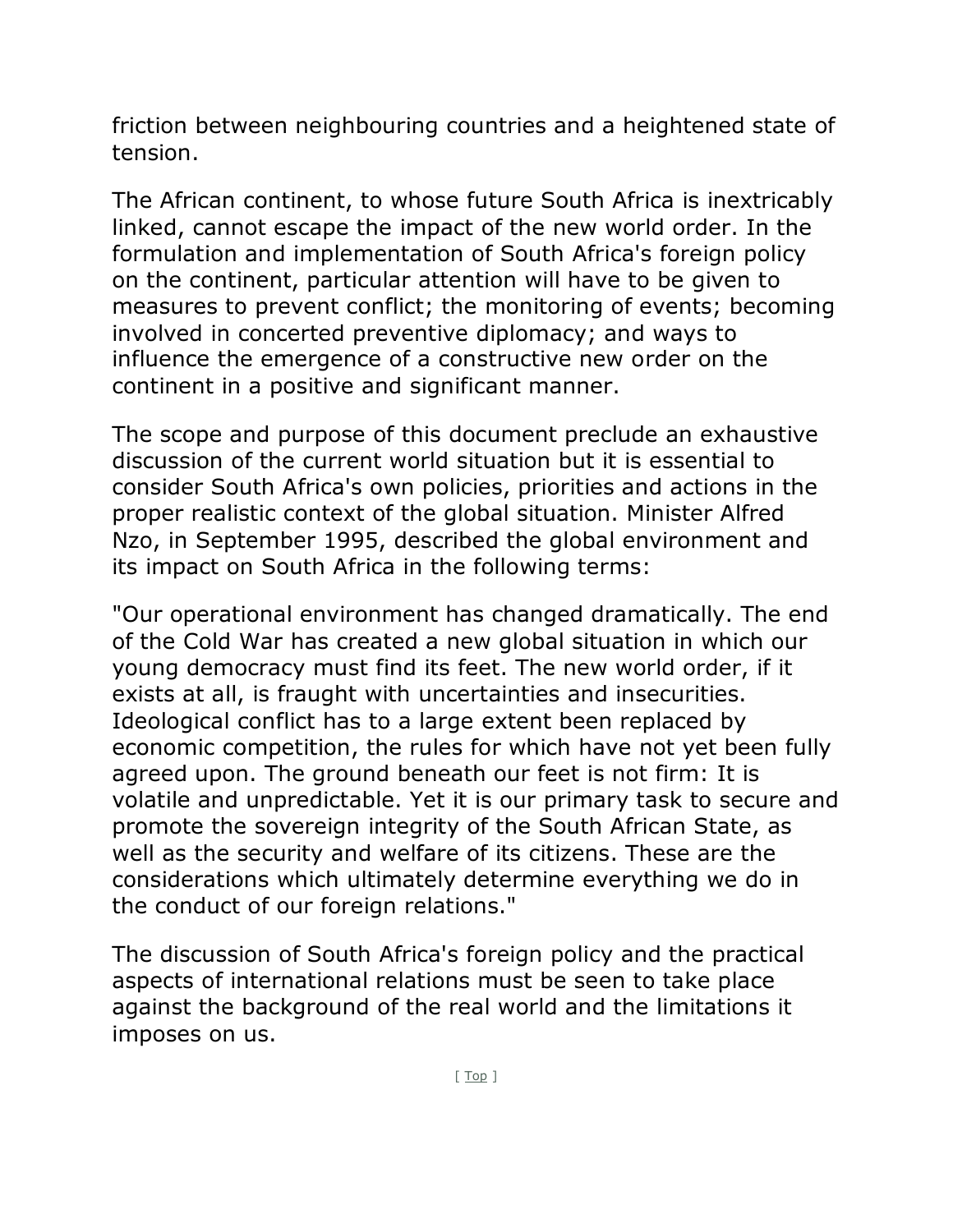friction between neighbouring countries and a heightened state of tension.

The African continent, to whose future South Africa is inextricably linked, cannot escape the impact of the new world order. In the formulation and implementation of South Africa's foreign policy on the continent, particular attention will have to be given to measures to prevent conflict; the monitoring of events; becoming involved in concerted preventive diplomacy; and ways to influence the emergence of a constructive new order on the continent in a positive and significant manner.

The scope and purpose of this document preclude an exhaustive discussion of the current world situation but it is essential to consider South Africa's own policies, priorities and actions in the proper realistic context of the global situation. Minister Alfred Nzo, in September 1995, described the global environment and its impact on South Africa in the following terms:

"Our operational environment has changed dramatically. The end of the Cold War has created a new global situation in which our young democracy must find its feet. The new world order, if it exists at all, is fraught with uncertainties and insecurities. Ideological conflict has to a large extent been replaced by economic competition, the rules for which have not yet been fully agreed upon. The ground beneath our feet is not firm: It is volatile and unpredictable. Yet it is our primary task to secure and promote the sovereign integrity of the South African State, as well as the security and welfare of its citizens. These are the considerations which ultimately determine everything we do in the conduct of our foreign relations."

The discussion of South Africa's foreign policy and the practical aspects of international relations must be seen to take place against the background of the real world and the limitations it imposes on us.

[ Top ]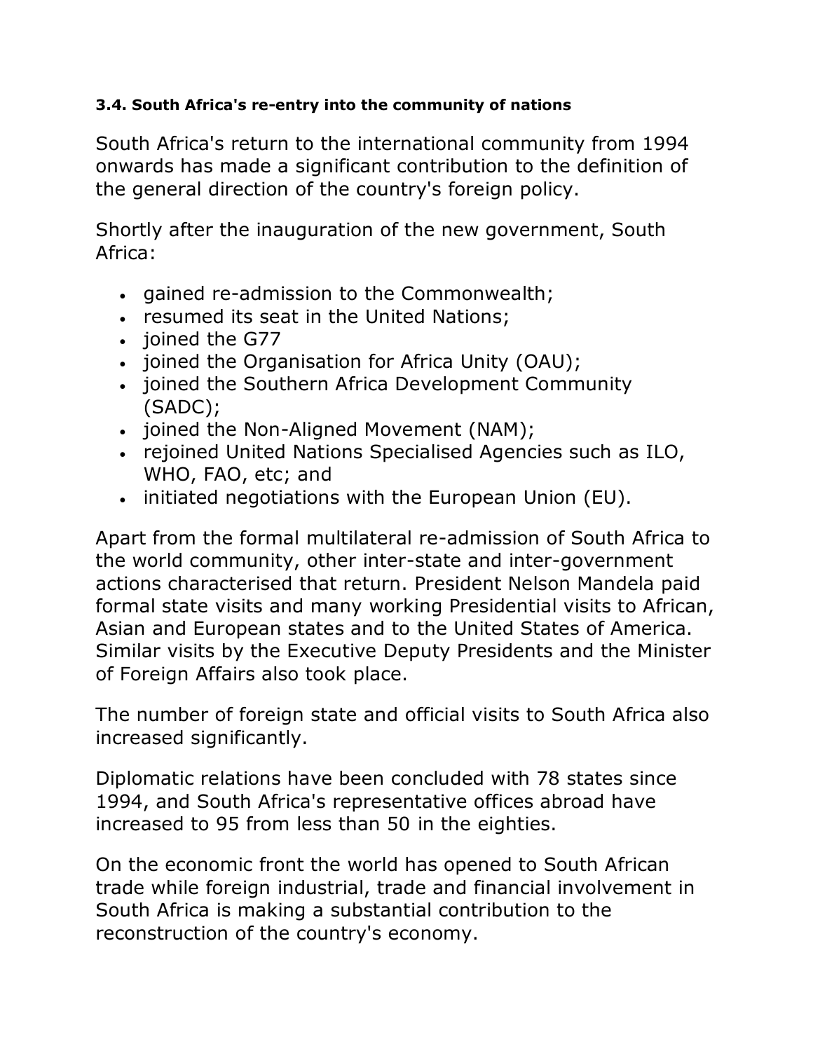### 3.4. South Africa's re-entry into the community of nations

South Africa's return to the international community from 1994 onwards has made a significant contribution to the definition of the general direction of the country's foreign policy.

Shortly after the inauguration of the new government, South Africa:

- gained re-admission to the Commonwealth;
- resumed its seat in the United Nations;
- joined the G77
- joined the Organisation for Africa Unity (OAU);
- joined the Southern Africa Development Community (SADC);
- joined the Non-Aligned Movement (NAM);
- rejoined United Nations Specialised Agencies such as ILO, WHO, FAO, etc; and
- initiated negotiations with the European Union (EU).

Apart from the formal multilateral re-admission of South Africa to the world community, other inter-state and inter-government actions characterised that return. President Nelson Mandela paid formal state visits and many working Presidential visits to African, Asian and European states and to the United States of America. Similar visits by the Executive Deputy Presidents and the Minister of Foreign Affairs also took place.

The number of foreign state and official visits to South Africa also increased significantly.

Diplomatic relations have been concluded with 78 states since 1994, and South Africa's representative offices abroad have increased to 95 from less than 50 in the eighties.

On the economic front the world has opened to South African trade while foreign industrial, trade and financial involvement in South Africa is making a substantial contribution to the reconstruction of the country's economy.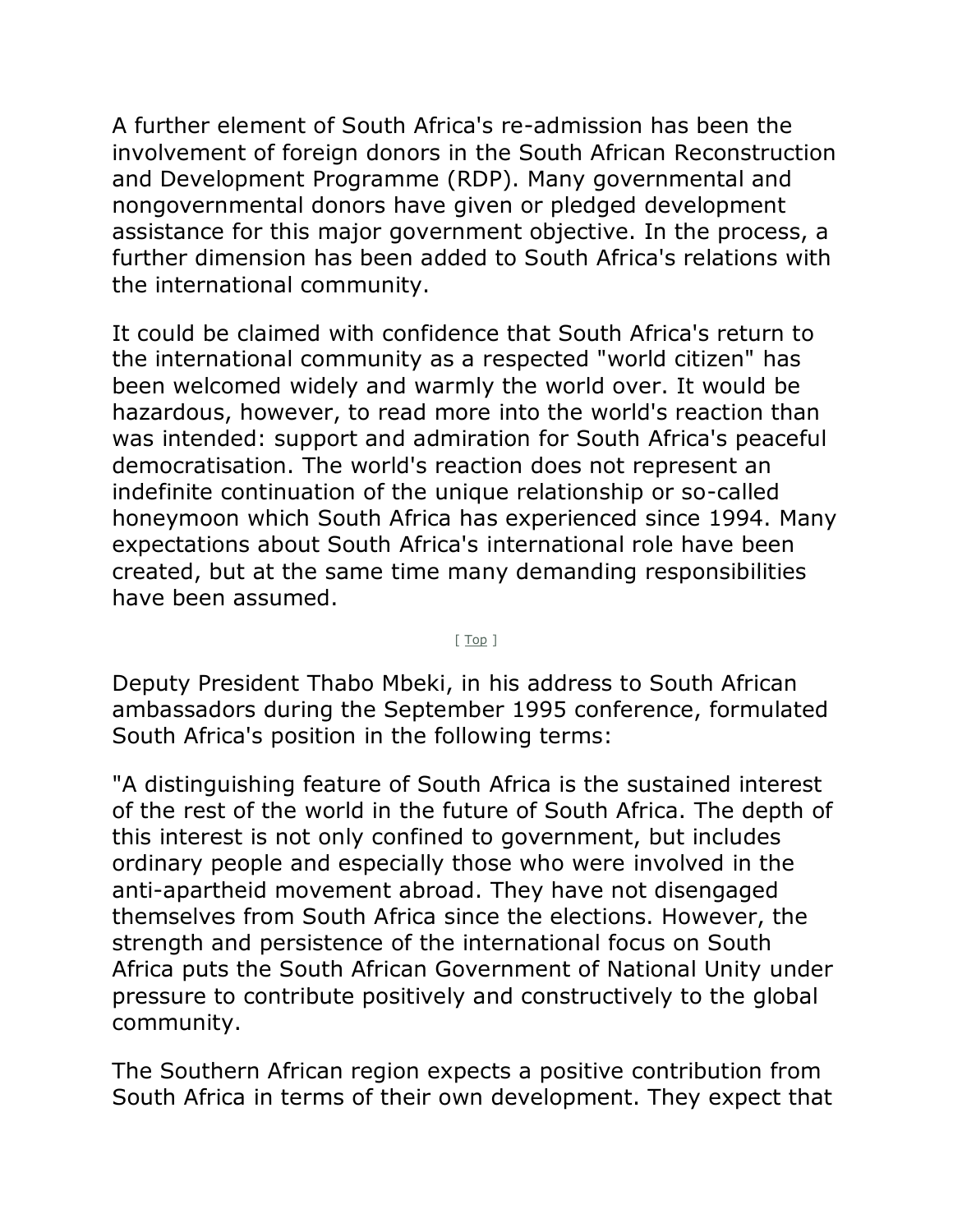A further element of South Africa's re-admission has been the involvement of foreign donors in the South African Reconstruction and Development Programme (RDP). Many governmental and nongovernmental donors have given or pledged development assistance for this major government objective. In the process, a further dimension has been added to South Africa's relations with the international community.

It could be claimed with confidence that South Africa's return to the international community as a respected "world citizen" has been welcomed widely and warmly the world over. It would be hazardous, however, to read more into the world's reaction than was intended: support and admiration for South Africa's peaceful democratisation. The world's reaction does not represent an indefinite continuation of the unique relationship or so-called honeymoon which South Africa has experienced since 1994. Many expectations about South Africa's international role have been created, but at the same time many demanding responsibilities have been assumed.

[ Top ]

Deputy President Thabo Mbeki, in his address to South African ambassadors during the September 1995 conference, formulated South Africa's position in the following terms:

"A distinguishing feature of South Africa is the sustained interest of the rest of the world in the future of South Africa. The depth of this interest is not only confined to government, but includes ordinary people and especially those who were involved in the anti-apartheid movement abroad. They have not disengaged themselves from South Africa since the elections. However, the strength and persistence of the international focus on South Africa puts the South African Government of National Unity under pressure to contribute positively and constructively to the global community.

The Southern African region expects a positive contribution from South Africa in terms of their own development. They expect that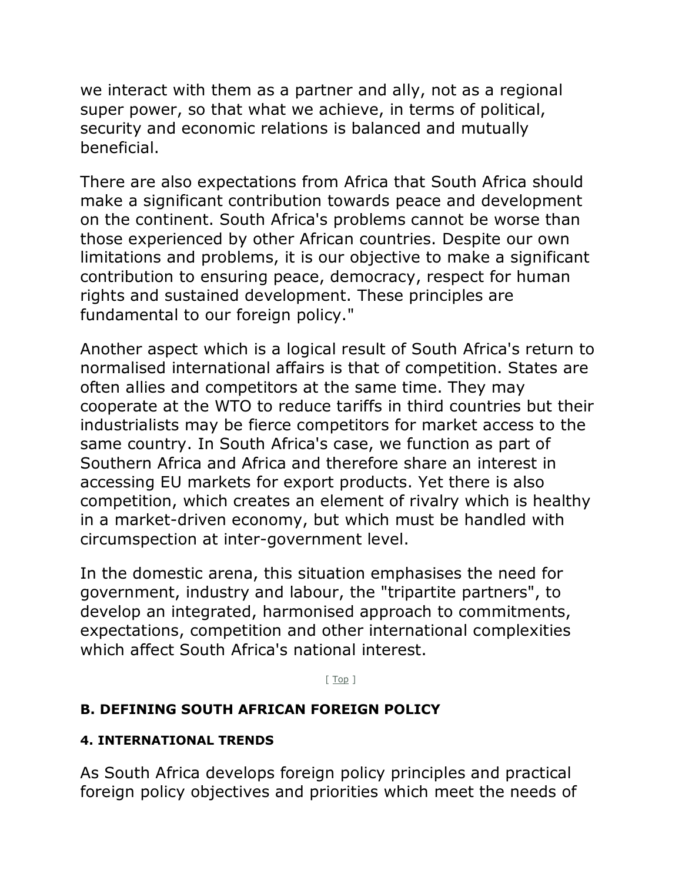we interact with them as a partner and ally, not as a regional super power, so that what we achieve, in terms of political, security and economic relations is balanced and mutually beneficial.

There are also expectations from Africa that South Africa should make a significant contribution towards peace and development on the continent. South Africa's problems cannot be worse than those experienced by other African countries. Despite our own limitations and problems, it is our objective to make a significant contribution to ensuring peace, democracy, respect for human rights and sustained development. These principles are fundamental to our foreign policy."

Another aspect which is a logical result of South Africa's return to normalised international affairs is that of competition. States are often allies and competitors at the same time. They may cooperate at the WTO to reduce tariffs in third countries but their industrialists may be fierce competitors for market access to the same country. In South Africa's case, we function as part of Southern Africa and Africa and therefore share an interest in accessing EU markets for export products. Yet there is also competition, which creates an element of rivalry which is healthy in a market-driven economy, but which must be handled with circumspection at inter-government level.

In the domestic arena, this situation emphasises the need for government, industry and labour, the "tripartite partners", to develop an integrated, harmonised approach to commitments, expectations, competition and other international complexities which affect South Africa's national interest.

[ Top ]

## B. DEFINING SOUTH AFRICAN FOREIGN POLICY

### 4. INTERNATIONAL TRENDS

As South Africa develops foreign policy principles and practical foreign policy objectives and priorities which meet the needs of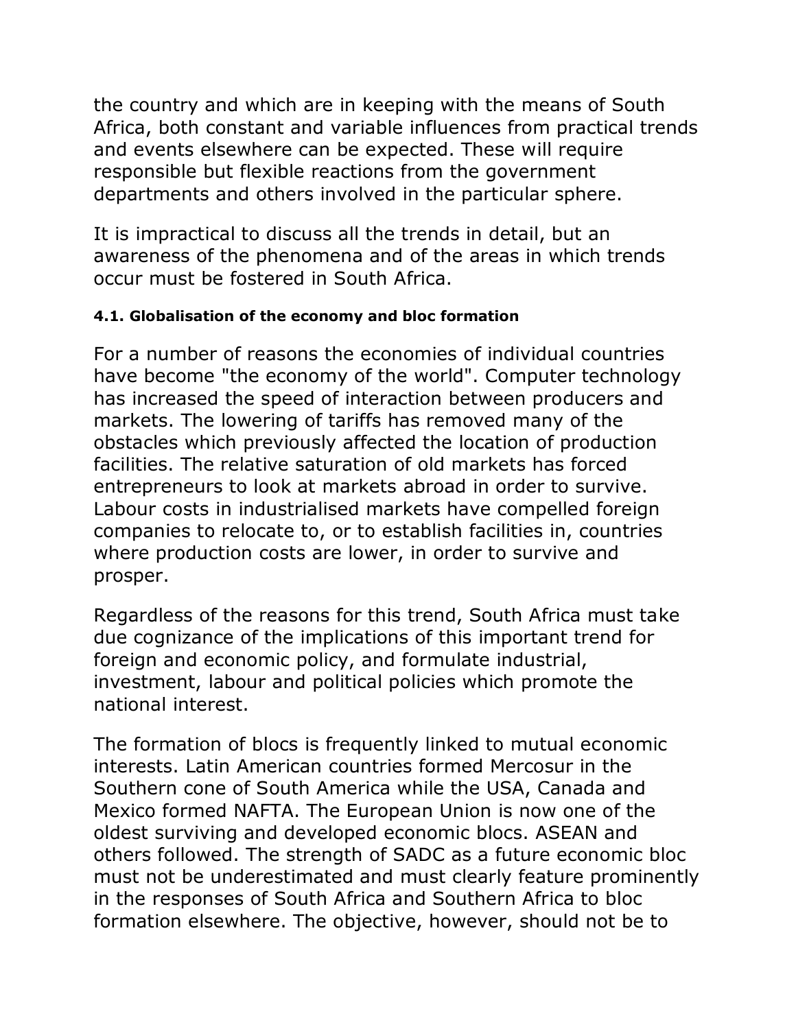the country and which are in keeping with the means of South Africa, both constant and variable influences from practical trends and events elsewhere can be expected. These will require responsible but flexible reactions from the government departments and others involved in the particular sphere.

It is impractical to discuss all the trends in detail, but an awareness of the phenomena and of the areas in which trends occur must be fostered in South Africa.

#### 4.1. Globalisation of the economy and bloc formation

For a number of reasons the economies of individual countries have become "the economy of the world". Computer technology has increased the speed of interaction between producers and markets. The lowering of tariffs has removed many of the obstacles which previously affected the location of production facilities. The relative saturation of old markets has forced entrepreneurs to look at markets abroad in order to survive. Labour costs in industrialised markets have compelled foreign companies to relocate to, or to establish facilities in, countries where production costs are lower, in order to survive and prosper.

Regardless of the reasons for this trend, South Africa must take due cognizance of the implications of this important trend for foreign and economic policy, and formulate industrial, investment, labour and political policies which promote the national interest.

The formation of blocs is frequently linked to mutual economic interests. Latin American countries formed Mercosur in the Southern cone of South America while the USA, Canada and Mexico formed NAFTA. The European Union is now one of the oldest surviving and developed economic blocs. ASEAN and others followed. The strength of SADC as a future economic bloc must not be underestimated and must clearly feature prominently in the responses of South Africa and Southern Africa to bloc formation elsewhere. The objective, however, should not be to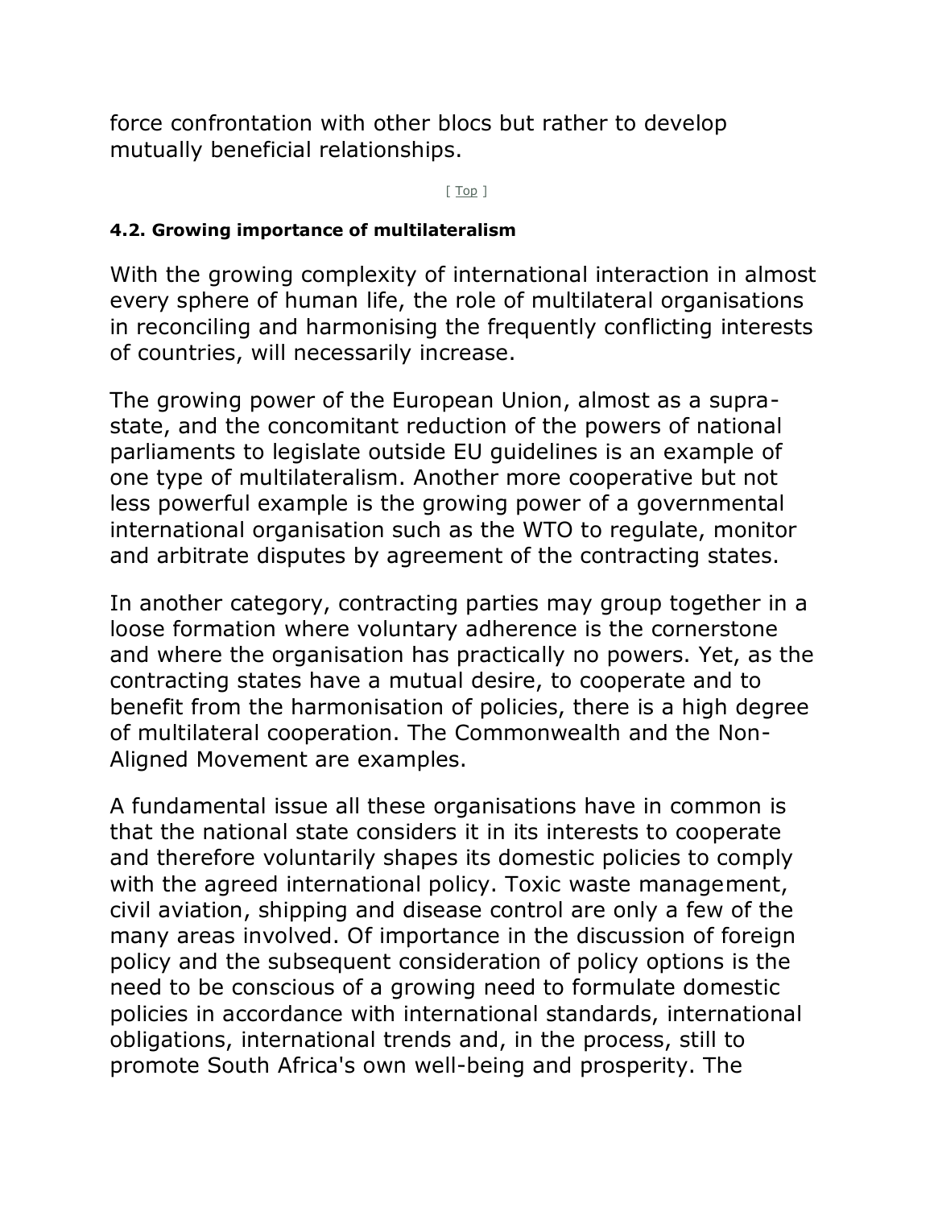force confrontation with other blocs but rather to develop mutually beneficial relationships.

[ Top ]

**4.2. Growing importance of multilateralism**

With the growing complexity of international interaction in almost every sphere of human life, the role of multilateral organisations in reconciling and harmonising the frequently conflicting interests of countries, will necessarily increase.

The growing power of the European Union, almost as a supra-state, and the concomitant reduction of the powers of national parliaments to legislate outside EU guidelines is an example of one type of multilateralism. Another more cooperative but not less powerful example is the growing power of a governmental international organisation such as the WTO to regulate, monitor and arbitrate disputes by agreement of the contracting states.

In another category, contracting parties may group together in a loose formation where voluntary adherence is the cornerstone and where the organisation has practically no powers. Yet, as the contracting states have a mutual desire, to cooperate and to benefit from the harmonisation of policies, there is a high degree of multilateral cooperation. The Commonwealth and the Non-Aligned Movement are examples.

A fundamental issue all these organisations have in common is that the national state considers it in its interests to cooperate and therefore voluntarily shapes its domestic policies to comply with the agreed international policy. Toxic waste management, civil aviation, shipping and disease control are only a few of the many areas involved. Of importance in the discussion of foreign policy and the subsequent consideration of policy options is the need to be conscious of a growing need to formulate domestic policies in accordance with international standards, international obligations, international trends and, in the process, still to promote South Africa's own well-being and prosperity. The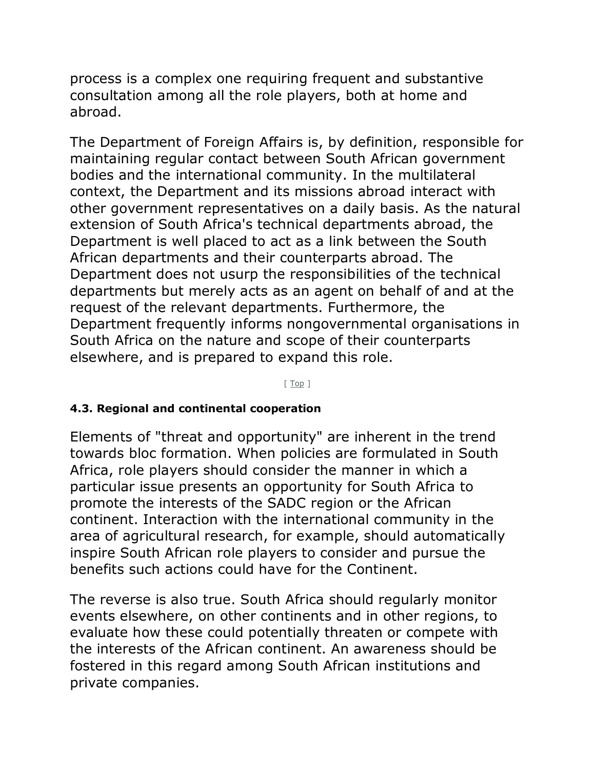process is a complex one requiring frequent and substantive consultation among all the role players, both at home and abroad.

The Department of Foreign Affairs is, by definition, responsible for maintaining regular contact between South African government bodies and the international community. In the multilateral context, the Department and its missions abroad interact with other government representatives on a daily basis. As the natural extension of South Africa's technical departments abroad, the Department is well placed to act as a link between the South African departments and their counterparts abroad. The Department does not usurp the responsibilities of the technical departments but merely acts as an agent on behalf of and at the request of the relevant departments. Furthermore, the Department frequently informs nongovernmental organisations in South Africa on the nature and scope of their counterparts elsewhere, and is prepared to expand this role.

[ Top ]

#### 4.3. Regional and continental cooperation

Elements of "threat and opportunity" are inherent in the trend towards bloc formation. When policies are formulated in South Africa, role players should consider the manner in which a particular issue presents an opportunity for South Africa to promote the interests of the SADC region or the African continent. Interaction with the international community in the area of agricultural research, for example, should automatically inspire South African role players to consider and pursue the benefits such actions could have for the Continent.

The reverse is also true. South Africa should regularly monitor events elsewhere, on other continents and in other regions, to evaluate how these could potentially threaten or compete with the interests of the African continent. An awareness should be fostered in this regard among South African institutions and private companies.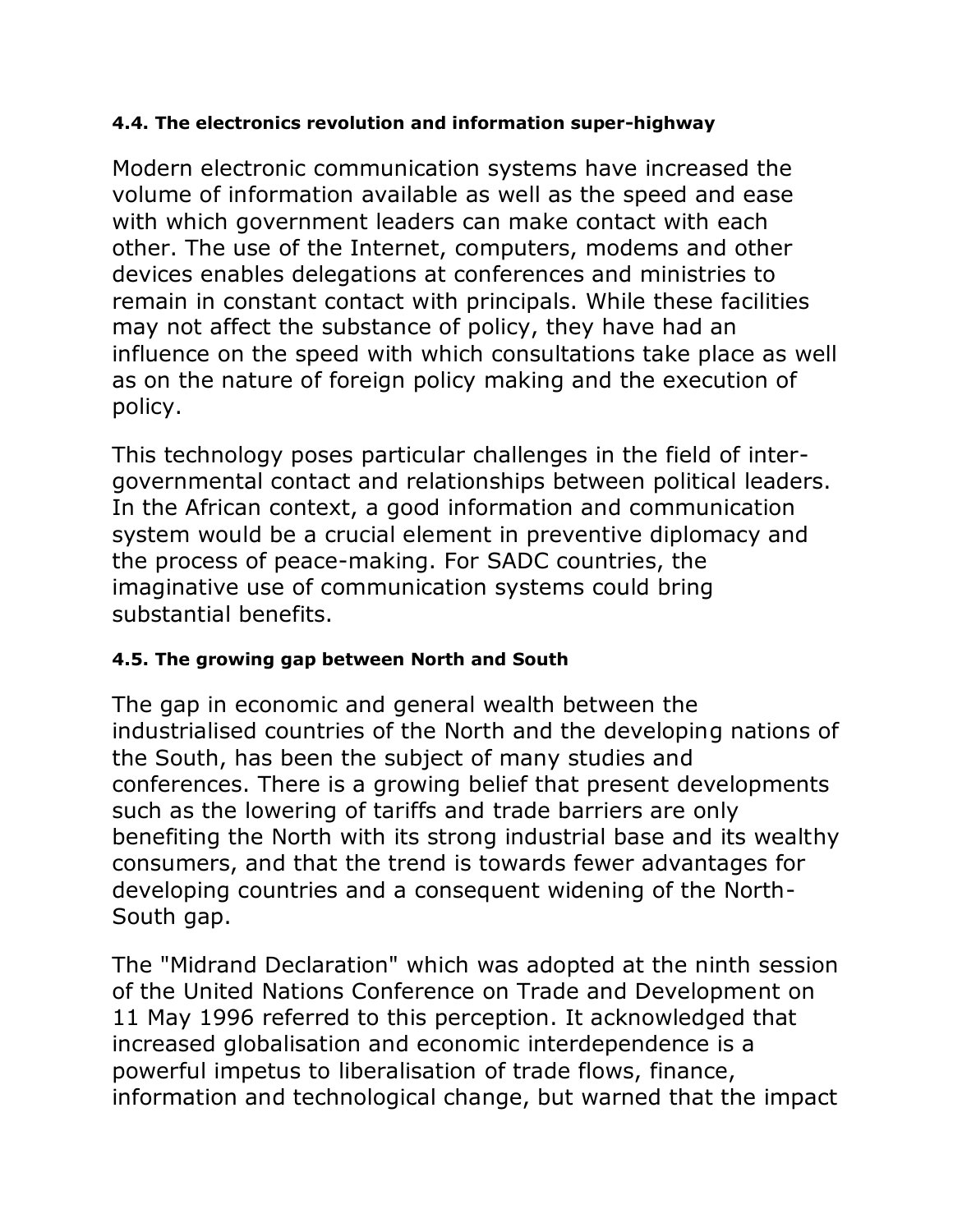#### 4.4. The electronics revolution and information super-highway

Modern electronic communication systems have increased the volume of information available as well as the speed and ease with which government leaders can make contact with each other. The use of the Internet, computers, modems and other devices enables delegations at conferences and ministries to remain in constant contact with principals. While these facilities may not affect the substance of policy, they have had an influence on the speed with which consultations take place as well as on the nature of foreign policy making and the execution of policy.

This technology poses particular challenges in the field of inter-governmental contact and relationships between political leaders. In the African context, a good information and communication system would be a crucial element in preventive diplomacy and the process of peace-making. For SADC countries, the imaginative use of communication systems could bring substantial benefits.

#### 4.5. The growing gap between North and South

The gap in economic and general wealth between the industrialised countries of the North and the developing nations of the South, has been the subject of many studies and conferences. There is a growing belief that present developments such as the lowering of tariffs and trade barriers are only benefiting the North with its strong industrial base and its wealthy consumers, and that the trend is towards fewer advantages for developing countries and a consequent widening of the North-South gap.

The "Midrand Declaration" which was adopted at the ninth session of the United Nations Conference on Trade and Development on 11 May 1996 referred to this perception. It acknowledged that increased globalisation and economic interdependence is a powerful impetus to liberalisation of trade flows, finance, information and technological change, but warned that the impact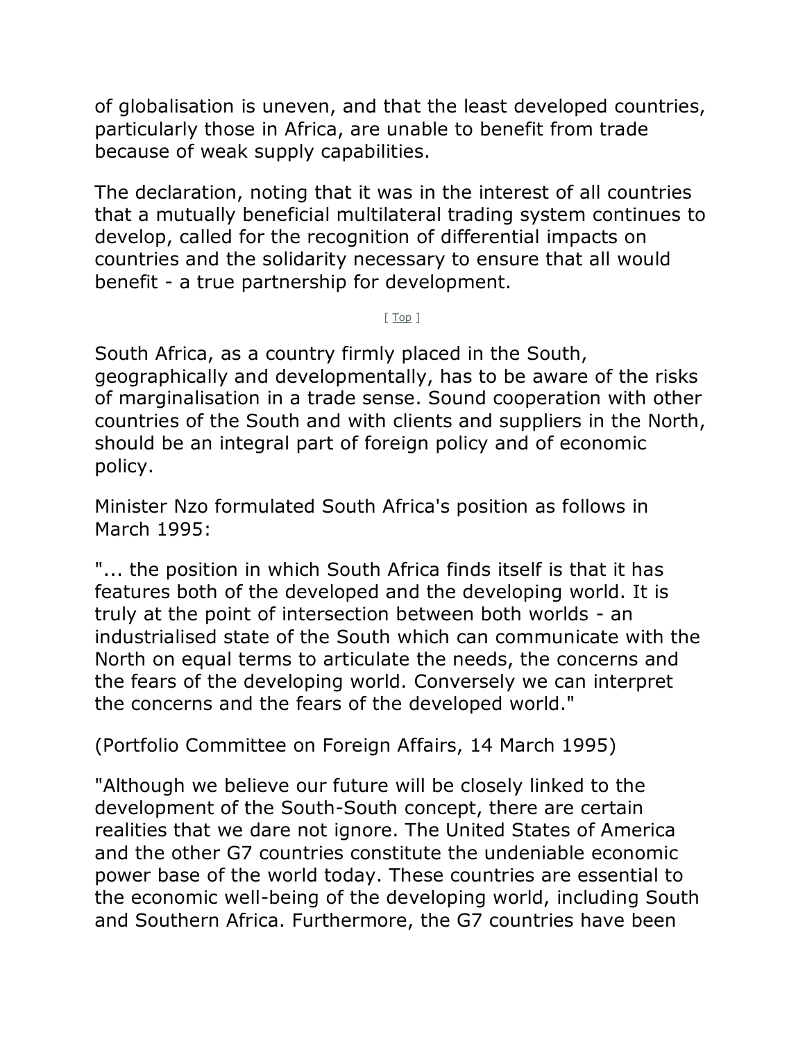of globalisation is uneven, and that the least developed countries, particularly those in Africa, are unable to benefit from trade because of weak supply capabilities.

The declaration, noting that it was in the interest of all countries that a mutually beneficial multilateral trading system continues to develop, called for the recognition of differential impacts on countries and the solidarity necessary to ensure that all would benefit - a true partnership for development.

[ Top ]

South Africa, as a country firmly placed in the South, geographically and developmentally, has to be aware of the risks of marginalisation in a trade sense. Sound cooperation with other countries of the South and with clients and suppliers in the North, should be an integral part of foreign policy and of economic policy.

Minister Nzo formulated South Africa's position as follows in March 1995:

"... the position in which South Africa finds itself is that it has features both of the developed and the developing world. It is truly at the point of intersection between both worlds - an industrialised state of the South which can communicate with the North on equal terms to articulate the needs, the concerns and the fears of the developing world. Conversely we can interpret the concerns and the fears of the developed world."

(Portfolio Committee on Foreign Affairs, 14 March 1995)

"Although we believe our future will be closely linked to the development of the South-South concept, there are certain realities that we dare not ignore. The United States of America and the other G7 countries constitute the undeniable economic power base of the world today. These countries are essential to the economic well-being of the developing world, including South and Southern Africa. Furthermore, the G7 countries have been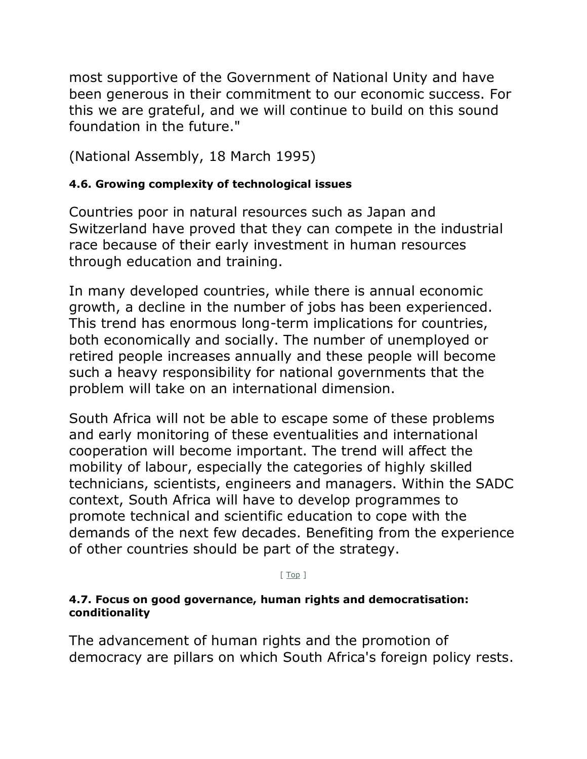most supportive of the Government of National Unity and have been generous in their commitment to our economic success. For this we are grateful, and we will continue to build on this sound foundation in the future."

(National Assembly, 18 March 1995)

#### 4.6. Growing complexity of technological issues

Countries poor in natural resources such as Japan and Switzerland have proved that they can compete in the industrial race because of their early investment in human resources through education and training.

In many developed countries, while there is annual economic growth, a decline in the number of jobs has been experienced. This trend has enormous long-term implications for countries, both economically and socially. The number of unemployed or retired people increases annually and these people will become such a heavy responsibility for national governments that the problem will take on an international dimension.

South Africa will not be able to escape some of these problems and early monitoring of these eventualities and international cooperation will become important. The trend will affect the mobility of labour, especially the categories of highly skilled technicians, scientists, engineers and managers. Within the SADC context, South Africa will have to develop programmes to promote technical and scientific education to cope with the demands of the next few decades. Benefiting from the experience of other countries should be part of the strategy.

[ Top ]

#### 4.7. Focus on good governance, human rights and democratisation: conditionality

The advancement of human rights and the promotion of democracy are pillars on which South Africa's foreign policy rests.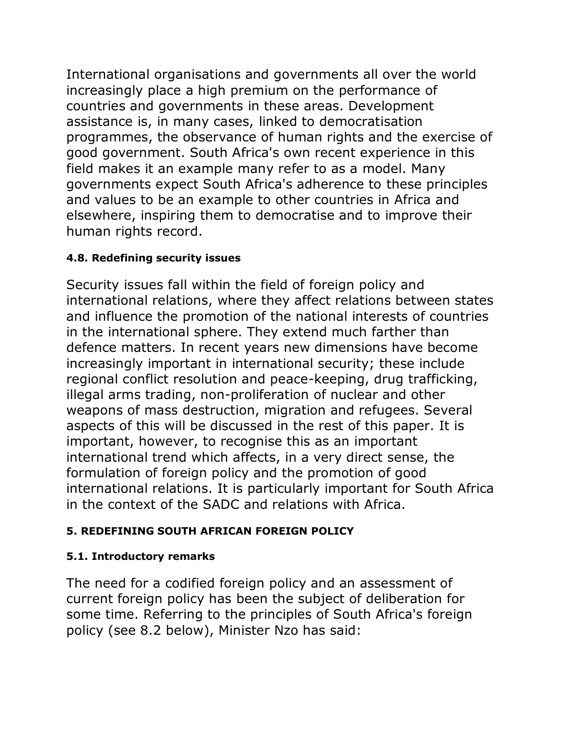International organisations and governments all over the world increasingly place a high premium on the performance of countries and governments in these areas. Development assistance is, in many cases, linked to democratisation programmes, the observance of human rights and the exercise of good government. South Africa's own recent experience in this field makes it an example many refer to as a model. Many governments expect South Africa's adherence to these principles and values to be an example to other countries in Africa and elsewhere, inspiring them to democratise and to improve their human rights record.

### 4.8. Redefining security issues

Security issues fall within the field of foreign policy and international relations, where they affect relations between states and influence the promotion of the national interests of countries in the international sphere. They extend much farther than defence matters. In recent years new dimensions have become increasingly important in international security; these include regional conflict resolution and peace-keeping, drug trafficking, illegal arms trading, non-proliferation of nuclear and other weapons of mass destruction, migration and refugees. Several aspects of this will be discussed in the rest of this paper. It is important, however, to recognise this as an important international trend which affects, in a very direct sense, the formulation of foreign policy and the promotion of good international relations. It is particularly important for South Africa in the context of the SADC and relations with Africa.

## 5. REDEFINING SOUTH AFRICAN FOREIGN POLICY

### 5.1. Introductory remarks

The need for a codified foreign policy and an assessment of current foreign policy has been the subject of deliberation for some time. Referring to the principles of South Africa's foreign policy (see 8.2 below), Minister Nzo has said: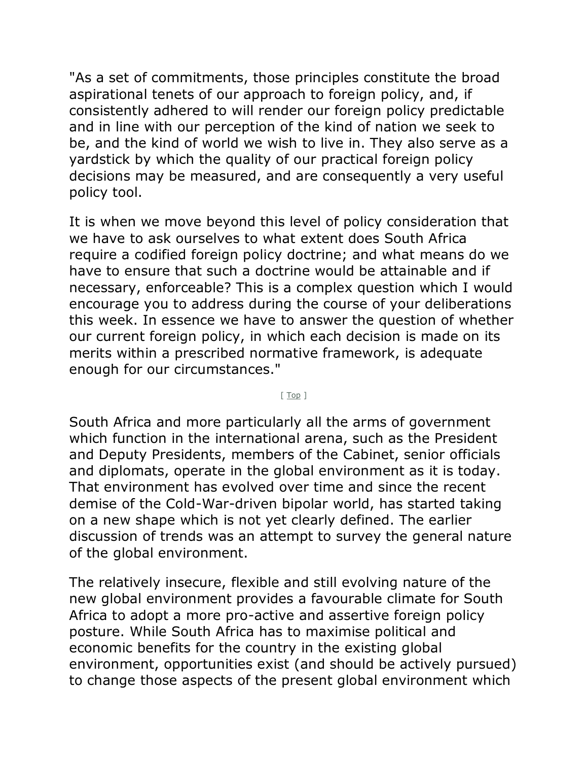"As a set of commitments, those principles constitute the broad aspirational tenets of our approach to foreign policy, and, if consistently adhered to will render our foreign policy predictable and in line with our perception of the kind of nation we seek to be, and the kind of world we wish to live in. They also serve as a yardstick by which the quality of our practical foreign policy decisions may be measured, and are consequently a very useful policy tool.

It is when we move beyond this level of policy consideration that we have to ask ourselves to what extent does South Africa require a codified foreign policy doctrine; and what means do we have to ensure that such a doctrine would be attainable and if necessary, enforceable? This is a complex question which I would encourage you to address during the course of your deliberations this week. In essence we have to answer the question of whether our current foreign policy, in which each decision is made on its merits within a prescribed normative framework, is adequate enough for our circumstances."

[ Top ]

South Africa and more particularly all the arms of government which function in the international arena, such as the President and Deputy Presidents, members of the Cabinet, senior officials and diplomats, operate in the global environment as it is today. That environment has evolved over time and since the recent demise of the Cold-War-driven bipolar world, has started taking on a new shape which is not yet clearly defined. The earlier discussion of trends was an attempt to survey the general nature of the global environment.

The relatively insecure, flexible and still evolving nature of the new global environment provides a favourable climate for South Africa to adopt a more pro-active and assertive foreign policy posture. While South Africa has to maximise political and economic benefits for the country in the existing global environment, opportunities exist (and should be actively pursued) to change those aspects of the present global environment which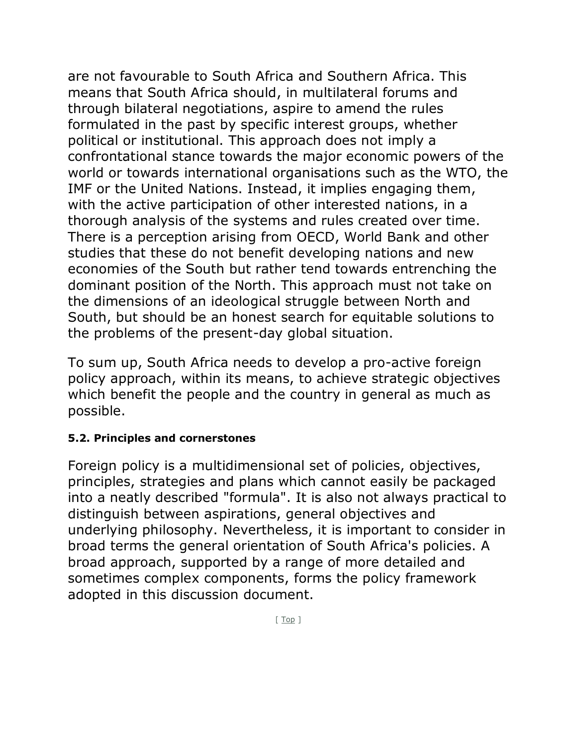are not favourable to South Africa and Southern Africa. This means that South Africa should, in multilateral forums and through bilateral negotiations, aspire to amend the rules formulated in the past by specific interest groups, whether political or institutional. This approach does not imply a confrontational stance towards the major economic powers of the world or towards international organisations such as the WTO, the IMF or the United Nations. Instead, it implies engaging them, with the active participation of other interested nations, in a thorough analysis of the systems and rules created over time. There is a perception arising from OECD, World Bank and other studies that these do not benefit developing nations and new economies of the South but rather tend towards entrenching the dominant position of the North. This approach must not take on the dimensions of an ideological struggle between North and South, but should be an honest search for equitable solutions to the problems of the present-day global situation.

To sum up, South Africa needs to develop a pro-active foreign policy approach, within its means, to achieve strategic objectives which benefit the people and the country in general as much as possible.

#### 5.2. Principles and cornerstones

Foreign policy is a multidimensional set of policies, objectives, principles, strategies and plans which cannot easily be packaged into a neatly described "formula". It is also not always practical to distinguish between aspirations, general objectives and underlying philosophy. Nevertheless, it is important to consider in broad terms the general orientation of South Africa's policies. A broad approach, supported by a range of more detailed and sometimes complex components, forms the policy framework adopted in this discussion document.

[ Top ]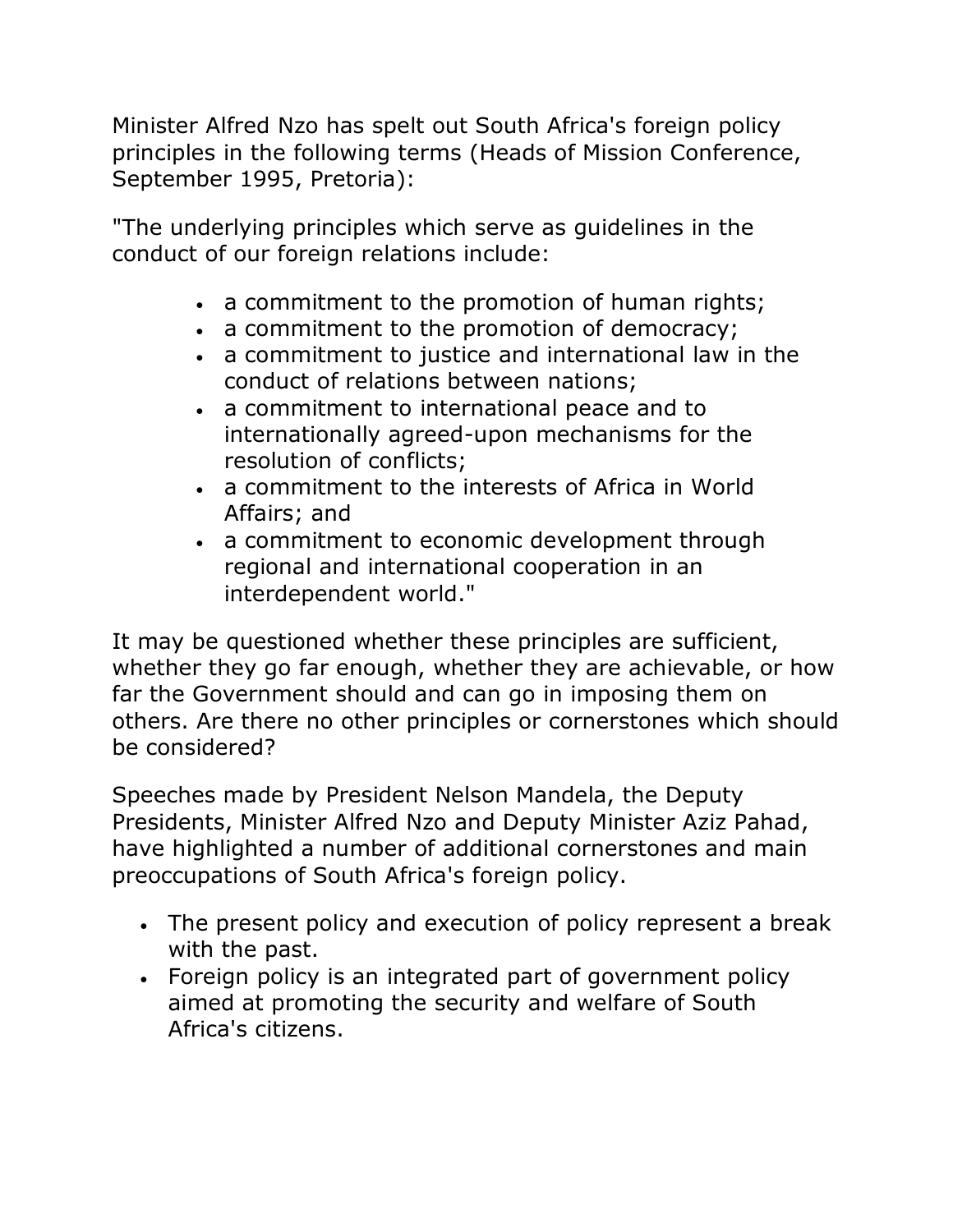Minister Alfred Nzo has spelt out South Africa's foreign policy principles in the following terms (Heads of Mission Conference, September 1995, Pretoria):

"The underlying principles which serve as guidelines in the conduct of our foreign relations include:

- a commitment to the promotion of human rights;
- a commitment to the promotion of democracy;
- a commitment to justice and international law in the conduct of relations between nations;
- a commitment to international peace and to internationally agreed-upon mechanisms for the resolution of conflicts;
- a commitment to the interests of Africa in World Affairs; and
- a commitment to economic development through regional and international cooperation in an interdependent world."

It may be questioned whether these principles are sufficient, whether they go far enough, whether they are achievable, or how far the Government should and can go in imposing them on others. Are there no other principles or cornerstones which should be considered?

Speeches made by President Nelson Mandela, the Deputy Presidents, Minister Alfred Nzo and Deputy Minister Aziz Pahad, have highlighted a number of additional cornerstones and main preoccupations of South Africa's foreign policy.

- The present policy and execution of policy represent a break with the past.
- Foreign policy is an integrated part of government policy aimed at promoting the security and welfare of South Africa's citizens.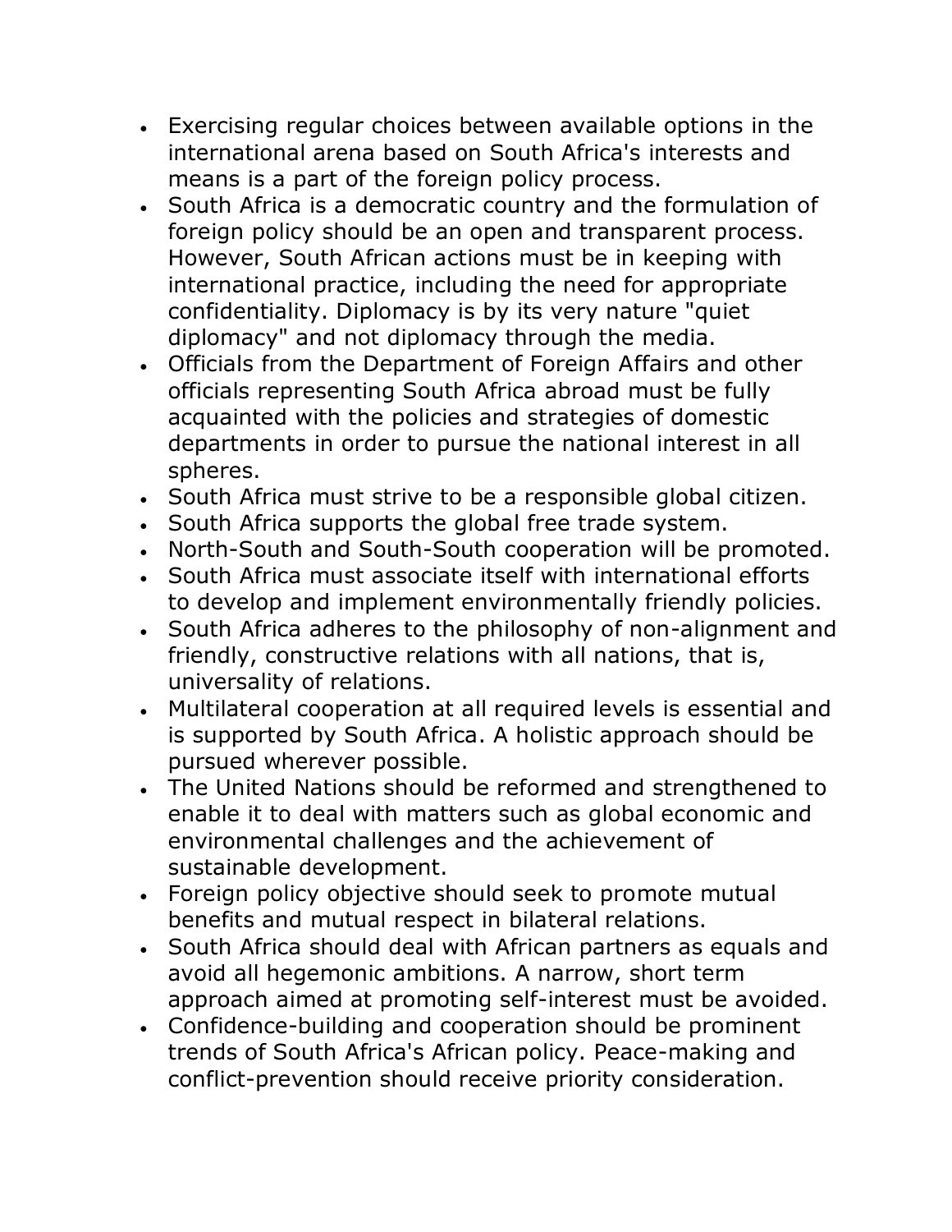- Exercising regular choices between available options in the international arena based on South Africa's interests and means is a part of the foreign policy process.
- South Africa is a democratic country and the formulation of foreign policy should be an open and transparent process. However, South African actions must be in keeping with international practice, including the need for appropriate confidentiality. Diplomacy is by its very nature "quiet diplomacy" and not diplomacy through the media.
- Officials from the Department of Foreign Affairs and other officials representing South Africa abroad must be fully acquainted with the policies and strategies of domestic departments in order to pursue the national interest in all spheres.
- South Africa must strive to be a responsible global citizen.
- South Africa supports the global free trade system.
- North-South and South-South cooperation will be promoted.
- South Africa must associate itself with international efforts to develop and implement environmentally friendly policies.
- South Africa adheres to the philosophy of non-alignment and friendly, constructive relations with all nations, that is, universality of relations.
- Multilateral cooperation at all required levels is essential and is supported by South Africa. A holistic approach should be pursued wherever possible.
- The United Nations should be reformed and strengthened to enable it to deal with matters such as global economic and environmental challenges and the achievement of sustainable development.
- Foreign policy objective should seek to promote mutual benefits and mutual respect in bilateral relations.
- South Africa should deal with African partners as equals and avoid all hegemonic ambitions. A narrow, short term approach aimed at promoting self-interest must be avoided.
- Confidence-building and cooperation should be prominent trends of South Africa's African policy. Peace-making and conflict-prevention should receive priority consideration.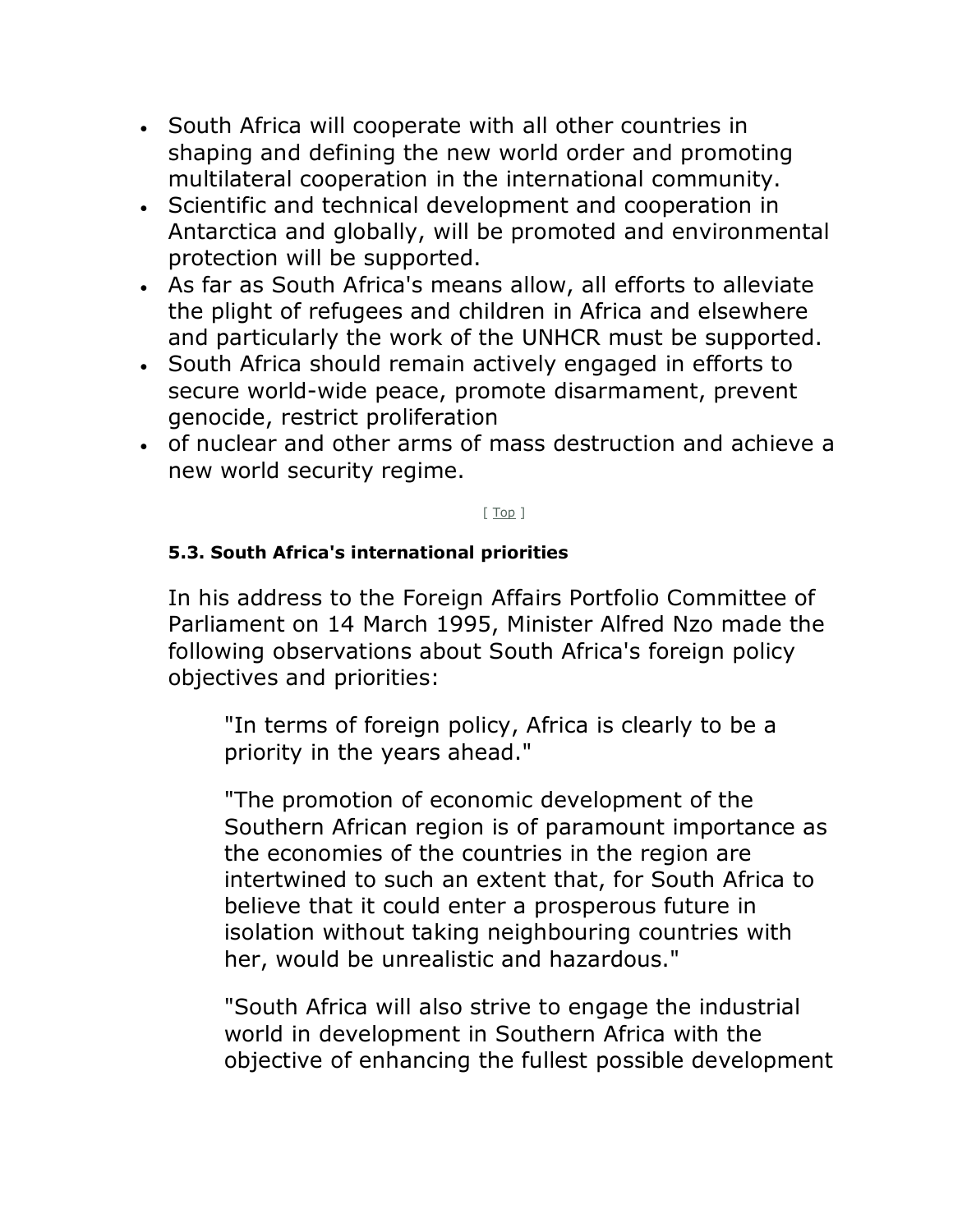- South Africa will cooperate with all other countries in shaping and defining the new world order and promoting multilateral cooperation in the international community.
- Scientific and technical development and cooperation in Antarctica and globally, will be promoted and environmental protection will be supported.
- As far as South Africa's means allow, all efforts to alleviate the plight of refugees and children in Africa and elsewhere and particularly the work of the UNHCR must be supported.
- South Africa should remain actively engaged in efforts to secure world-wide peace, promote disarmament, prevent genocide, restrict proliferation
- of nuclear and other arms of mass destruction and achieve a new world security regime.

[ Top ]

#### 5.3. South Africa's international priorities

In his address to the Foreign Affairs Portfolio Committee of Parliament on 14 March 1995, Minister Alfred Nzo made the following observations about South Africa's foreign policy objectives and priorities:

> "In terms of foreign policy, Africa is clearly to be a priority in the years ahead."
>
> "The promotion of economic development of the Southern African region is of paramount importance as the economies of the countries in the region are intertwined to such an extent that, for South Africa to believe that it could enter a prosperous future in isolation without taking neighbouring countries with her, would be unrealistic and hazardous."
>
> "South Africa will also strive to engage the industrial world in development in Southern Africa with the objective of enhancing the fullest possible development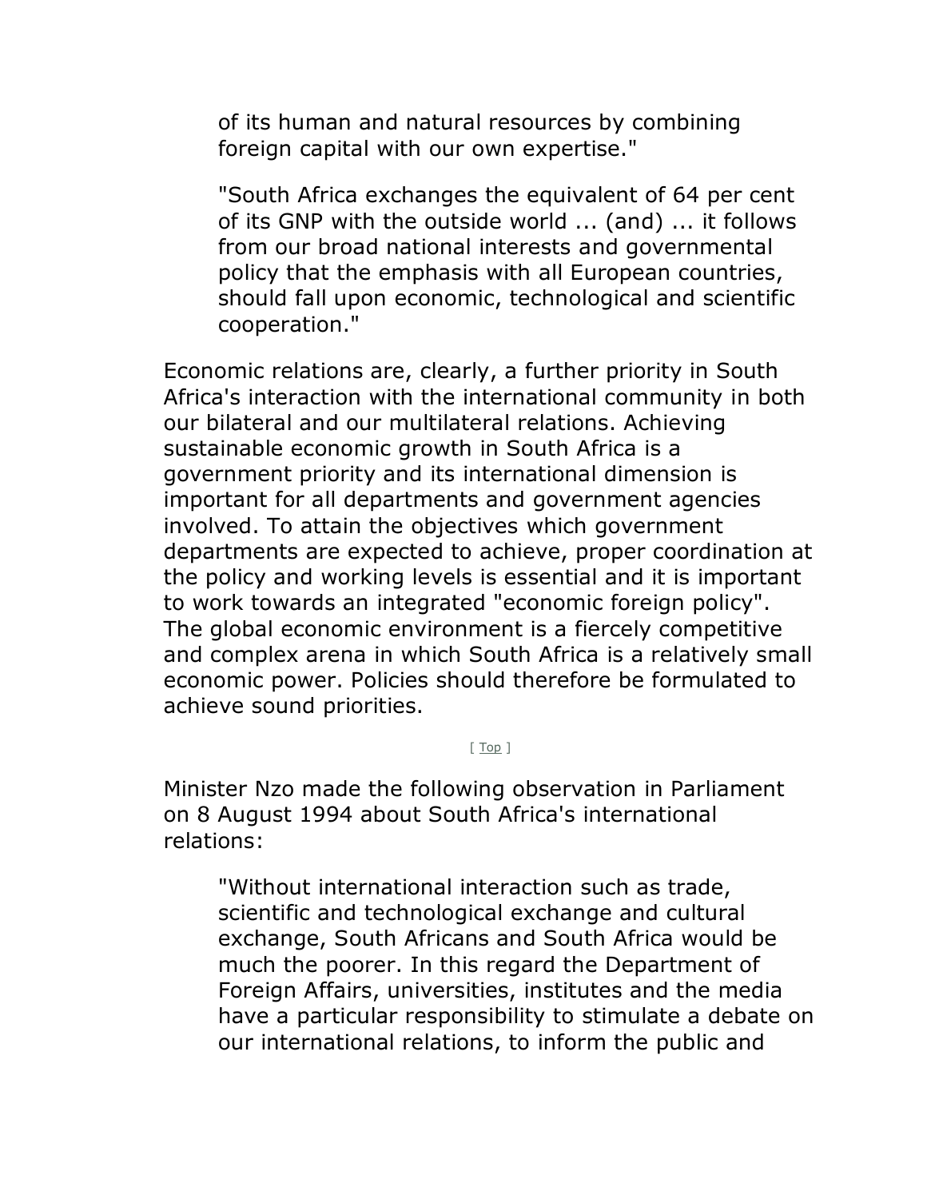> of its human and natural resources by combining foreign capital with our own expertise."
>
> "South Africa exchanges the equivalent of 64 per cent of its GNP with the outside world ... (and) ... it follows from our broad national interests and governmental policy that the emphasis with all European countries, should fall upon economic, technological and scientific cooperation."

Economic relations are, clearly, a further priority in South Africa's interaction with the international community in both our bilateral and our multilateral relations. Achieving sustainable economic growth in South Africa is a government priority and its international dimension is important for all departments and government agencies involved. To attain the objectives which government departments are expected to achieve, proper coordination at the policy and working levels is essential and it is important to work towards an integrated "economic foreign policy". The global economic environment is a fiercely competitive and complex arena in which South Africa is a relatively small economic power. Policies should therefore be formulated to achieve sound priorities.

[ Top ]

Minister Nzo made the following observation in Parliament on 8 August 1994 about South Africa's international relations:

> "Without international interaction such as trade, scientific and technological exchange and cultural exchange, South Africans and South Africa would be much the poorer. In this regard the Department of Foreign Affairs, universities, institutes and the media have a particular responsibility to stimulate a debate on our international relations, to inform the public and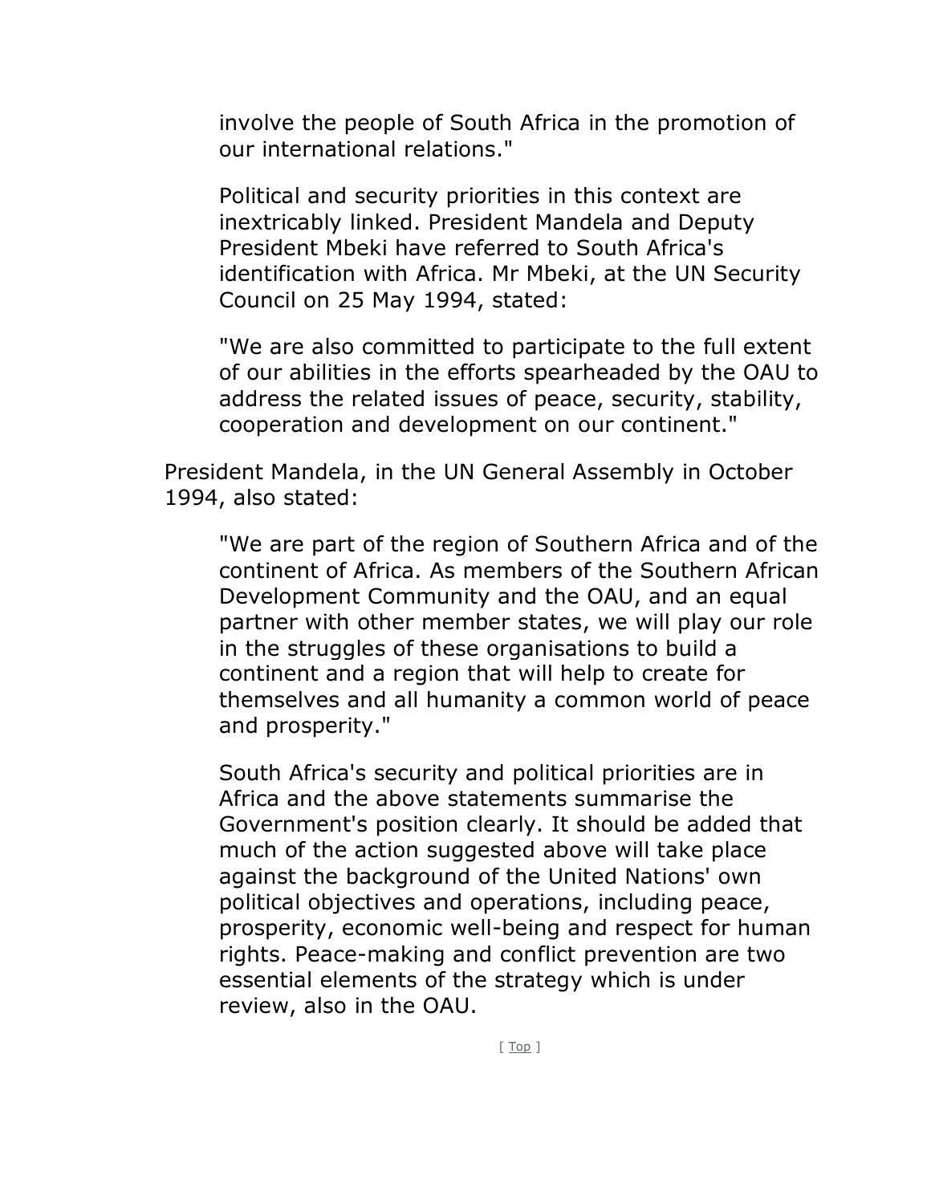involve the people of South Africa in the promotion of our international relations."

Political and security priorities in this context are inextricably linked. President Mandela and Deputy President Mbeki have referred to South Africa's identification with Africa. Mr Mbeki, at the UN Security Council on 25 May 1994, stated:

> "We are also committed to participate to the full extent of our abilities in the efforts spearheaded by the OAU to address the related issues of peace, security, stability, cooperation and development on our continent."

President Mandela, in the UN General Assembly in October 1994, also stated:

> "We are part of the region of Southern Africa and of the continent of Africa. As members of the Southern African Development Community and the OAU, and an equal partner with other member states, we will play our role in the struggles of these organisations to build a continent and a region that will help to create for themselves and all humanity a common world of peace and prosperity."

South Africa's security and political priorities are in Africa and the above statements summarise the Government's position clearly. It should be added that much of the action suggested above will take place against the background of the United Nations' own political objectives and operations, including peace, prosperity, economic well-being and respect for human rights. Peace-making and conflict prevention are two essential elements of the strategy which is under review, also in the OAU.

[ Top ]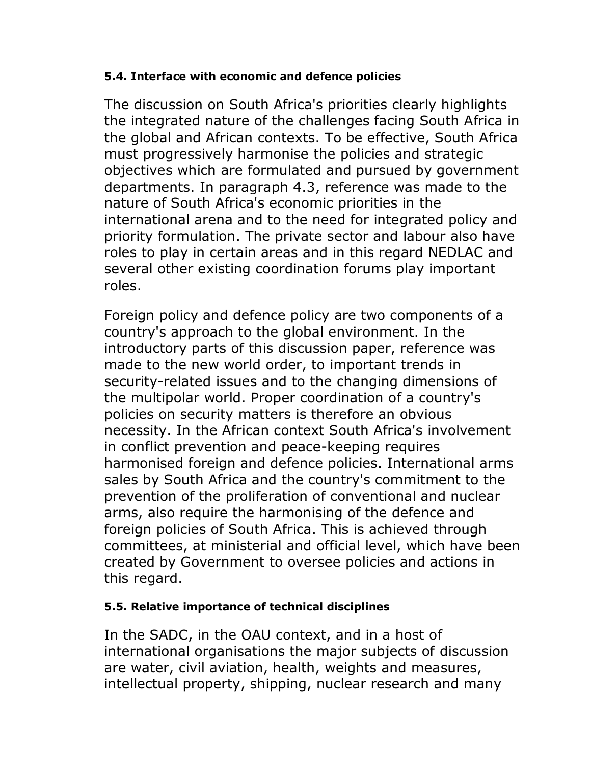**5.4. Interface with economic and defence policies**

The discussion on South Africa's priorities clearly highlights the integrated nature of the challenges facing South Africa in the global and African contexts. To be effective, South Africa must progressively harmonise the policies and strategic objectives which are formulated and pursued by government departments. In paragraph 4.3, reference was made to the nature of South Africa's economic priorities in the international arena and to the need for integrated policy and priority formulation. The private sector and labour also have roles to play in certain areas and in this regard NEDLAC and several other existing coordination forums play important roles.

Foreign policy and defence policy are two components of a country's approach to the global environment. In the introductory parts of this discussion paper, reference was made to the new world order, to important trends in security-related issues and to the changing dimensions of the multipolar world. Proper coordination of a country's policies on security matters is therefore an obvious necessity. In the African context South Africa's involvement in conflict prevention and peace-keeping requires harmonised foreign and defence policies. International arms sales by South Africa and the country's commitment to the prevention of the proliferation of conventional and nuclear arms, also require the harmonising of the defence and foreign policies of South Africa. This is achieved through committees, at ministerial and official level, which have been created by Government to oversee policies and actions in this regard.

**5.5. Relative importance of technical disciplines**

In the SADC, in the OAU context, and in a host of international organisations the major subjects of discussion are water, civil aviation, health, weights and measures, intellectual property, shipping, nuclear research and many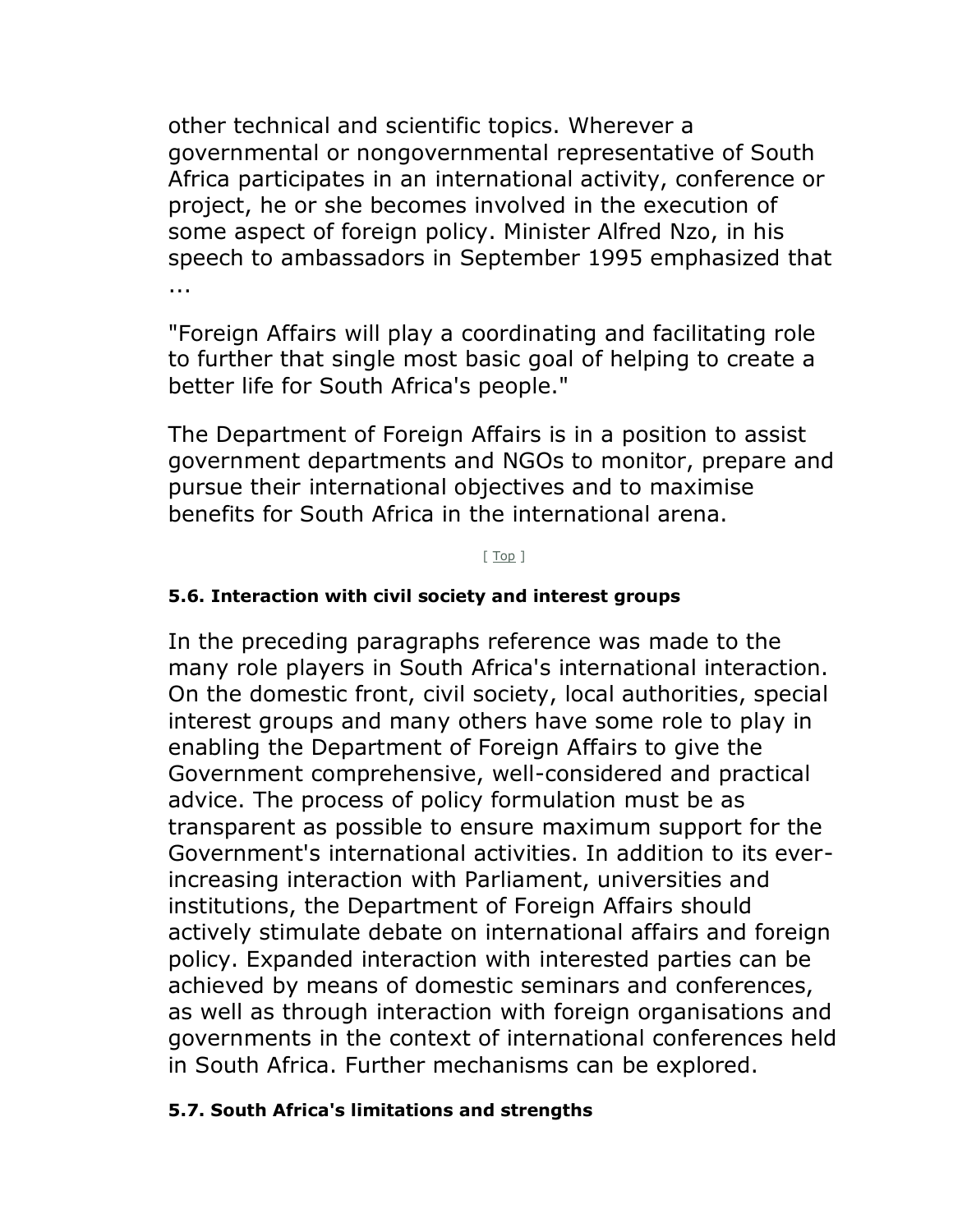other technical and scientific topics. Wherever a governmental or nongovernmental representative of South Africa participates in an international activity, conference or project, he or she becomes involved in the execution of some aspect of foreign policy. Minister Alfred Nzo, in his speech to ambassadors in September 1995 emphasized that ...

"Foreign Affairs will play a coordinating and facilitating role to further that single most basic goal of helping to create a better life for South Africa's people."

The Department of Foreign Affairs is in a position to assist government departments and NGOs to monitor, prepare and pursue their international objectives and to maximise benefits for South Africa in the international arena.

[ Top ]

**5.6. Interaction with civil society and interest groups**

In the preceding paragraphs reference was made to the many role players in South Africa's international interaction. On the domestic front, civil society, local authorities, special interest groups and many others have some role to play in enabling the Department of Foreign Affairs to give the Government comprehensive, well-considered and practical advice. The process of policy formulation must be as transparent as possible to ensure maximum support for the Government's international activities. In addition to its ever-increasing interaction with Parliament, universities and institutions, the Department of Foreign Affairs should actively stimulate debate on international affairs and foreign policy. Expanded interaction with interested parties can be achieved by means of domestic seminars and conferences, as well as through interaction with foreign organisations and governments in the context of international conferences held in South Africa. Further mechanisms can be explored.

**5.7. South Africa's limitations and strengths**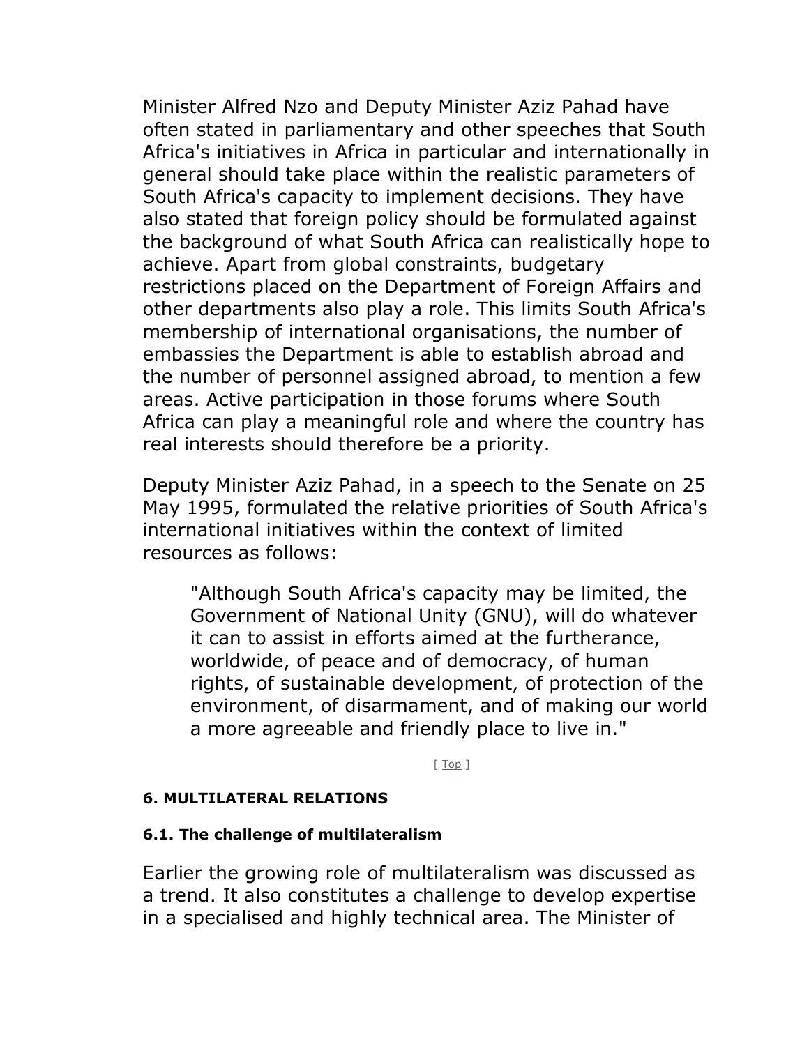Minister Alfred Nzo and Deputy Minister Aziz Pahad have often stated in parliamentary and other speeches that South Africa's initiatives in Africa in particular and internationally in general should take place within the realistic parameters of South Africa's capacity to implement decisions. They have also stated that foreign policy should be formulated against the background of what South Africa can realistically hope to achieve. Apart from global constraints, budgetary restrictions placed on the Department of Foreign Affairs and other departments also play a role. This limits South Africa's membership of international organisations, the number of embassies the Department is able to establish abroad and the number of personnel assigned abroad, to mention a few areas. Active participation in those forums where South Africa can play a meaningful role and where the country has real interests should therefore be a priority.

Deputy Minister Aziz Pahad, in a speech to the Senate on 25 May 1995, formulated the relative priorities of South Africa's international initiatives within the context of limited resources as follows:

> "Although South Africa's capacity may be limited, the Government of National Unity (GNU), will do whatever it can to assist in efforts aimed at the furtherance, worldwide, of peace and of democracy, of human rights, of sustainable development, of protection of the environment, of disarmament, and of making our world a more agreeable and friendly place to live in."

[ Top ]

#### 6. MULTILATERAL RELATIONS

##### 6.1. The challenge of multilateralism

Earlier the growing role of multilateralism was discussed as a trend. It also constitutes a challenge to develop expertise in a specialised and highly technical area. The Minister of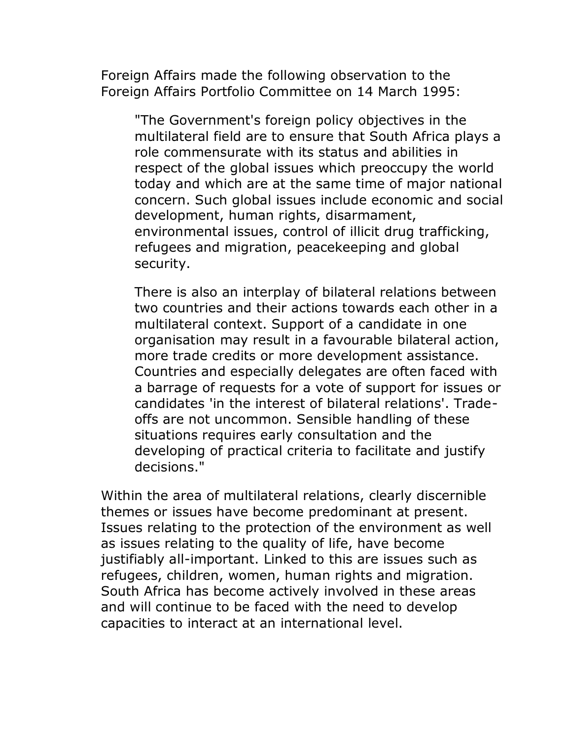Foreign Affairs made the following observation to the Foreign Affairs Portfolio Committee on 14 March 1995:

> "The Government's foreign policy objectives in the multilateral field are to ensure that South Africa plays a role commensurate with its status and abilities in respect of the global issues which preoccupy the world today and which are at the same time of major national concern. Such global issues include economic and social development, human rights, disarmament, environmental issues, control of illicit drug trafficking, refugees and migration, peacekeeping and global security.
>
> There is also an interplay of bilateral relations between two countries and their actions towards each other in a multilateral context. Support of a candidate in one organisation may result in a favourable bilateral action, more trade credits or more development assistance. Countries and especially delegates are often faced with a barrage of requests for a vote of support for issues or candidates 'in the interest of bilateral relations'. Trade-offs are not uncommon. Sensible handling of these situations requires early consultation and the developing of practical criteria to facilitate and justify decisions."

Within the area of multilateral relations, clearly discernible themes or issues have become predominant at present. Issues relating to the protection of the environment as well as issues relating to the quality of life, have become justifiably all-important. Linked to this are issues such as refugees, children, women, human rights and migration. South Africa has become actively involved in these areas and will continue to be faced with the need to develop capacities to interact at an international level.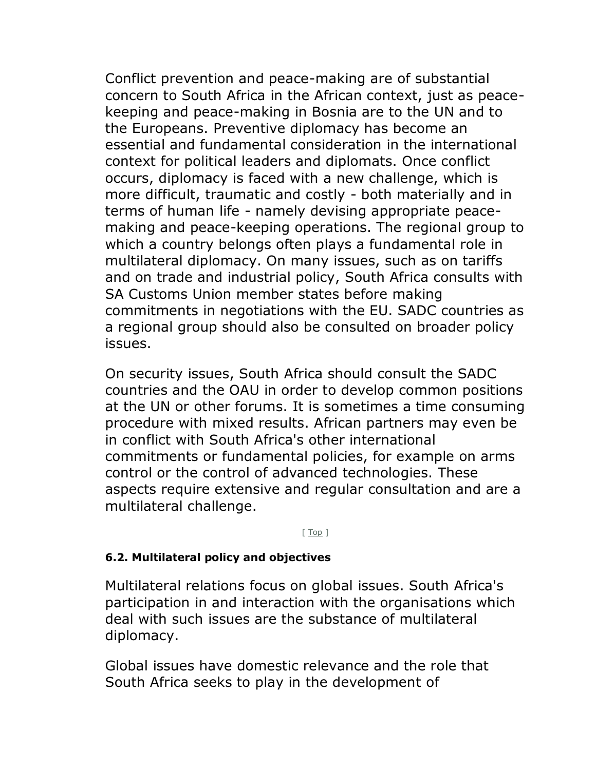Conflict prevention and peace-making are of substantial concern to South Africa in the African context, just as peace-keeping and peace-making in Bosnia are to the UN and to the Europeans. Preventive diplomacy has become an essential and fundamental consideration in the international context for political leaders and diplomats. Once conflict occurs, diplomacy is faced with a new challenge, which is more difficult, traumatic and costly - both materially and in terms of human life - namely devising appropriate peace-making and peace-keeping operations. The regional group to which a country belongs often plays a fundamental role in multilateral diplomacy. On many issues, such as on tariffs and on trade and industrial policy, South Africa consults with SA Customs Union member states before making commitments in negotiations with the EU. SADC countries as a regional group should also be consulted on broader policy issues.

On security issues, South Africa should consult the SADC countries and the OAU in order to develop common positions at the UN or other forums. It is sometimes a time consuming procedure with mixed results. African partners may even be in conflict with South Africa's other international commitments or fundamental policies, for example on arms control or the control of advanced technologies. These aspects require extensive and regular consultation and are a multilateral challenge.

[ Top ]

#### 6.2. Multilateral policy and objectives

Multilateral relations focus on global issues. South Africa's participation in and interaction with the organisations which deal with such issues are the substance of multilateral diplomacy.

Global issues have domestic relevance and the role that South Africa seeks to play in the development of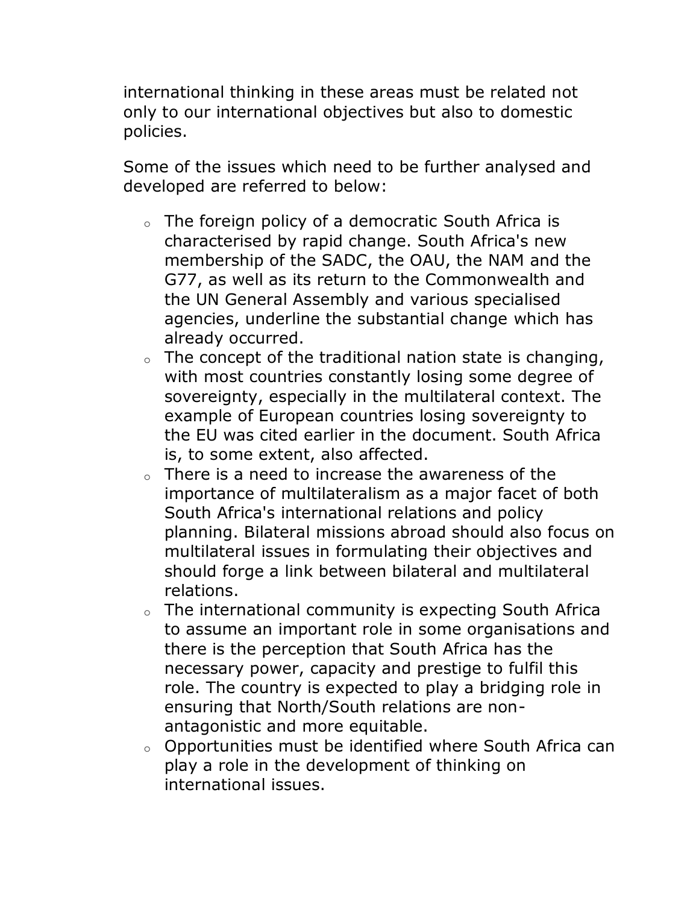international thinking in these areas must be related not only to our international objectives but also to domestic policies.

Some of the issues which need to be further analysed and developed are referred to below:

- The foreign policy of a democratic South Africa is characterised by rapid change. South Africa's new membership of the SADC, the OAU, the NAM and the G77, as well as its return to the Commonwealth and the UN General Assembly and various specialised agencies, underline the substantial change which has already occurred.
- The concept of the traditional nation state is changing, with most countries constantly losing some degree of sovereignty, especially in the multilateral context. The example of European countries losing sovereignty to the EU was cited earlier in the document. South Africa is, to some extent, also affected.
- There is a need to increase the awareness of the importance of multilateralism as a major facet of both South Africa's international relations and policy planning. Bilateral missions abroad should also focus on multilateral issues in formulating their objectives and should forge a link between bilateral and multilateral relations.
- The international community is expecting South Africa to assume an important role in some organisations and there is the perception that South Africa has the necessary power, capacity and prestige to fulfil this role. The country is expected to play a bridging role in ensuring that North/South relations are non-antagonistic and more equitable.
- Opportunities must be identified where South Africa can play a role in the development of thinking on international issues.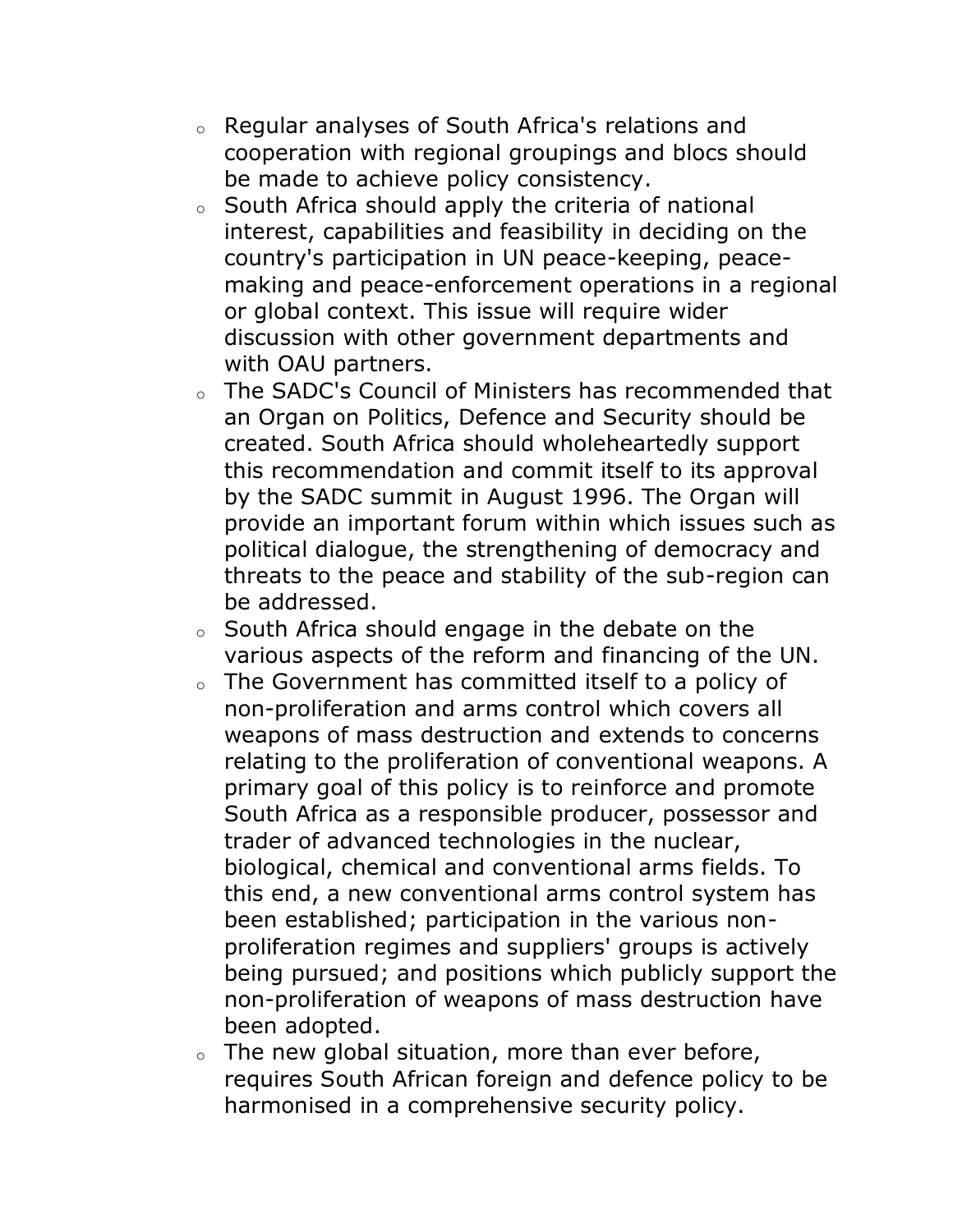- Regular analyses of South Africa's relations and cooperation with regional groupings and blocs should be made to achieve policy consistency.
- South Africa should apply the criteria of national interest, capabilities and feasibility in deciding on the country's participation in UN peace-keeping, peace-making and peace-enforcement operations in a regional or global context. This issue will require wider discussion with other government departments and with OAU partners.
- The SADC's Council of Ministers has recommended that an Organ on Politics, Defence and Security should be created. South Africa should wholeheartedly support this recommendation and commit itself to its approval by the SADC summit in August 1996. The Organ will provide an important forum within which issues such as political dialogue, the strengthening of democracy and threats to the peace and stability of the sub-region can be addressed.
- South Africa should engage in the debate on the various aspects of the reform and financing of the UN.
- The Government has committed itself to a policy of non-proliferation and arms control which covers all weapons of mass destruction and extends to concerns relating to the proliferation of conventional weapons. A primary goal of this policy is to reinforce and promote South Africa as a responsible producer, possessor and trader of advanced technologies in the nuclear, biological, chemical and conventional arms fields. To this end, a new conventional arms control system has been established; participation in the various non-proliferation regimes and suppliers' groups is actively being pursued; and positions which publicly support the non-proliferation of weapons of mass destruction have been adopted.
- The new global situation, more than ever before, requires South African foreign and defence policy to be harmonised in a comprehensive security policy.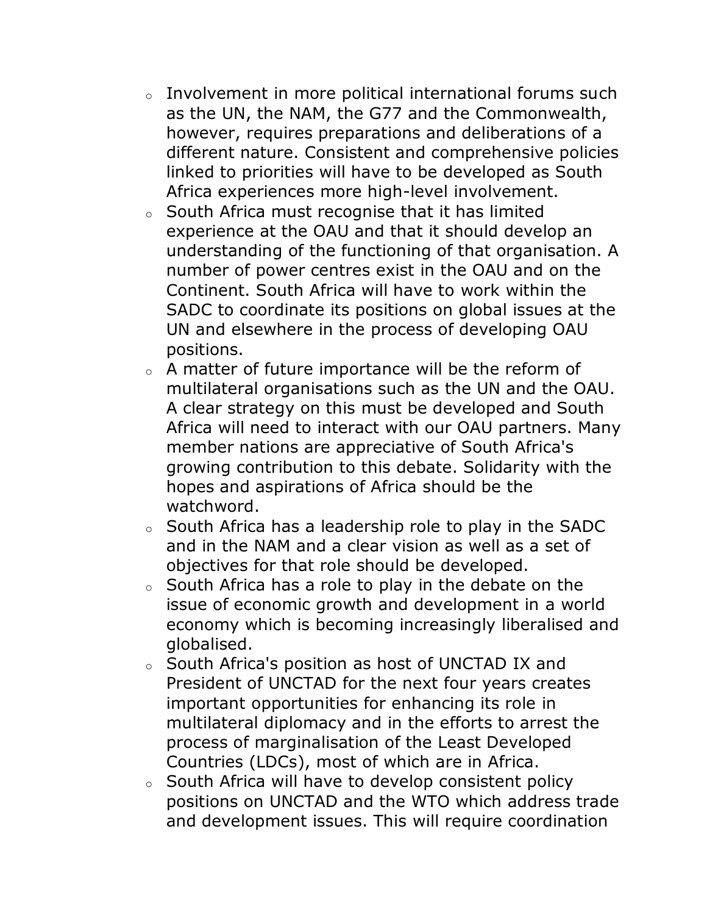- Involvement in more political international forums such as the UN, the NAM, the G77 and the Commonwealth, however, requires preparations and deliberations of a different nature. Consistent and comprehensive policies linked to priorities will have to be developed as South Africa experiences more high-level involvement.
- South Africa must recognise that it has limited experience at the OAU and that it should develop an understanding of the functioning of that organisation. A number of power centres exist in the OAU and on the Continent. South Africa will have to work within the SADC to coordinate its positions on global issues at the UN and elsewhere in the process of developing OAU positions.
- A matter of future importance will be the reform of multilateral organisations such as the UN and the OAU. A clear strategy on this must be developed and South Africa will need to interact with our OAU partners. Many member nations are appreciative of South Africa's growing contribution to this debate. Solidarity with the hopes and aspirations of Africa should be the watchword.
- South Africa has a leadership role to play in the SADC and in the NAM and a clear vision as well as a set of objectives for that role should be developed.
- South Africa has a role to play in the debate on the issue of economic growth and development in a world economy which is becoming increasingly liberalised and globalised.
- South Africa's position as host of UNCTAD IX and President of UNCTAD for the next four years creates important opportunities for enhancing its role in multilateral diplomacy and in the efforts to arrest the process of marginalisation of the Least Developed Countries (LDCs), most of which are in Africa.
- South Africa will have to develop consistent policy positions on UNCTAD and the WTO which address trade and development issues. This will require coordination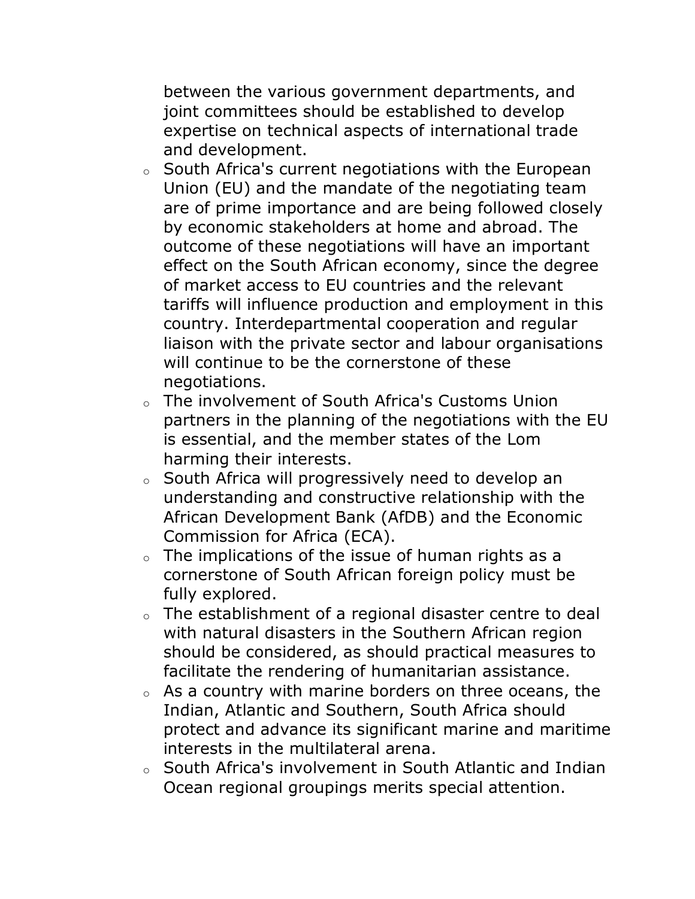between the various government departments, and joint committees should be established to develop expertise on technical aspects of international trade and development.

- South Africa's current negotiations with the European Union (EU) and the mandate of the negotiating team are of prime importance and are being followed closely by economic stakeholders at home and abroad. The outcome of these negotiations will have an important effect on the South African economy, since the degree of market access to EU countries and the relevant tariffs will influence production and employment in this country. Interdepartmental cooperation and regular liaison with the private sector and labour organisations will continue to be the cornerstone of these negotiations.
- The involvement of South Africa's Customs Union partners in the planning of the negotiations with the EU is essential, and the member states of the Lom harming their interests.
- South Africa will progressively need to develop an understanding and constructive relationship with the African Development Bank (AfDB) and the Economic Commission for Africa (ECA).
- The implications of the issue of human rights as a cornerstone of South African foreign policy must be fully explored.
- The establishment of a regional disaster centre to deal with natural disasters in the Southern African region should be considered, as should practical measures to facilitate the rendering of humanitarian assistance.
- As a country with marine borders on three oceans, the Indian, Atlantic and Southern, South Africa should protect and advance its significant marine and maritime interests in the multilateral arena.
- South Africa's involvement in South Atlantic and Indian Ocean regional groupings merits special attention.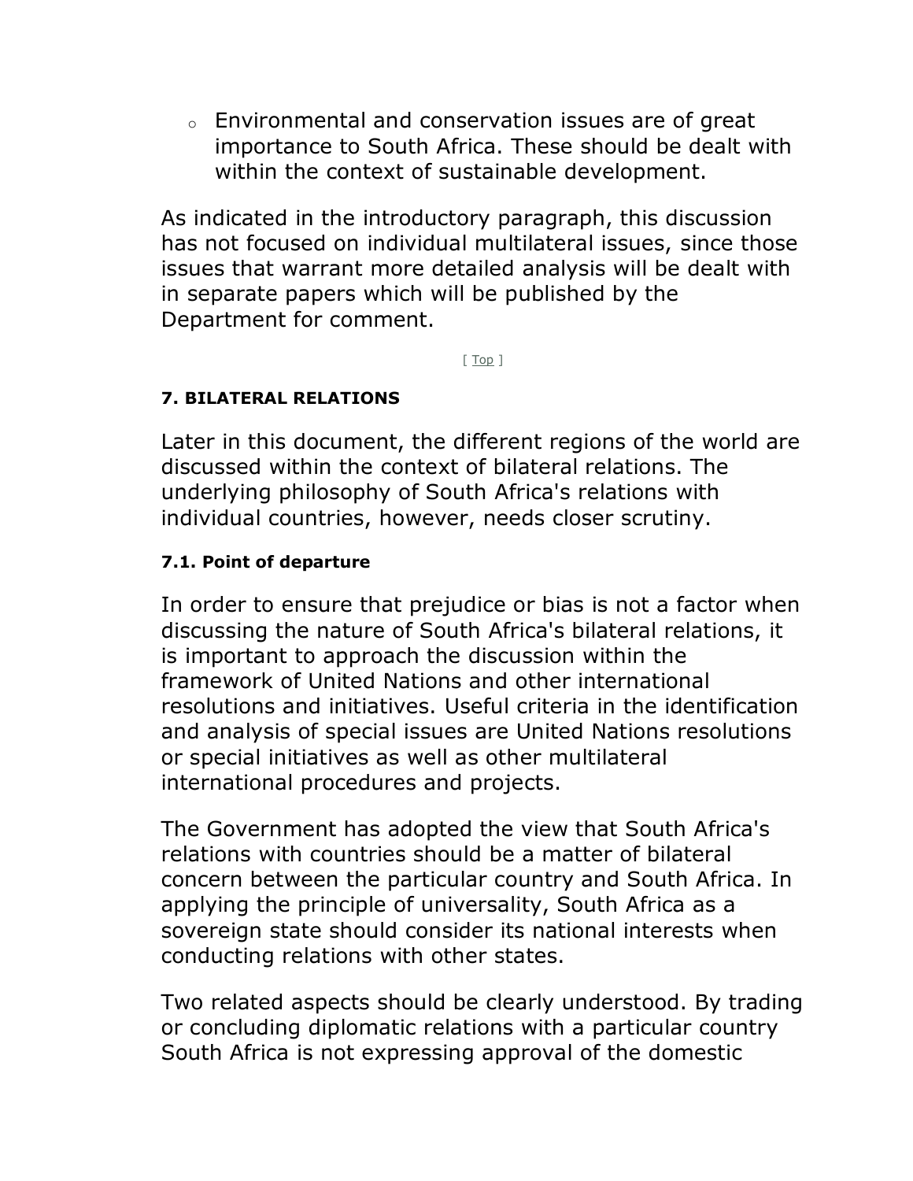- Environmental and conservation issues are of great importance to South Africa. These should be dealt with within the context of sustainable development.

As indicated in the introductory paragraph, this discussion has not focused on individual multilateral issues, since those issues that warrant more detailed analysis will be dealt with in separate papers which will be published by the Department for comment.

[ Top ]

### 7. BILATERAL RELATIONS

Later in this document, the different regions of the world are discussed within the context of bilateral relations. The underlying philosophy of South Africa's relations with individual countries, however, needs closer scrutiny.

#### 7.1. Point of departure

In order to ensure that prejudice or bias is not a factor when discussing the nature of South Africa's bilateral relations, it is important to approach the discussion within the framework of United Nations and other international resolutions and initiatives. Useful criteria in the identification and analysis of special issues are United Nations resolutions or special initiatives as well as other multilateral international procedures and projects.

The Government has adopted the view that South Africa's relations with countries should be a matter of bilateral concern between the particular country and South Africa. In applying the principle of universality, South Africa as a sovereign state should consider its national interests when conducting relations with other states.

Two related aspects should be clearly understood. By trading or concluding diplomatic relations with a particular country South Africa is not expressing approval of the domestic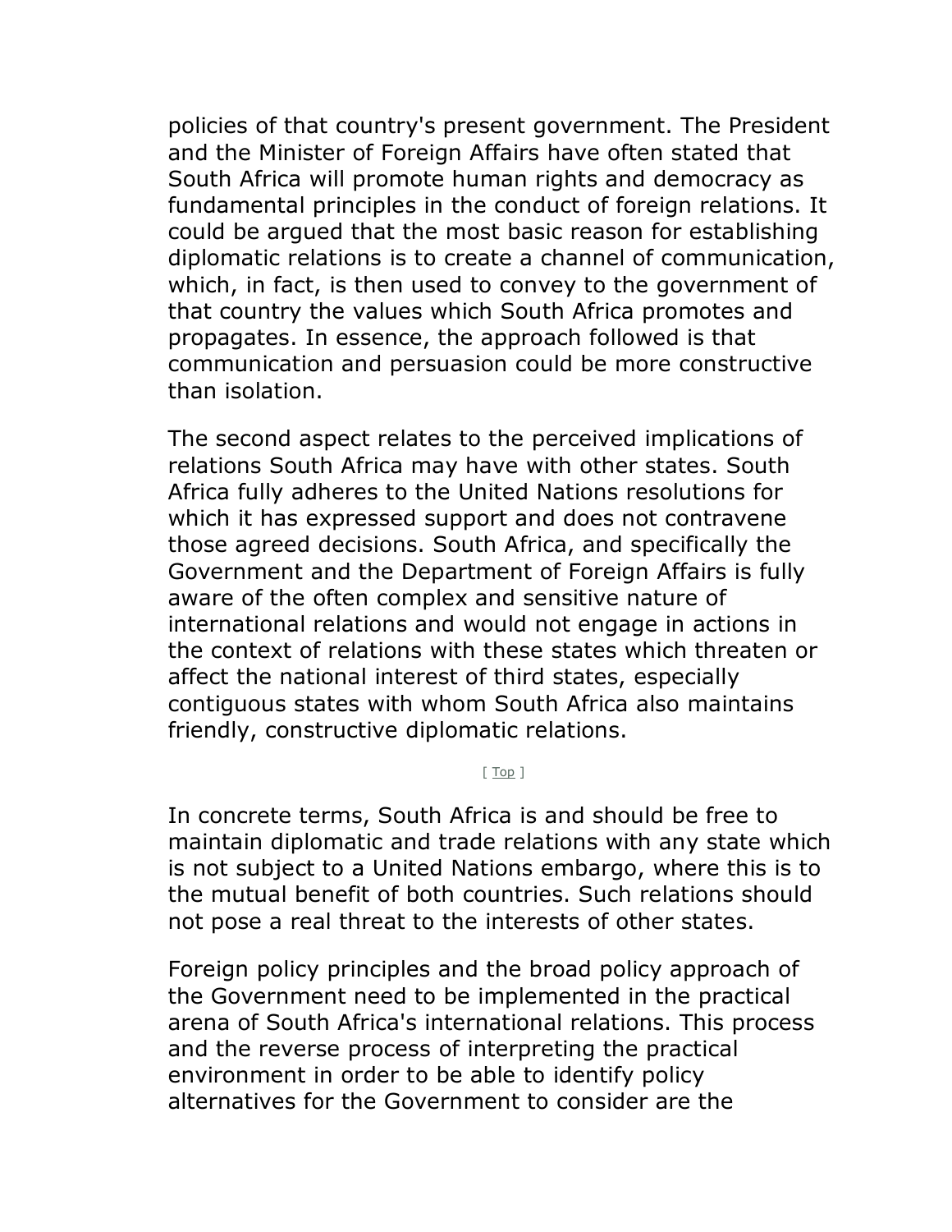policies of that country's present government. The President and the Minister of Foreign Affairs have often stated that South Africa will promote human rights and democracy as fundamental principles in the conduct of foreign relations. It could be argued that the most basic reason for establishing diplomatic relations is to create a channel of communication, which, in fact, is then used to convey to the government of that country the values which South Africa promotes and propagates. In essence, the approach followed is that communication and persuasion could be more constructive than isolation.

The second aspect relates to the perceived implications of relations South Africa may have with other states. South Africa fully adheres to the United Nations resolutions for which it has expressed support and does not contravene those agreed decisions. South Africa, and specifically the Government and the Department of Foreign Affairs is fully aware of the often complex and sensitive nature of international relations and would not engage in actions in the context of relations with these states which threaten or affect the national interest of third states, especially contiguous states with whom South Africa also maintains friendly, constructive diplomatic relations.

[ Top ]

In concrete terms, South Africa is and should be free to maintain diplomatic and trade relations with any state which is not subject to a United Nations embargo, where this is to the mutual benefit of both countries. Such relations should not pose a real threat to the interests of other states.

Foreign policy principles and the broad policy approach of the Government need to be implemented in the practical arena of South Africa's international relations. This process and the reverse process of interpreting the practical environment in order to be able to identify policy alternatives for the Government to consider are the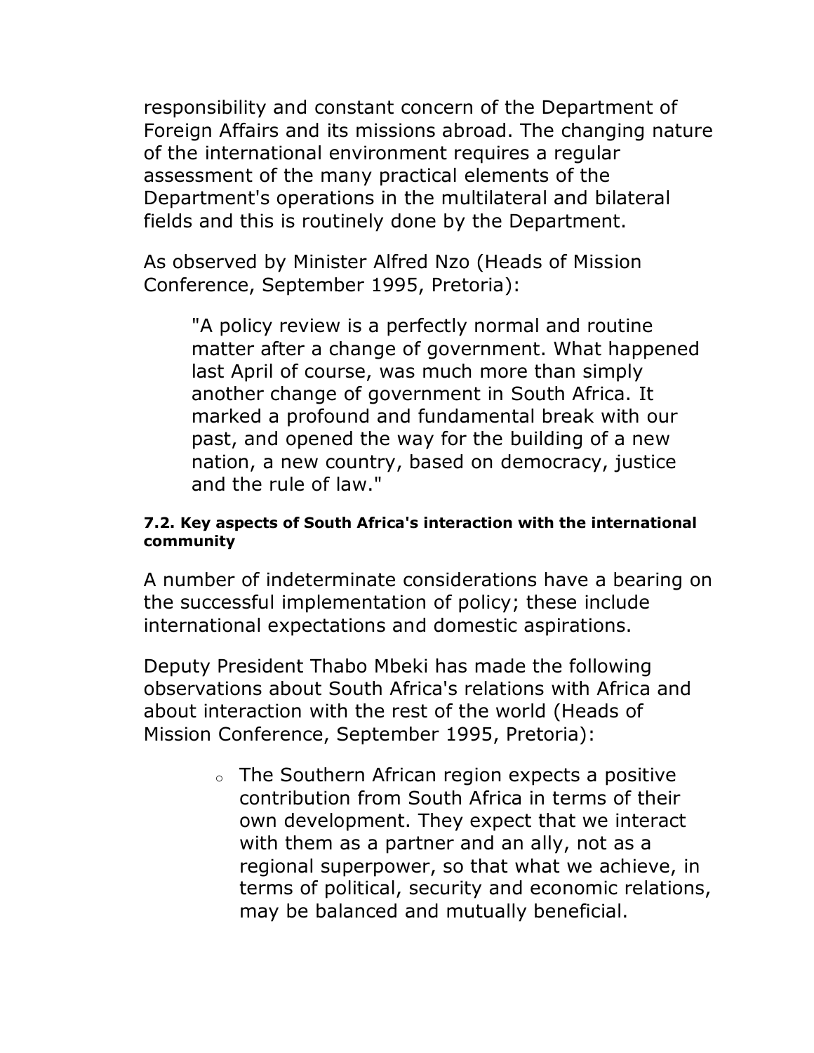responsibility and constant concern of the Department of Foreign Affairs and its missions abroad. The changing nature of the international environment requires a regular assessment of the many practical elements of the Department's operations in the multilateral and bilateral fields and this is routinely done by the Department.

As observed by Minister Alfred Nzo (Heads of Mission Conference, September 1995, Pretoria):

> "A policy review is a perfectly normal and routine matter after a change of government. What happened last April of course, was much more than simply another change of government in South Africa. It marked a profound and fundamental break with our past, and opened the way for the building of a new nation, a new country, based on democracy, justice and the rule of law."

#### 7.2. Key aspects of South Africa's interaction with the international community

A number of indeterminate considerations have a bearing on the successful implementation of policy; these include international expectations and domestic aspirations.

Deputy President Thabo Mbeki has made the following observations about South Africa's relations with Africa and about interaction with the rest of the world (Heads of Mission Conference, September 1995, Pretoria):

- The Southern African region expects a positive contribution from South Africa in terms of their own development. They expect that we interact with them as a partner and an ally, not as a regional superpower, so that what we achieve, in terms of political, security and economic relations, may be balanced and mutually beneficial.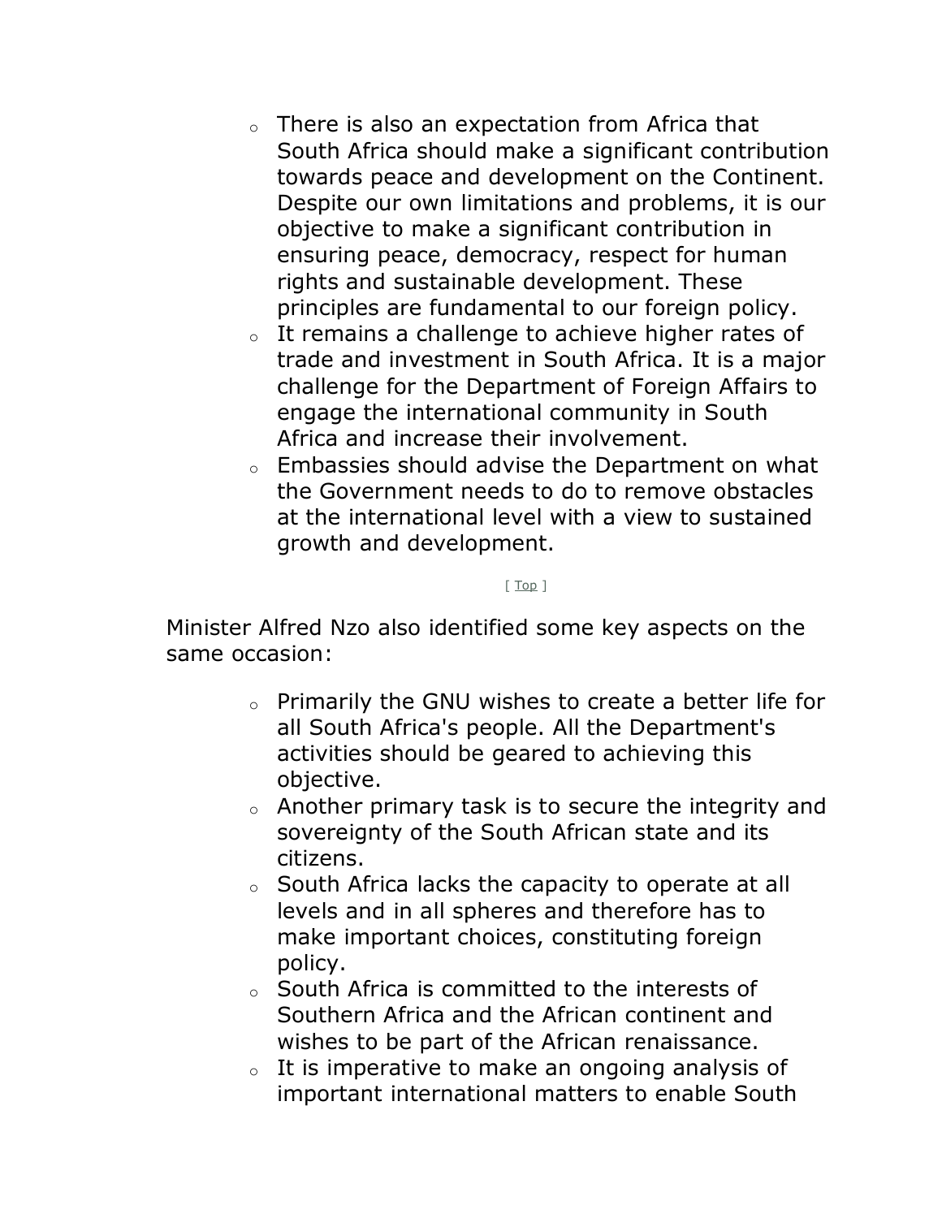- There is also an expectation from Africa that South Africa should make a significant contribution towards peace and development on the Continent. Despite our own limitations and problems, it is our objective to make a significant contribution in ensuring peace, democracy, respect for human rights and sustainable development. These principles are fundamental to our foreign policy.
- It remains a challenge to achieve higher rates of trade and investment in South Africa. It is a major challenge for the Department of Foreign Affairs to engage the international community in South Africa and increase their involvement.
- Embassies should advise the Department on what the Government needs to do to remove obstacles at the international level with a view to sustained growth and development.

[ Top ]

Minister Alfred Nzo also identified some key aspects on the same occasion:

- Primarily the GNU wishes to create a better life for all South Africa's people. All the Department's activities should be geared to achieving this objective.
- Another primary task is to secure the integrity and sovereignty of the South African state and its citizens.
- South Africa lacks the capacity to operate at all levels and in all spheres and therefore has to make important choices, constituting foreign policy.
- South Africa is committed to the interests of Southern Africa and the African continent and wishes to be part of the African renaissance.
- It is imperative to make an ongoing analysis of important international matters to enable South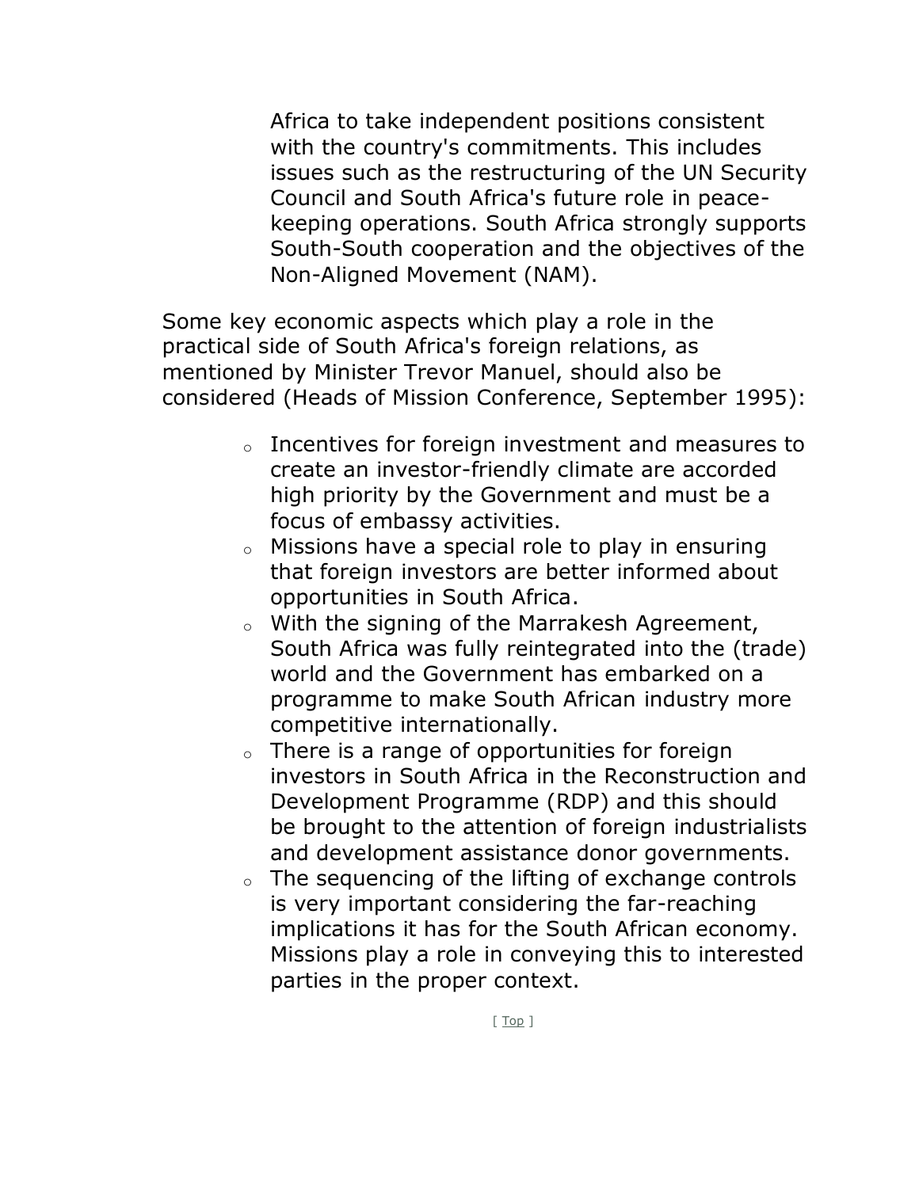Africa to take independent positions consistent with the country's commitments. This includes issues such as the restructuring of the UN Security Council and South Africa's future role in peace-keeping operations. South Africa strongly supports South-South cooperation and the objectives of the Non-Aligned Movement (NAM).

Some key economic aspects which play a role in the practical side of South Africa's foreign relations, as mentioned by Minister Trevor Manuel, should also be considered (Heads of Mission Conference, September 1995):

- Incentives for foreign investment and measures to create an investor-friendly climate are accorded high priority by the Government and must be a focus of embassy activities.
- Missions have a special role to play in ensuring that foreign investors are better informed about opportunities in South Africa.
- With the signing of the Marrakesh Agreement, South Africa was fully reintegrated into the (trade) world and the Government has embarked on a programme to make South African industry more competitive internationally.
- There is a range of opportunities for foreign investors in South Africa in the Reconstruction and Development Programme (RDP) and this should be brought to the attention of foreign industrialists and development assistance donor governments.
- The sequencing of the lifting of exchange controls is very important considering the far-reaching implications it has for the South African economy. Missions play a role in conveying this to interested parties in the proper context.

[ Top ]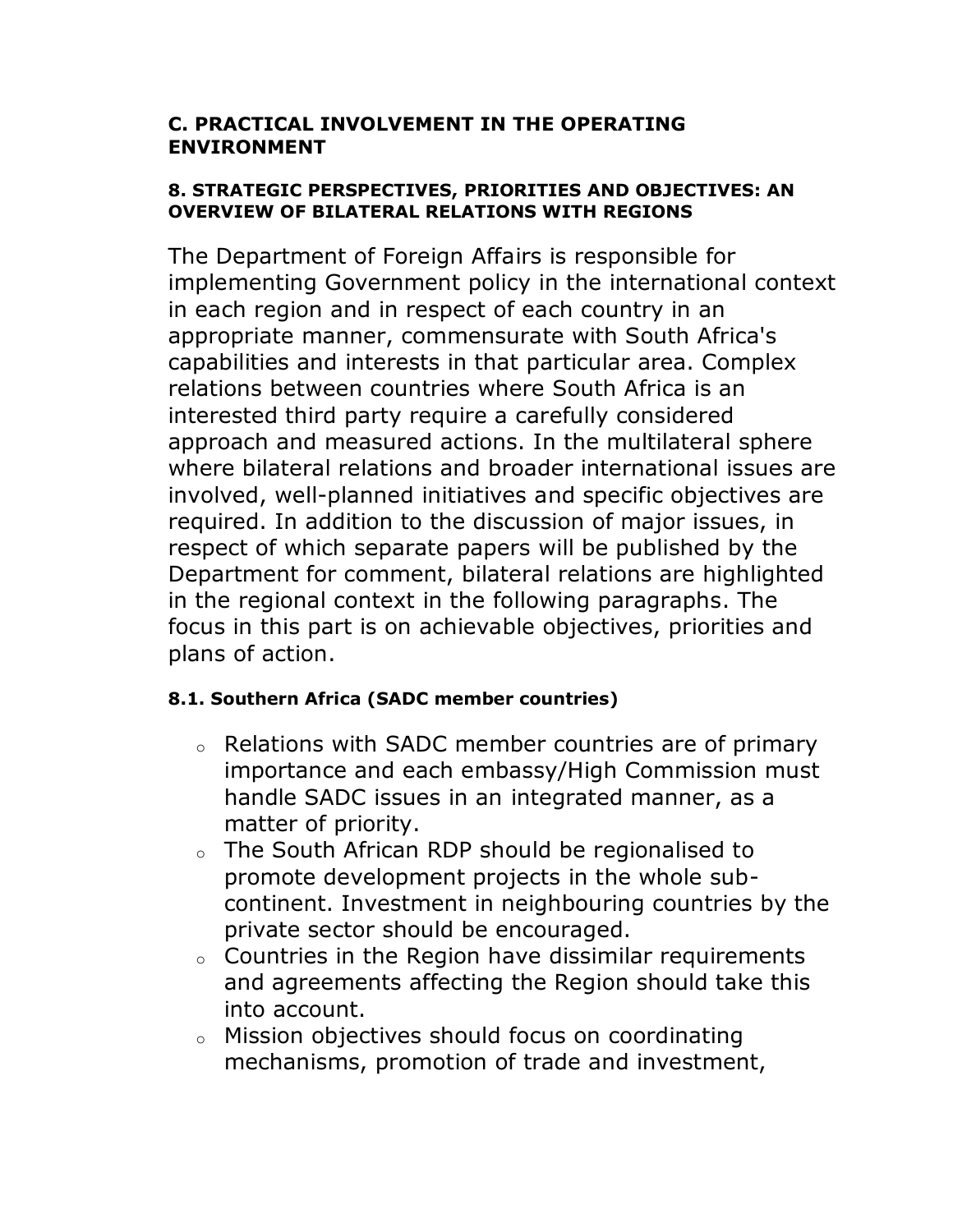### C. PRACTICAL INVOLVEMENT IN THE OPERATING ENVIRONMENT

#### 8. STRATEGIC PERSPECTIVES, PRIORITIES AND OBJECTIVES: AN OVERVIEW OF BILATERAL RELATIONS WITH REGIONS

The Department of Foreign Affairs is responsible for implementing Government policy in the international context in each region and in respect of each country in an appropriate manner, commensurate with South Africa's capabilities and interests in that particular area. Complex relations between countries where South Africa is an interested third party require a carefully considered approach and measured actions. In the multilateral sphere where bilateral relations and broader international issues are involved, well-planned initiatives and specific objectives are required. In addition to the discussion of major issues, in respect of which separate papers will be published by the Department for comment, bilateral relations are highlighted in the regional context in the following paragraphs. The focus in this part is on achievable objectives, priorities and plans of action.

#### 8.1. Southern Africa (SADC member countries)

- Relations with SADC member countries are of primary importance and each embassy/High Commission must handle SADC issues in an integrated manner, as a matter of priority.
- The South African RDP should be regionalised to promote development projects in the whole sub-continent. Investment in neighbouring countries by the private sector should be encouraged.
- Countries in the Region have dissimilar requirements and agreements affecting the Region should take this into account.
- Mission objectives should focus on coordinating mechanisms, promotion of trade and investment,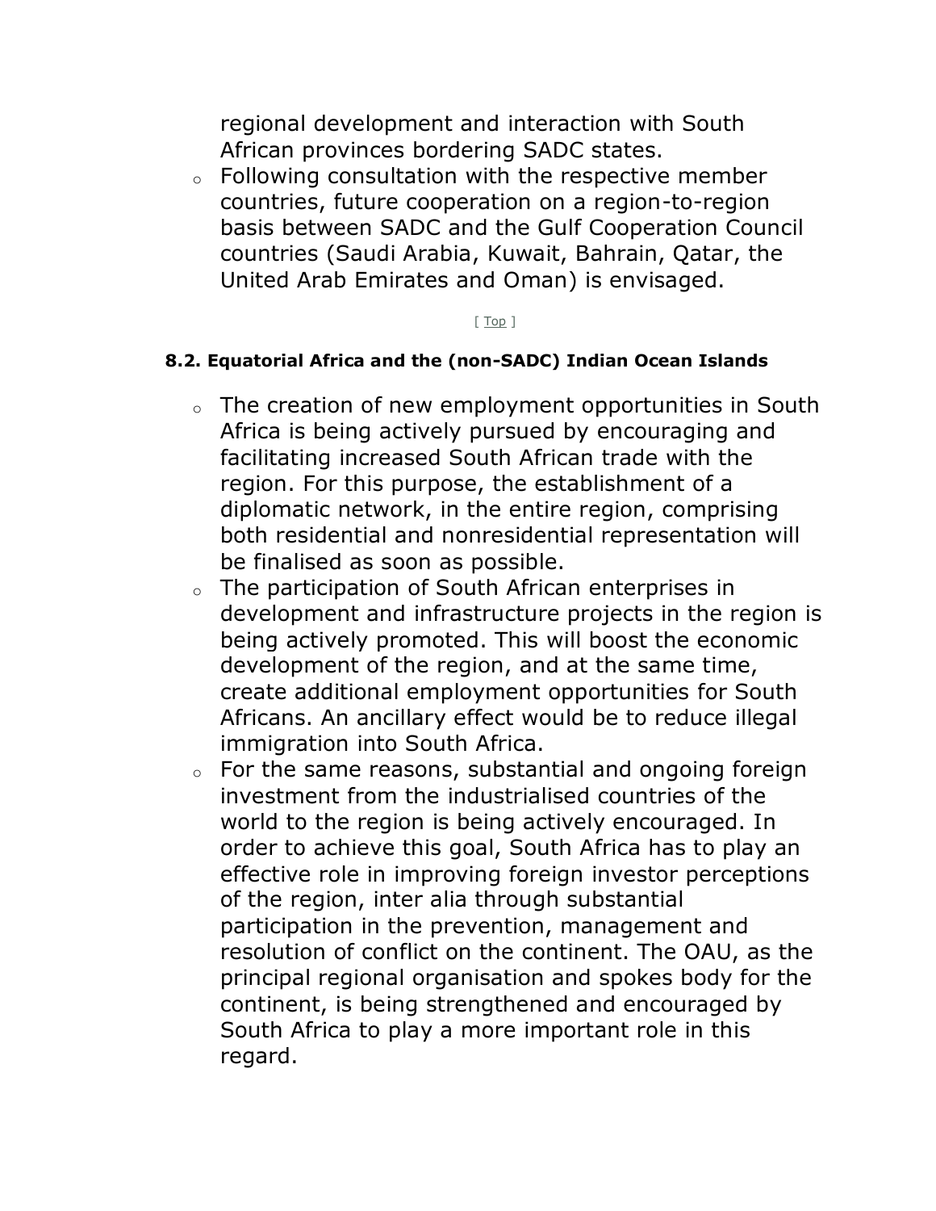regional development and interaction with South African provinces bordering SADC states.

- Following consultation with the respective member countries, future cooperation on a region-to-region basis between SADC and the Gulf Cooperation Council countries (Saudi Arabia, Kuwait, Bahrain, Qatar, the United Arab Emirates and Oman) is envisaged.

[ Top ]

#### 8.2. Equatorial Africa and the (non-SADC) Indian Ocean Islands

- The creation of new employment opportunities in South Africa is being actively pursued by encouraging and facilitating increased South African trade with the region. For this purpose, the establishment of a diplomatic network, in the entire region, comprising both residential and nonresidential representation will be finalised as soon as possible.
- The participation of South African enterprises in development and infrastructure projects in the region is being actively promoted. This will boost the economic development of the region, and at the same time, create additional employment opportunities for South Africans. An ancillary effect would be to reduce illegal immigration into South Africa.
- For the same reasons, substantial and ongoing foreign investment from the industrialised countries of the world to the region is being actively encouraged. In order to achieve this goal, South Africa has to play an effective role in improving foreign investor perceptions of the region, inter alia through substantial participation in the prevention, management and resolution of conflict on the continent. The OAU, as the principal regional organisation and spokes body for the continent, is being strengthened and encouraged by South Africa to play a more important role in this regard.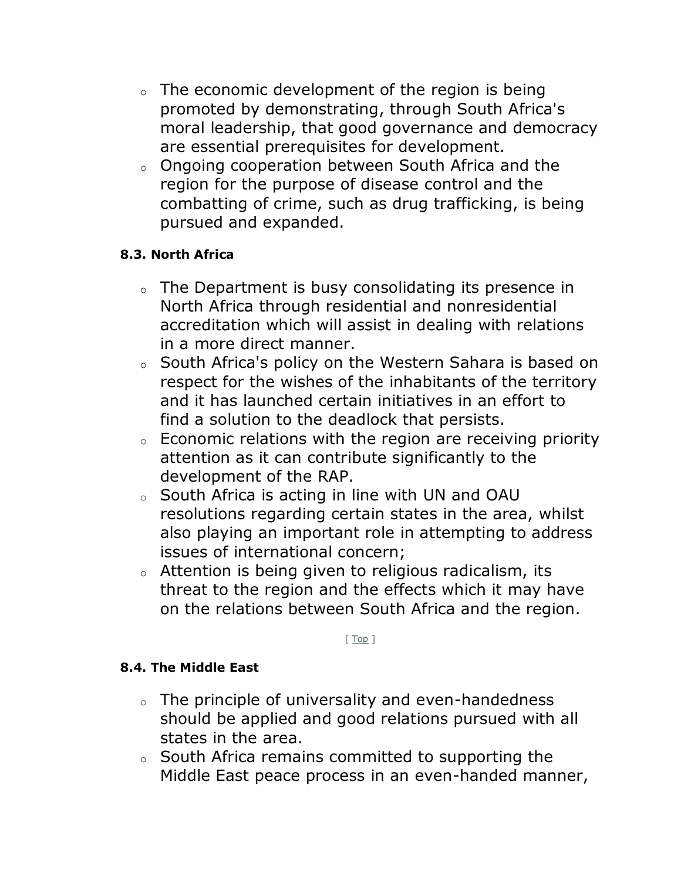- The economic development of the region is being promoted by demonstrating, through South Africa's moral leadership, that good governance and democracy are essential prerequisites for development.
- Ongoing cooperation between South Africa and the region for the purpose of disease control and the combatting of crime, such as drug trafficking, is being pursued and expanded.

#### 8.3. North Africa

- The Department is busy consolidating its presence in North Africa through residential and nonresidential accreditation which will assist in dealing with relations in a more direct manner.
- South Africa's policy on the Western Sahara is based on respect for the wishes of the inhabitants of the territory and it has launched certain initiatives in an effort to find a solution to the deadlock that persists.
- Economic relations with the region are receiving priority attention as it can contribute significantly to the development of the RAP.
- South Africa is acting in line with UN and OAU resolutions regarding certain states in the area, whilst also playing an important role in attempting to address issues of international concern;
- Attention is being given to religious radicalism, its threat to the region and the effects which it may have on the relations between South Africa and the region.

[ Top ]

#### 8.4. The Middle East

- The principle of universality and even-handedness should be applied and good relations pursued with all states in the area.
- South Africa remains committed to supporting the Middle East peace process in an even-handed manner,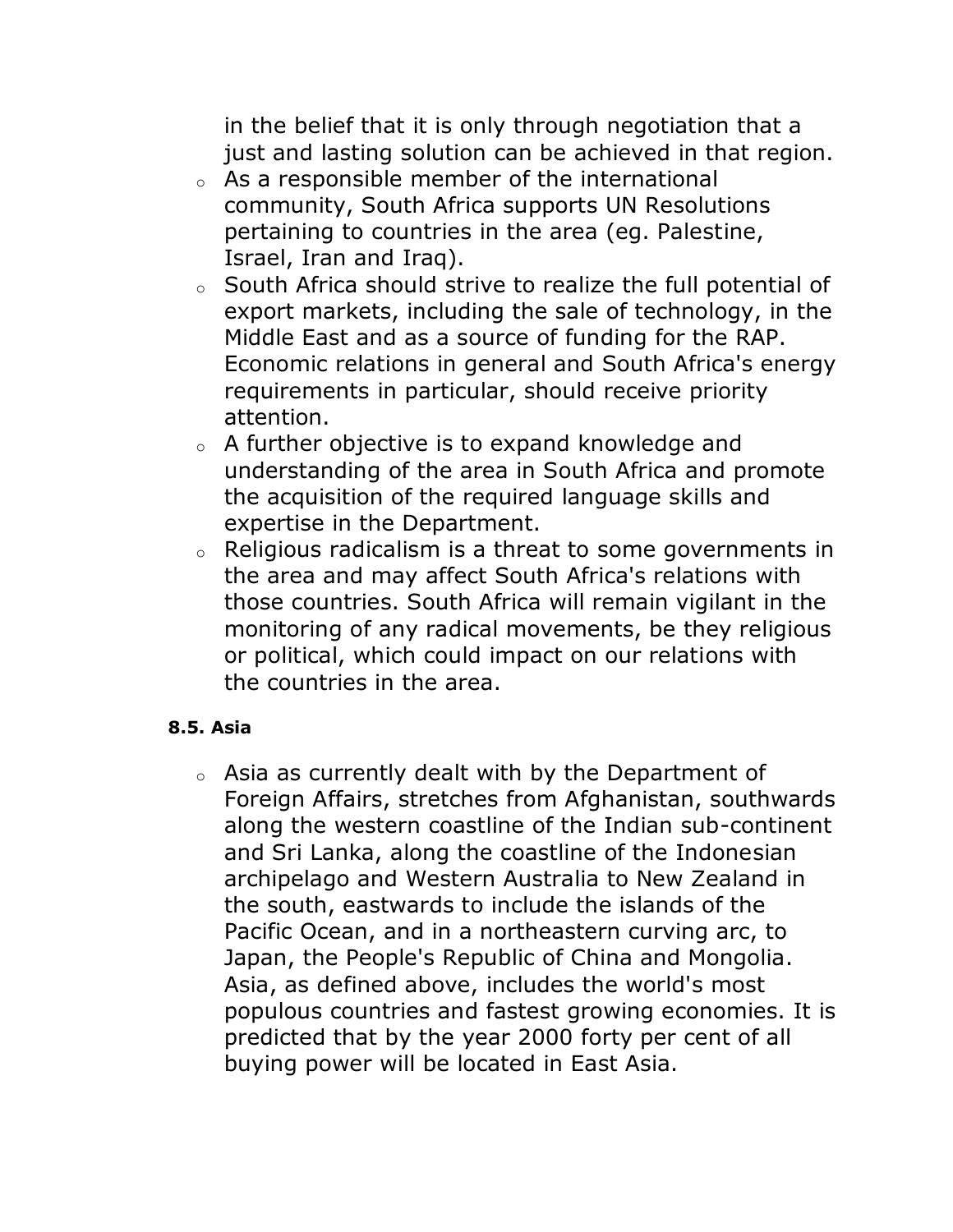in the belief that it is only through negotiation that a just and lasting solution can be achieved in that region.

- As a responsible member of the international community, South Africa supports UN Resolutions pertaining to countries in the area (eg. Palestine, Israel, Iran and Iraq).
- South Africa should strive to realize the full potential of export markets, including the sale of technology, in the Middle East and as a source of funding for the RAP. Economic relations in general and South Africa's energy requirements in particular, should receive priority attention.
- A further objective is to expand knowledge and understanding of the area in South Africa and promote the acquisition of the required language skills and expertise in the Department.
- Religious radicalism is a threat to some governments in the area and may affect South Africa's relations with those countries. South Africa will remain vigilant in the monitoring of any radical movements, be they religious or political, which could impact on our relations with the countries in the area.

#### 8.5. Asia

- Asia as currently dealt with by the Department of Foreign Affairs, stretches from Afghanistan, southwards along the western coastline of the Indian sub-continent and Sri Lanka, along the coastline of the Indonesian archipelago and Western Australia to New Zealand in the south, eastwards to include the islands of the Pacific Ocean, and in a northeastern curving arc, to Japan, the People's Republic of China and Mongolia. Asia, as defined above, includes the world's most populous countries and fastest growing economies. It is predicted that by the year 2000 forty per cent of all buying power will be located in East Asia.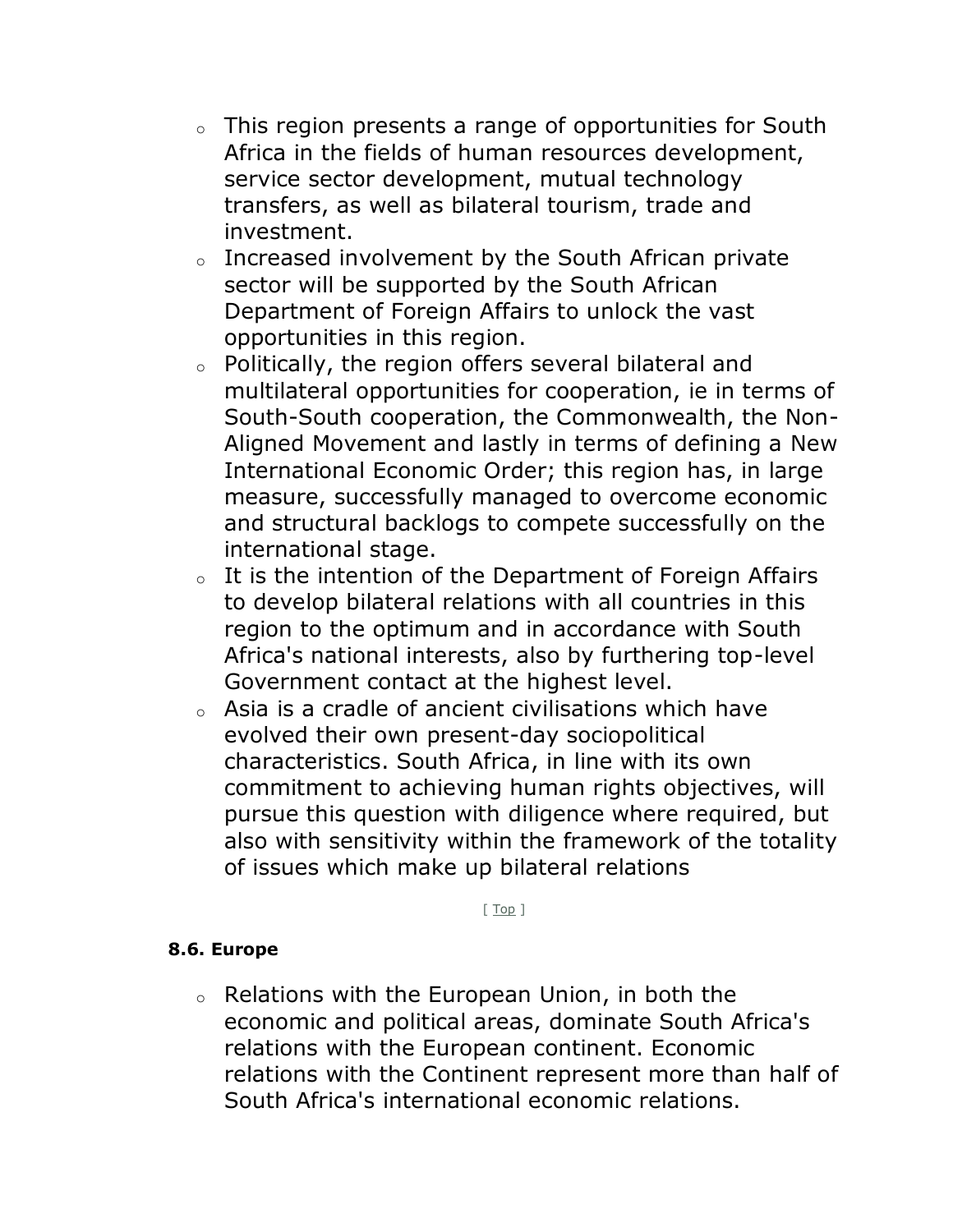- This region presents a range of opportunities for South Africa in the fields of human resources development, service sector development, mutual technology transfers, as well as bilateral tourism, trade and investment.
- Increased involvement by the South African private sector will be supported by the South African Department of Foreign Affairs to unlock the vast opportunities in this region.
- Politically, the region offers several bilateral and multilateral opportunities for cooperation, ie in terms of South-South cooperation, the Commonwealth, the Non-Aligned Movement and lastly in terms of defining a New International Economic Order; this region has, in large measure, successfully managed to overcome economic and structural backlogs to compete successfully on the international stage.
- It is the intention of the Department of Foreign Affairs to develop bilateral relations with all countries in this region to the optimum and in accordance with South Africa's national interests, also by furthering top-level Government contact at the highest level.
- Asia is a cradle of ancient civilisations which have evolved their own present-day sociopolitical characteristics. South Africa, in line with its own commitment to achieving human rights objectives, will pursue this question with diligence where required, but also with sensitivity within the framework of the totality of issues which make up bilateral relations

[ Top ]

#### 8.6. Europe

- Relations with the European Union, in both the economic and political areas, dominate South Africa's relations with the European continent. Economic relations with the Continent represent more than half of South Africa's international economic relations.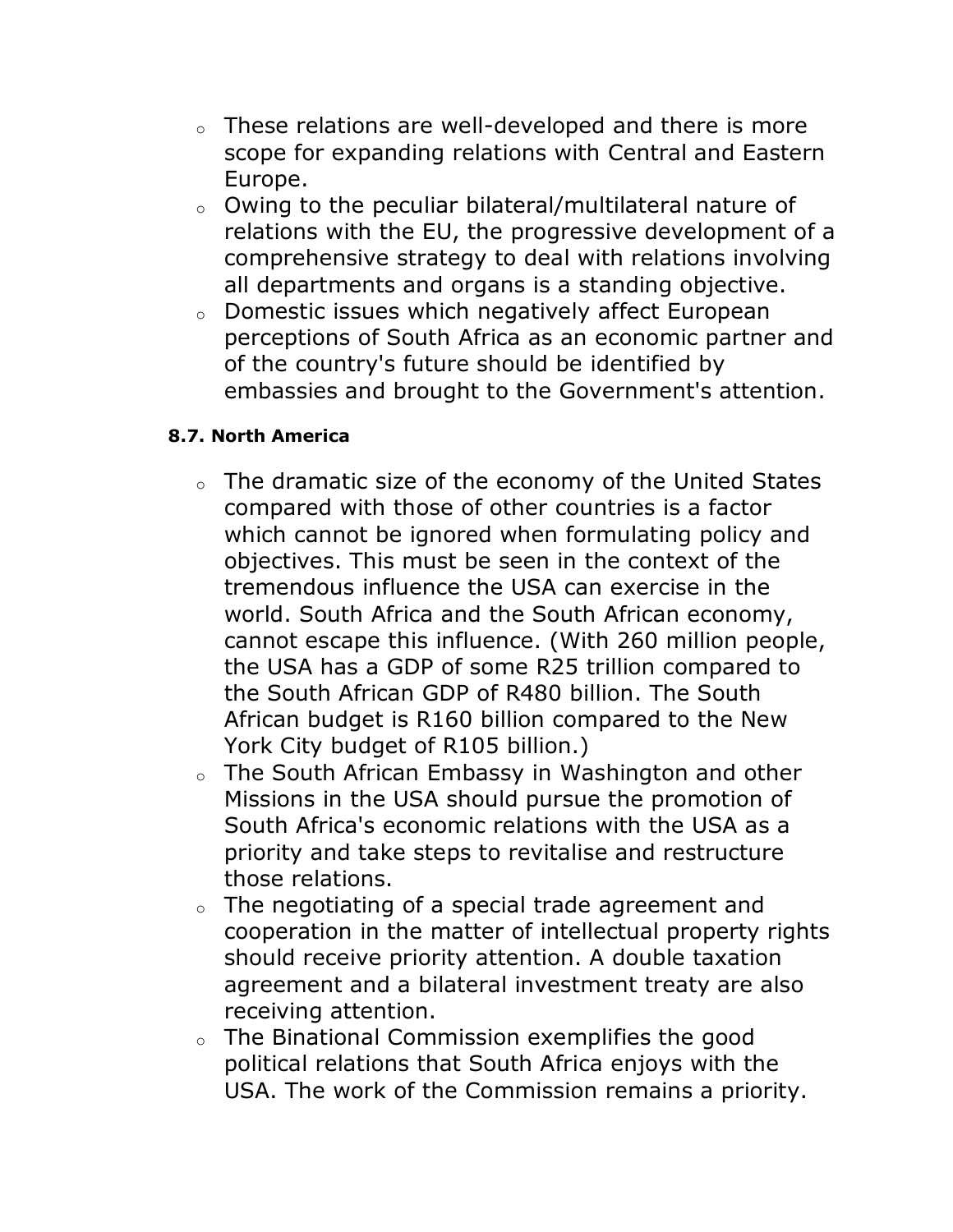- These relations are well-developed and there is more scope for expanding relations with Central and Eastern Europe.
- Owing to the peculiar bilateral/multilateral nature of relations with the EU, the progressive development of a comprehensive strategy to deal with relations involving all departments and organs is a standing objective.
- Domestic issues which negatively affect European perceptions of South Africa as an economic partner and of the country's future should be identified by embassies and brought to the Government's attention.

#### 8.7. North America

- The dramatic size of the economy of the United States compared with those of other countries is a factor which cannot be ignored when formulating policy and objectives. This must be seen in the context of the tremendous influence the USA can exercise in the world. South Africa and the South African economy, cannot escape this influence. (With 260 million people, the USA has a GDP of some R25 trillion compared to the South African GDP of R480 billion. The South African budget is R160 billion compared to the New York City budget of R105 billion.)
- The South African Embassy in Washington and other Missions in the USA should pursue the promotion of South Africa's economic relations with the USA as a priority and take steps to revitalise and restructure those relations.
- The negotiating of a special trade agreement and cooperation in the matter of intellectual property rights should receive priority attention. A double taxation agreement and a bilateral investment treaty are also receiving attention.
- The Binational Commission exemplifies the good political relations that South Africa enjoys with the USA. The work of the Commission remains a priority.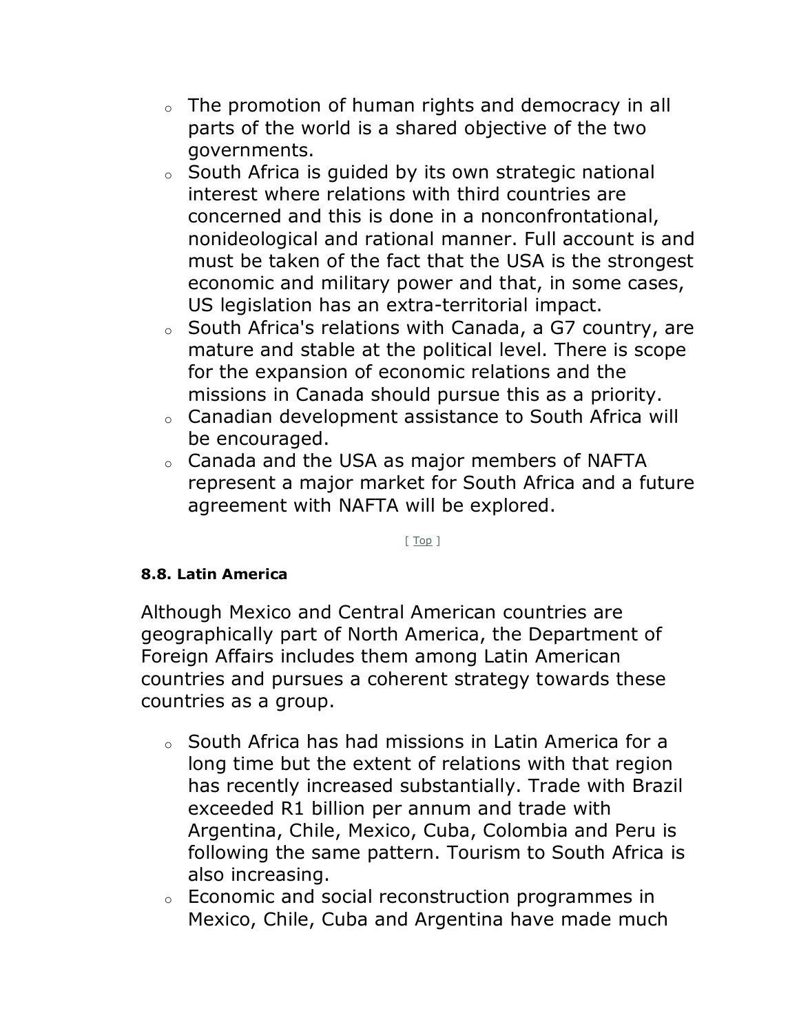- The promotion of human rights and democracy in all parts of the world is a shared objective of the two governments.
- South Africa is guided by its own strategic national interest where relations with third countries are concerned and this is done in a nonconfrontational, nonideological and rational manner. Full account is and must be taken of the fact that the USA is the strongest economic and military power and that, in some cases, US legislation has an extra-territorial impact.
- South Africa's relations with Canada, a G7 country, are mature and stable at the political level. There is scope for the expansion of economic relations and the missions in Canada should pursue this as a priority.
- Canadian development assistance to South Africa will be encouraged.
- Canada and the USA as major members of NAFTA represent a major market for South Africa and a future agreement with NAFTA will be explored.

[ Top ]

#### 8.8. Latin America

Although Mexico and Central American countries are geographically part of North America, the Department of Foreign Affairs includes them among Latin American countries and pursues a coherent strategy towards these countries as a group.

- South Africa has had missions in Latin America for a long time but the extent of relations with that region has recently increased substantially. Trade with Brazil exceeded R1 billion per annum and trade with Argentina, Chile, Mexico, Cuba, Colombia and Peru is following the same pattern. Tourism to South Africa is also increasing.
- Economic and social reconstruction programmes in Mexico, Chile, Cuba and Argentina have made much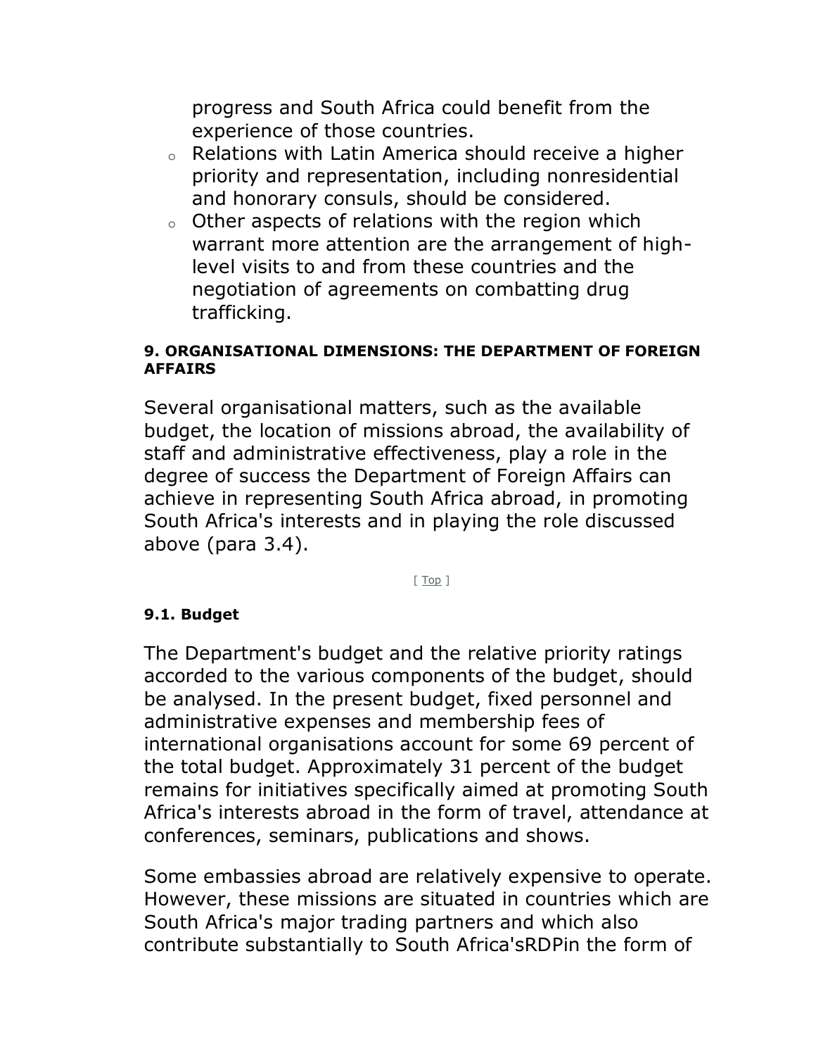progress and South Africa could benefit from the experience of those countries.

- Relations with Latin America should receive a higher priority and representation, including nonresidential and honorary consuls, should be considered.
- Other aspects of relations with the region which warrant more attention are the arrangement of high-level visits to and from these countries and the negotiation of agreements on combatting drug trafficking.

#### 9. ORGANISATIONAL DIMENSIONS: THE DEPARTMENT OF FOREIGN AFFAIRS

Several organisational matters, such as the available budget, the location of missions abroad, the availability of staff and administrative effectiveness, play a role in the degree of success the Department of Foreign Affairs can achieve in representing South Africa abroad, in promoting South Africa's interests and in playing the role discussed above (para 3.4).

[ Top ]

#### 9.1. Budget

The Department's budget and the relative priority ratings accorded to the various components of the budget, should be analysed. In the present budget, fixed personnel and administrative expenses and membership fees of international organisations account for some 69 percent of the total budget. Approximately 31 percent of the budget remains for initiatives specifically aimed at promoting South Africa's interests abroad in the form of travel, attendance at conferences, seminars, publications and shows.

Some embassies abroad are relatively expensive to operate. However, these missions are situated in countries which are South Africa's major trading partners and which also contribute substantially to South Africa'sRDPin the form of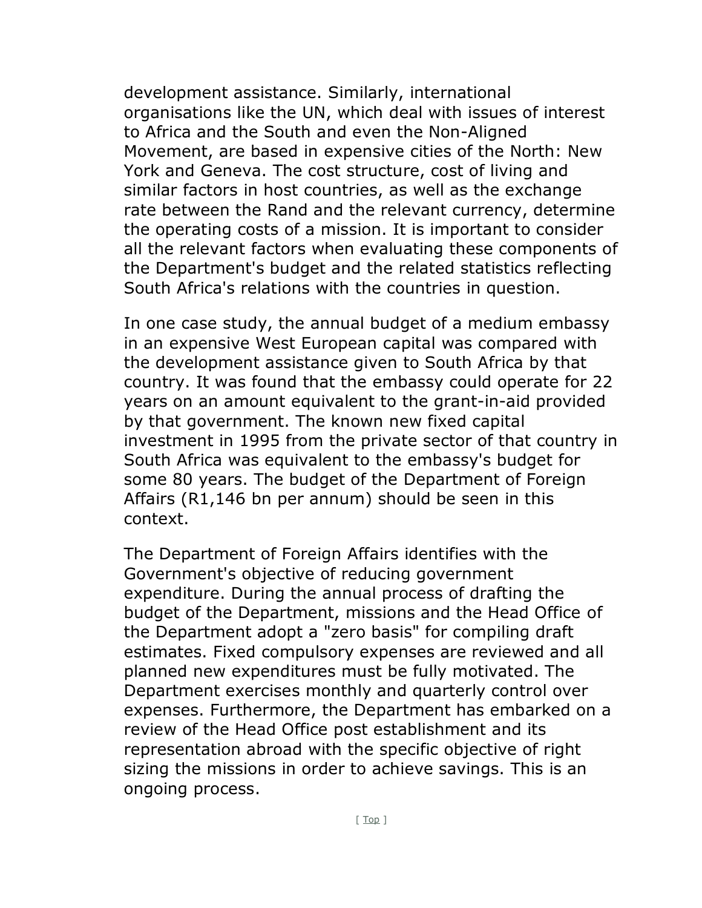development assistance. Similarly, international organisations like the UN, which deal with issues of interest to Africa and the South and even the Non-Aligned Movement, are based in expensive cities of the North: New York and Geneva. The cost structure, cost of living and similar factors in host countries, as well as the exchange rate between the Rand and the relevant currency, determine the operating costs of a mission. It is important to consider all the relevant factors when evaluating these components of the Department's budget and the related statistics reflecting South Africa's relations with the countries in question.

In one case study, the annual budget of a medium embassy in an expensive West European capital was compared with the development assistance given to South Africa by that country. It was found that the embassy could operate for 22 years on an amount equivalent to the grant-in-aid provided by that government. The known new fixed capital investment in 1995 from the private sector of that country in South Africa was equivalent to the embassy's budget for some 80 years. The budget of the Department of Foreign Affairs (R1,146 bn per annum) should be seen in this context.

The Department of Foreign Affairs identifies with the Government's objective of reducing government expenditure. During the annual process of drafting the budget of the Department, missions and the Head Office of the Department adopt a "zero basis" for compiling draft estimates. Fixed compulsory expenses are reviewed and all planned new expenditures must be fully motivated. The Department exercises monthly and quarterly control over expenses. Furthermore, the Department has embarked on a review of the Head Office post establishment and its representation abroad with the specific objective of right sizing the missions in order to achieve savings. This is an ongoing process.

[ Top ]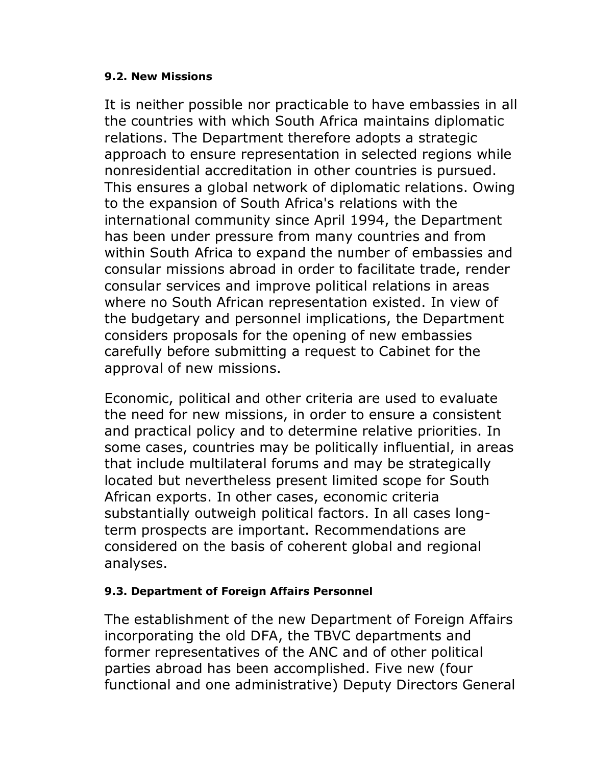#### 9.2. New Missions

It is neither possible nor practicable to have embassies in all the countries with which South Africa maintains diplomatic relations. The Department therefore adopts a strategic approach to ensure representation in selected regions while nonresidential accreditation in other countries is pursued. This ensures a global network of diplomatic relations. Owing to the expansion of South Africa's relations with the international community since April 1994, the Department has been under pressure from many countries and from within South Africa to expand the number of embassies and consular missions abroad in order to facilitate trade, render consular services and improve political relations in areas where no South African representation existed. In view of the budgetary and personnel implications, the Department considers proposals for the opening of new embassies carefully before submitting a request to Cabinet for the approval of new missions.

Economic, political and other criteria are used to evaluate the need for new missions, in order to ensure a consistent and practical policy and to determine relative priorities. In some cases, countries may be politically influential, in areas that include multilateral forums and may be strategically located but nevertheless present limited scope for South African exports. In other cases, economic criteria substantially outweigh political factors. In all cases long-term prospects are important. Recommendations are considered on the basis of coherent global and regional analyses.

#### 9.3. Department of Foreign Affairs Personnel

The establishment of the new Department of Foreign Affairs incorporating the old DFA, the TBVC departments and former representatives of the ANC and of other political parties abroad has been accomplished. Five new (four functional and one administrative) Deputy Directors General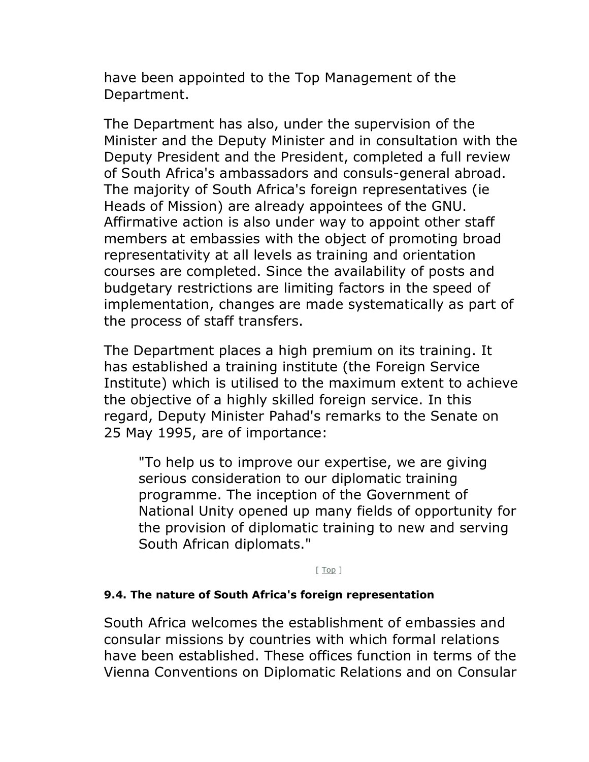have been appointed to the Top Management of the Department.

The Department has also, under the supervision of the Minister and the Deputy Minister and in consultation with the Deputy President and the President, completed a full review of South Africa's ambassadors and consuls-general abroad. The majority of South Africa's foreign representatives (ie Heads of Mission) are already appointees of the GNU. Affirmative action is also under way to appoint other staff members at embassies with the object of promoting broad representativity at all levels as training and orientation courses are completed. Since the availability of posts and budgetary restrictions are limiting factors in the speed of implementation, changes are made systematically as part of the process of staff transfers.

The Department places a high premium on its training. It has established a training institute (the Foreign Service Institute) which is utilised to the maximum extent to achieve the objective of a highly skilled foreign service. In this regard, Deputy Minister Pahad's remarks to the Senate on 25 May 1995, are of importance:

> "To help us to improve our expertise, we are giving serious consideration to our diplomatic training programme. The inception of the Government of National Unity opened up many fields of opportunity for the provision of diplomatic training to new and serving South African diplomats."

[ Top ]

#### 9.4. The nature of South Africa's foreign representation

South Africa welcomes the establishment of embassies and consular missions by countries with which formal relations have been established. These offices function in terms of the Vienna Conventions on Diplomatic Relations and on Consular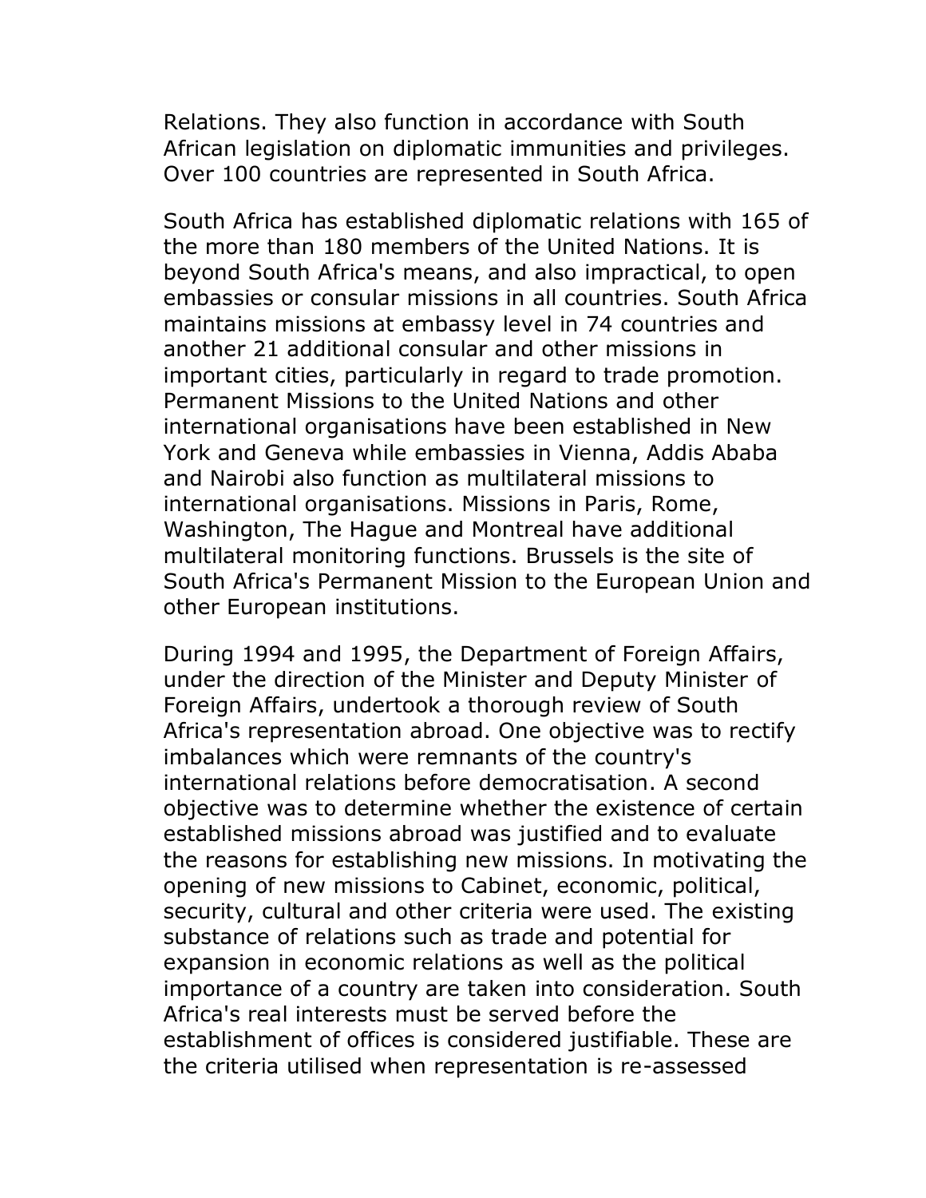Relations. They also function in accordance with South African legislation on diplomatic immunities and privileges. Over 100 countries are represented in South Africa.

South Africa has established diplomatic relations with 165 of the more than 180 members of the United Nations. It is beyond South Africa's means, and also impractical, to open embassies or consular missions in all countries. South Africa maintains missions at embassy level in 74 countries and another 21 additional consular and other missions in important cities, particularly in regard to trade promotion. Permanent Missions to the United Nations and other international organisations have been established in New York and Geneva while embassies in Vienna, Addis Ababa and Nairobi also function as multilateral missions to international organisations. Missions in Paris, Rome, Washington, The Hague and Montreal have additional multilateral monitoring functions. Brussels is the site of South Africa's Permanent Mission to the European Union and other European institutions.

During 1994 and 1995, the Department of Foreign Affairs, under the direction of the Minister and Deputy Minister of Foreign Affairs, undertook a thorough review of South Africa's representation abroad. One objective was to rectify imbalances which were remnants of the country's international relations before democratisation. A second objective was to determine whether the existence of certain established missions abroad was justified and to evaluate the reasons for establishing new missions. In motivating the opening of new missions to Cabinet, economic, political, security, cultural and other criteria were used. The existing substance of relations such as trade and potential for expansion in economic relations as well as the political importance of a country are taken into consideration. South Africa's real interests must be served before the establishment of offices is considered justifiable. These are the criteria utilised when representation is re-assessed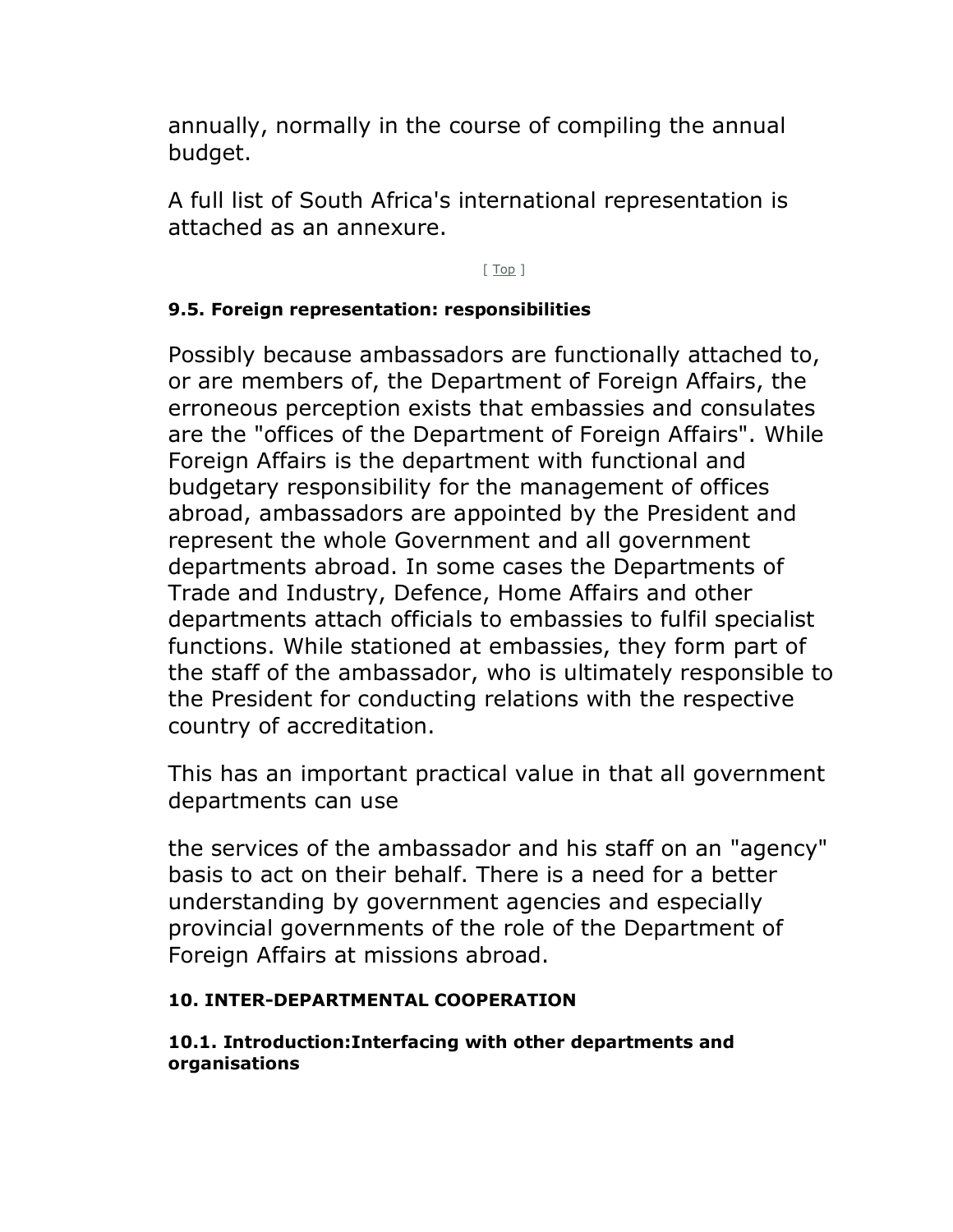annually, normally in the course of compiling the annual budget.

A full list of South Africa's international representation is attached as an annexure.

[ Top ]

### 9.5. Foreign representation: responsibilities

Possibly because ambassadors are functionally attached to, or are members of, the Department of Foreign Affairs, the erroneous perception exists that embassies and consulates are the "offices of the Department of Foreign Affairs". While Foreign Affairs is the department with functional and budgetary responsibility for the management of offices abroad, ambassadors are appointed by the President and represent the whole Government and all government departments abroad. In some cases the Departments of Trade and Industry, Defence, Home Affairs and other departments attach officials to embassies to fulfil specialist functions. While stationed at embassies, they form part of the staff of the ambassador, who is ultimately responsible to the President for conducting relations with the respective country of accreditation.

This has an important practical value in that all government departments can use

the services of the ambassador and his staff on an "agency" basis to act on their behalf. There is a need for a better understanding by government agencies and especially provincial governments of the role of the Department of Foreign Affairs at missions abroad.

## 10. INTER-DEPARTMENTAL COOPERATION

### 10.1. Introduction:Interfacing with other departments and organisations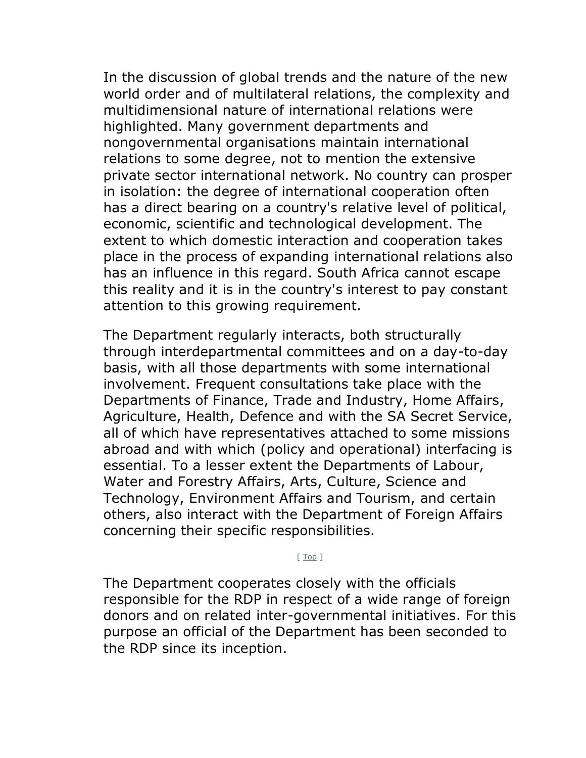In the discussion of global trends and the nature of the new world order and of multilateral relations, the complexity and multidimensional nature of international relations were highlighted. Many government departments and nongovernmental organisations maintain international relations to some degree, not to mention the extensive private sector international network. No country can prosper in isolation: the degree of international cooperation often has a direct bearing on a country's relative level of political, economic, scientific and technological development. The extent to which domestic interaction and cooperation takes place in the process of expanding international relations also has an influence in this regard. South Africa cannot escape this reality and it is in the country's interest to pay constant attention to this growing requirement.

The Department regularly interacts, both structurally through interdepartmental committees and on a day-to-day basis, with all those departments with some international involvement. Frequent consultations take place with the Departments of Finance, Trade and Industry, Home Affairs, Agriculture, Health, Defence and with the SA Secret Service, all of which have representatives attached to some missions abroad and with which (policy and operational) interfacing is essential. To a lesser extent the Departments of Labour, Water and Forestry Affairs, Arts, Culture, Science and Technology, Environment Affairs and Tourism, and certain others, also interact with the Department of Foreign Affairs concerning their specific responsibilities.

[ Top ]

The Department cooperates closely with the officials responsible for the RDP in respect of a wide range of foreign donors and on related inter-governmental initiatives. For this purpose an official of the Department has been seconded to the RDP since its inception.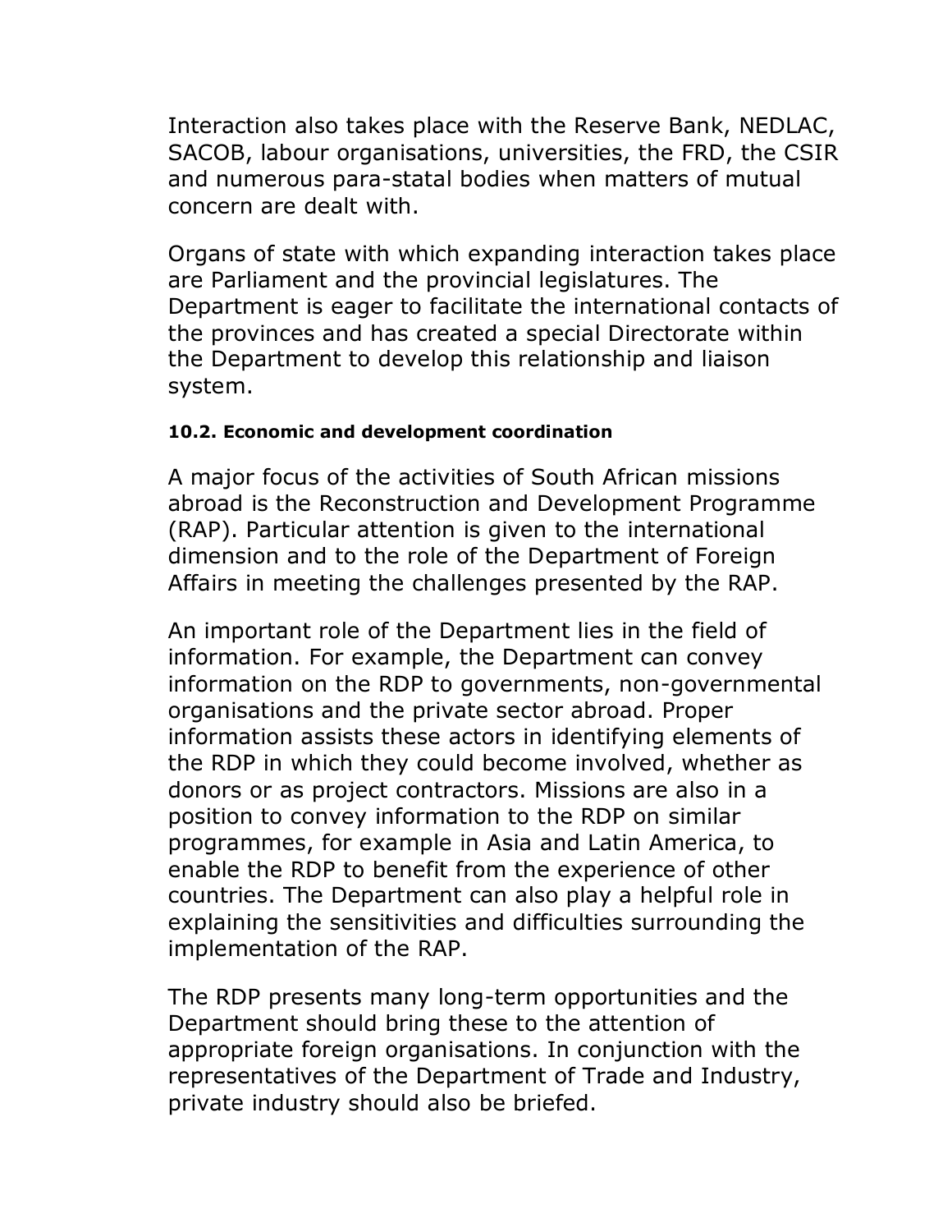Interaction also takes place with the Reserve Bank, NEDLAC, SACOB, labour organisations, universities, the FRD, the CSIR and numerous para-statal bodies when matters of mutual concern are dealt with.

Organs of state with which expanding interaction takes place are Parliament and the provincial legislatures. The Department is eager to facilitate the international contacts of the provinces and has created a special Directorate within the Department to develop this relationship and liaison system.

#### 10.2. Economic and development coordination

A major focus of the activities of South African missions abroad is the Reconstruction and Development Programme (RAP). Particular attention is given to the international dimension and to the role of the Department of Foreign Affairs in meeting the challenges presented by the RAP.

An important role of the Department lies in the field of information. For example, the Department can convey information on the RDP to governments, non-governmental organisations and the private sector abroad. Proper information assists these actors in identifying elements of the RDP in which they could become involved, whether as donors or as project contractors. Missions are also in a position to convey information to the RDP on similar programmes, for example in Asia and Latin America, to enable the RDP to benefit from the experience of other countries. The Department can also play a helpful role in explaining the sensitivities and difficulties surrounding the implementation of the RAP.

The RDP presents many long-term opportunities and the Department should bring these to the attention of appropriate foreign organisations. In conjunction with the representatives of the Department of Trade and Industry, private industry should also be briefed.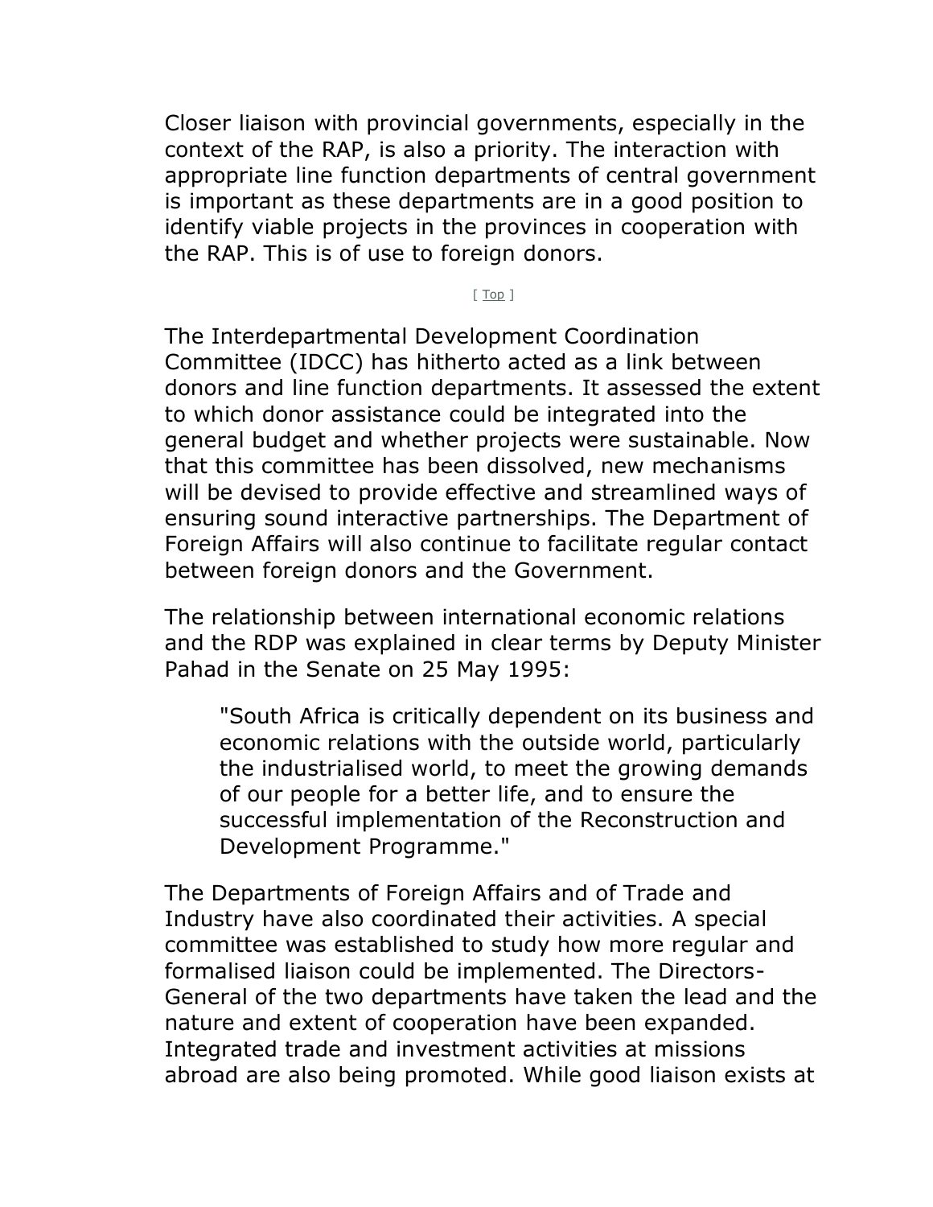Closer liaison with provincial governments, especially in the context of the RAP, is also a priority. The interaction with appropriate line function departments of central government is important as these departments are in a good position to identify viable projects in the provinces in cooperation with the RAP. This is of use to foreign donors.

[ Top ]

The Interdepartmental Development Coordination Committee (IDCC) has hitherto acted as a link between donors and line function departments. It assessed the extent to which donor assistance could be integrated into the general budget and whether projects were sustainable. Now that this committee has been dissolved, new mechanisms will be devised to provide effective and streamlined ways of ensuring sound interactive partnerships. The Department of Foreign Affairs will also continue to facilitate regular contact between foreign donors and the Government.

The relationship between international economic relations and the RDP was explained in clear terms by Deputy Minister Pahad in the Senate on 25 May 1995:

> "South Africa is critically dependent on its business and economic relations with the outside world, particularly the industrialised world, to meet the growing demands of our people for a better life, and to ensure the successful implementation of the Reconstruction and Development Programme."

The Departments of Foreign Affairs and of Trade and Industry have also coordinated their activities. A special committee was established to study how more regular and formalised liaison could be implemented. The Directors-General of the two departments have taken the lead and the nature and extent of cooperation have been expanded. Integrated trade and investment activities at missions abroad are also being promoted. While good liaison exists at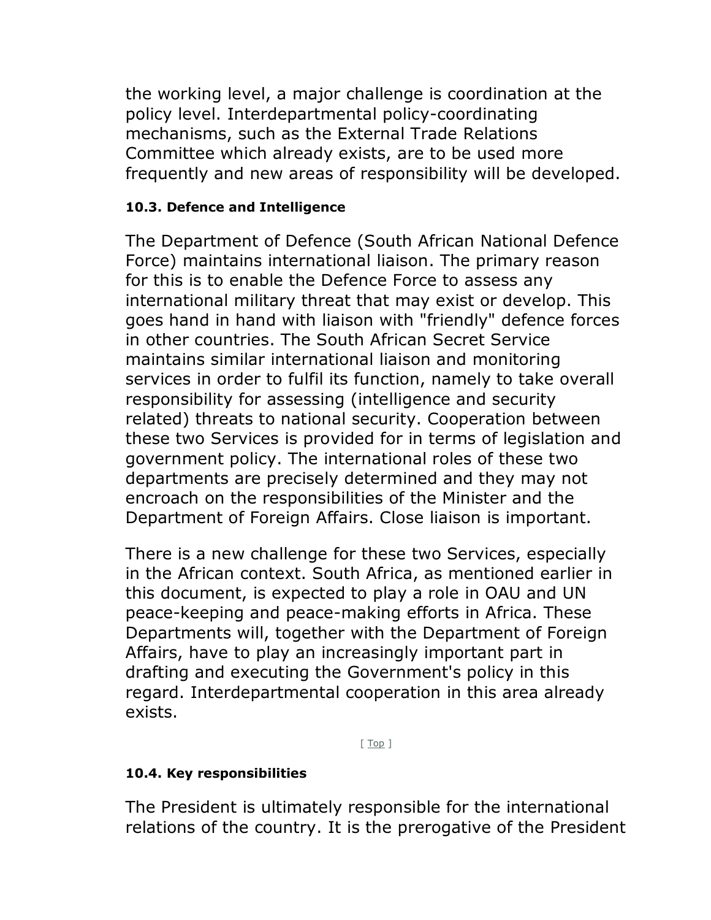the working level, a major challenge is coordination at the policy level. Interdepartmental policy-coordinating mechanisms, such as the External Trade Relations Committee which already exists, are to be used more frequently and new areas of responsibility will be developed.

#### 10.3. Defence and Intelligence

The Department of Defence (South African National Defence Force) maintains international liaison. The primary reason for this is to enable the Defence Force to assess any international military threat that may exist or develop. This goes hand in hand with liaison with "friendly" defence forces in other countries. The South African Secret Service maintains similar international liaison and monitoring services in order to fulfil its function, namely to take overall responsibility for assessing (intelligence and security related) threats to national security. Cooperation between these two Services is provided for in terms of legislation and government policy. The international roles of these two departments are precisely determined and they may not encroach on the responsibilities of the Minister and the Department of Foreign Affairs. Close liaison is important.

There is a new challenge for these two Services, especially in the African context. South Africa, as mentioned earlier in this document, is expected to play a role in OAU and UN peace-keeping and peace-making efforts in Africa. These Departments will, together with the Department of Foreign Affairs, have to play an increasingly important part in drafting and executing the Government's policy in this regard. Interdepartmental cooperation in this area already exists.

[ Top ]

#### 10.4. Key responsibilities

The President is ultimately responsible for the international relations of the country. It is the prerogative of the President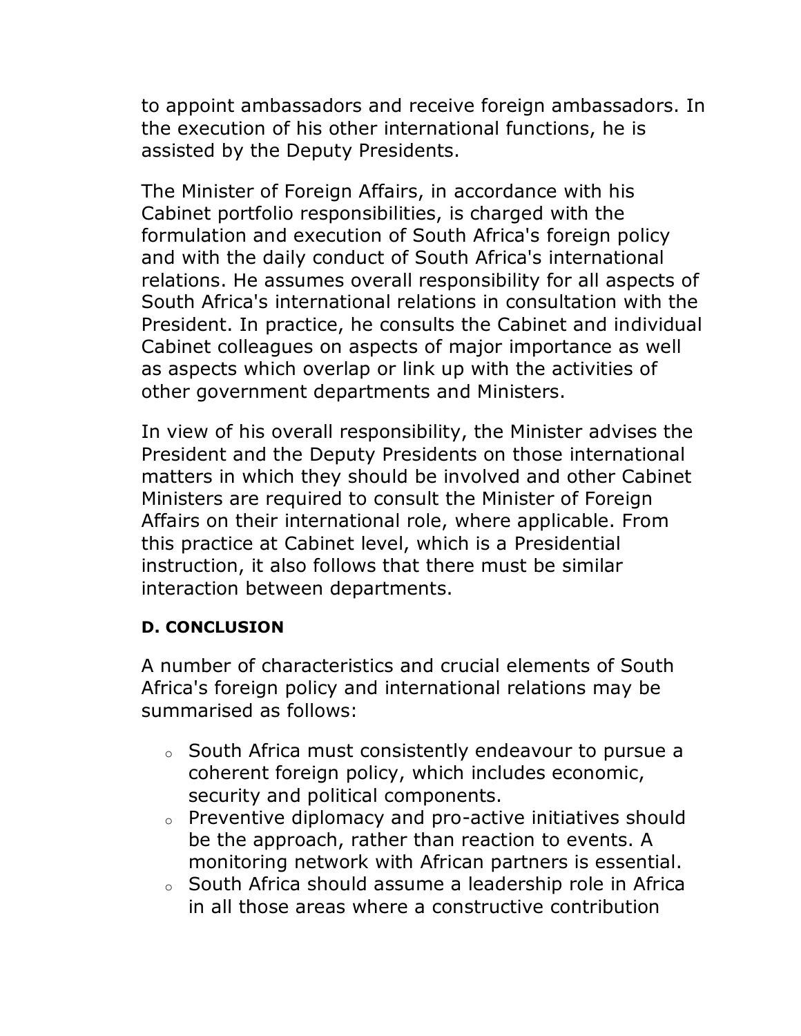to appoint ambassadors and receive foreign ambassadors. In the execution of his other international functions, he is assisted by the Deputy Presidents.

The Minister of Foreign Affairs, in accordance with his Cabinet portfolio responsibilities, is charged with the formulation and execution of South Africa's foreign policy and with the daily conduct of South Africa's international relations. He assumes overall responsibility for all aspects of South Africa's international relations in consultation with the President. In practice, he consults the Cabinet and individual Cabinet colleagues on aspects of major importance as well as aspects which overlap or link up with the activities of other government departments and Ministers.

In view of his overall responsibility, the Minister advises the President and the Deputy Presidents on those international matters in which they should be involved and other Cabinet Ministers are required to consult the Minister of Foreign Affairs on their international role, where applicable. From this practice at Cabinet level, which is a Presidential instruction, it also follows that there must be similar interaction between departments.

**D. CONCLUSION**

A number of characteristics and crucial elements of South Africa's foreign policy and international relations may be summarised as follows:

- South Africa must consistently endeavour to pursue a coherent foreign policy, which includes economic, security and political components.
- Preventive diplomacy and pro-active initiatives should be the approach, rather than reaction to events. A monitoring network with African partners is essential.
- South Africa should assume a leadership role in Africa in all those areas where a constructive contribution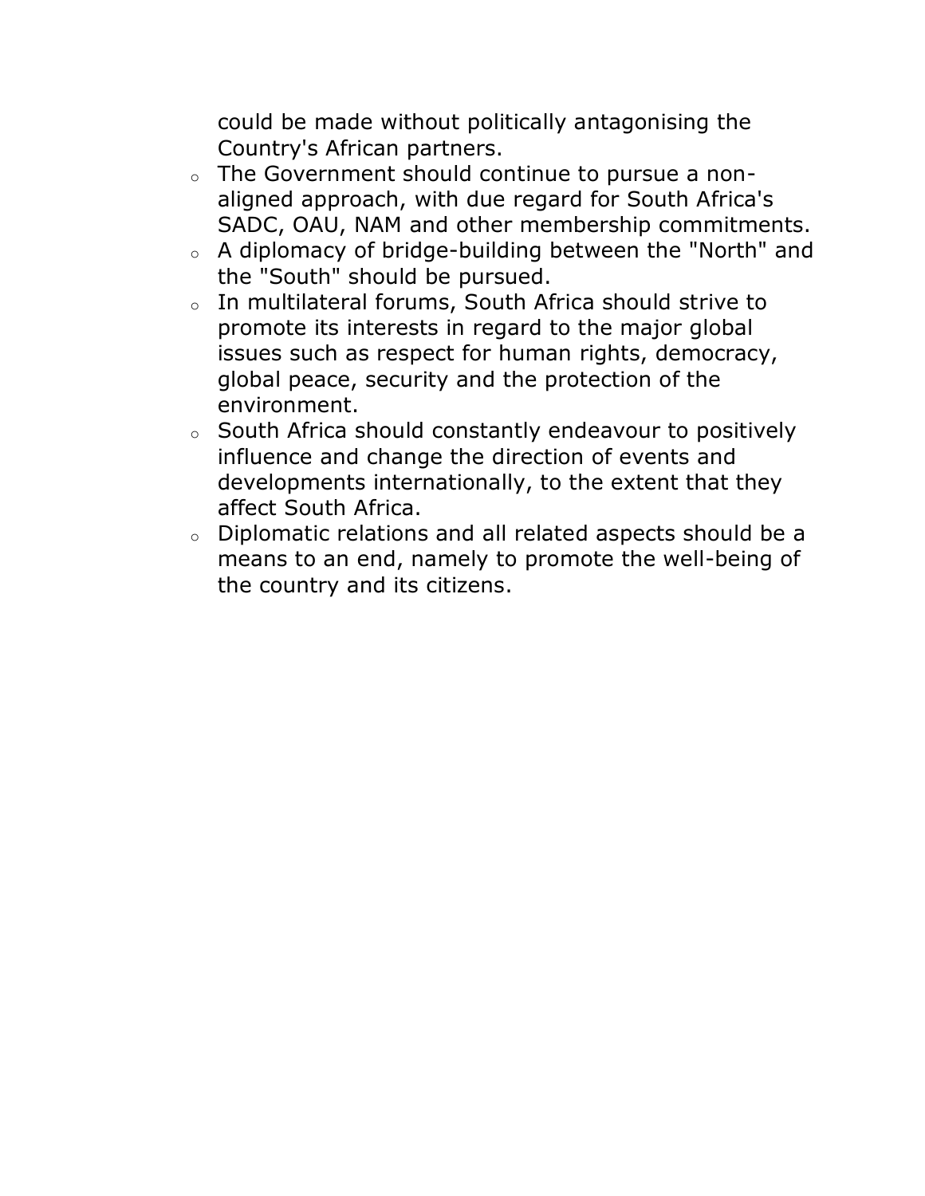could be made without politically antagonising the Country's African partners.

- The Government should continue to pursue a non-aligned approach, with due regard for South Africa's SADC, OAU, NAM and other membership commitments.
- A diplomacy of bridge-building between the "North" and the "South" should be pursued.
- In multilateral forums, South Africa should strive to promote its interests in regard to the major global issues such as respect for human rights, democracy, global peace, security and the protection of the environment.
- South Africa should constantly endeavour to positively influence and change the direction of events and developments internationally, to the extent that they affect South Africa.
- Diplomatic relations and all related aspects should be a means to an end, namely to promote the well-being of the country and its citizens.